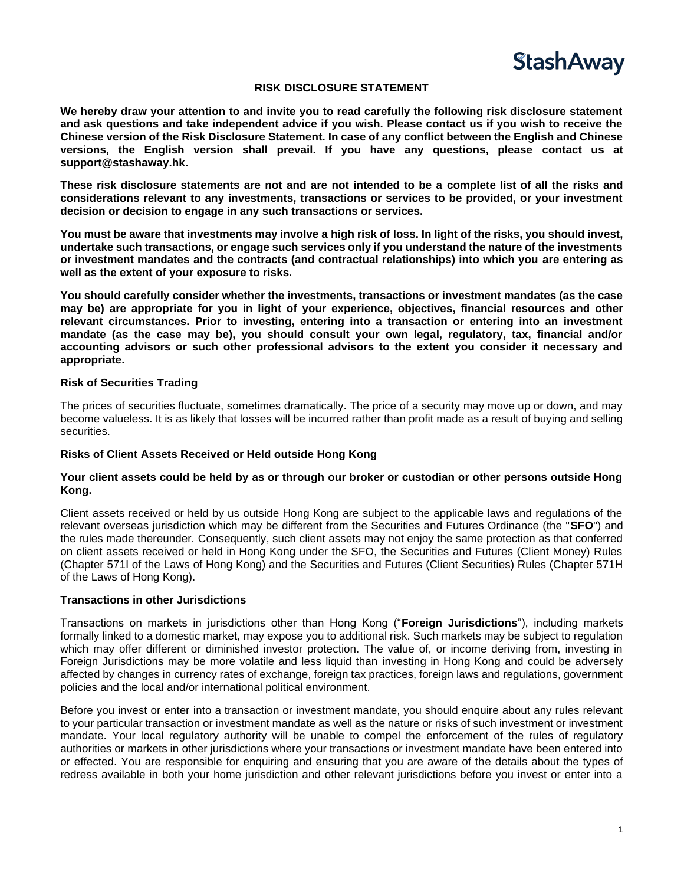# RISK DISCLOSURE STATEMENT

**We hereby draw your attention to and invite you to read carefully the following risk disclosure statement and ask questions and take independent advice if you wish. Please contact us if you wish to receive the Chinese version of the Risk Disclosure Statement. In case of any conflict between the English and Chinese versions, the English version shall prevail. If you have any questions, please contact us at support@stashaway.hk.**

**These risk disclosure statements are not and are not intended to be a complete list of all the risks and considerations relevant to any investments, transactions or services to be provided, or your investment decision or decision to engage in any such transactions or services.**

**You must be aware that investments may involve a high risk of loss. In light of the risks, you should invest, undertake such transactions, or engage such services only if you understand the nature of the investments or investment mandates and the contracts (and contractual relationships) into which you are entering as well as the extent of your exposure to risks.**

**You should carefully consider whether the investments, transactions or investment mandates (as the case may be) are appropriate for you in light of your experience, objectives, financial resources and other relevant circumstances. Prior to investing, entering into a transaction or entering into an investment mandate (as the case may be), you should consult your own legal, regulatory, tax, financial and/or accounting advisors or such other professional advisors to the extent you consider it necessary and appropriate.**

## Risk of Securities Trading

The prices of securities fluctuate, sometimes dramatically. The price of a security may move up or down, and may become valueless. It is as likely that losses will be incurred rather than profit made as a result of buying and selling securities.

## Risks of Client Assets Received or Held outside Hong Kong

**Your client assets could be held by as or through our broker or custodian or other persons outside Hong Kong.**

Client assets received or held by us outside Hong Kong are subject to the applicable laws and regulations of the relevant overseas jurisdiction which may be different from the Securities and Futures Ordinance (the "**SFO**") and the rules made thereunder. Consequently, such client assets may not enjoy the same protection as that conferred on client assets received or held in Hong Kong under the SFO, the Securities and Futures (Client Money) Rules (Chapter 571I of the Laws of Hong Kong) and the Securities and Futures (Client Securities) Rules (Chapter 571H of the Laws of Hong Kong).

## Transactions in other Jurisdictions

Transactions on markets in jurisdictions other than Hong Kong ("**Foreign Jurisdictions**"), including markets formally linked to a domestic market, may expose you to additional risk. Such markets may be subject to regulation which may offer different or diminished investor protection. The value of, or income deriving from, investing in Foreign Jurisdictions may be more volatile and less liquid than investing in Hong Kong and could be adversely affected by changes in currency rates of exchange, foreign tax practices, foreign laws and regulations, government policies and the local and/or international political environment.

Before you invest or enter into a transaction or investment mandate, you should enquire about any rules relevant to your particular transaction or investment mandate as well as the nature or risks of such investment or investment mandate. Your local regulatory authority will be unable to compel the enforcement of the rules of regulatory authorities or markets in other jurisdictions where your transactions or investment mandate have been entered into or effected. You are responsible for enquiring and ensuring that you are aware of the details about the types of redress available in both your home jurisdiction and other relevant jurisdictions before you invest or enter into a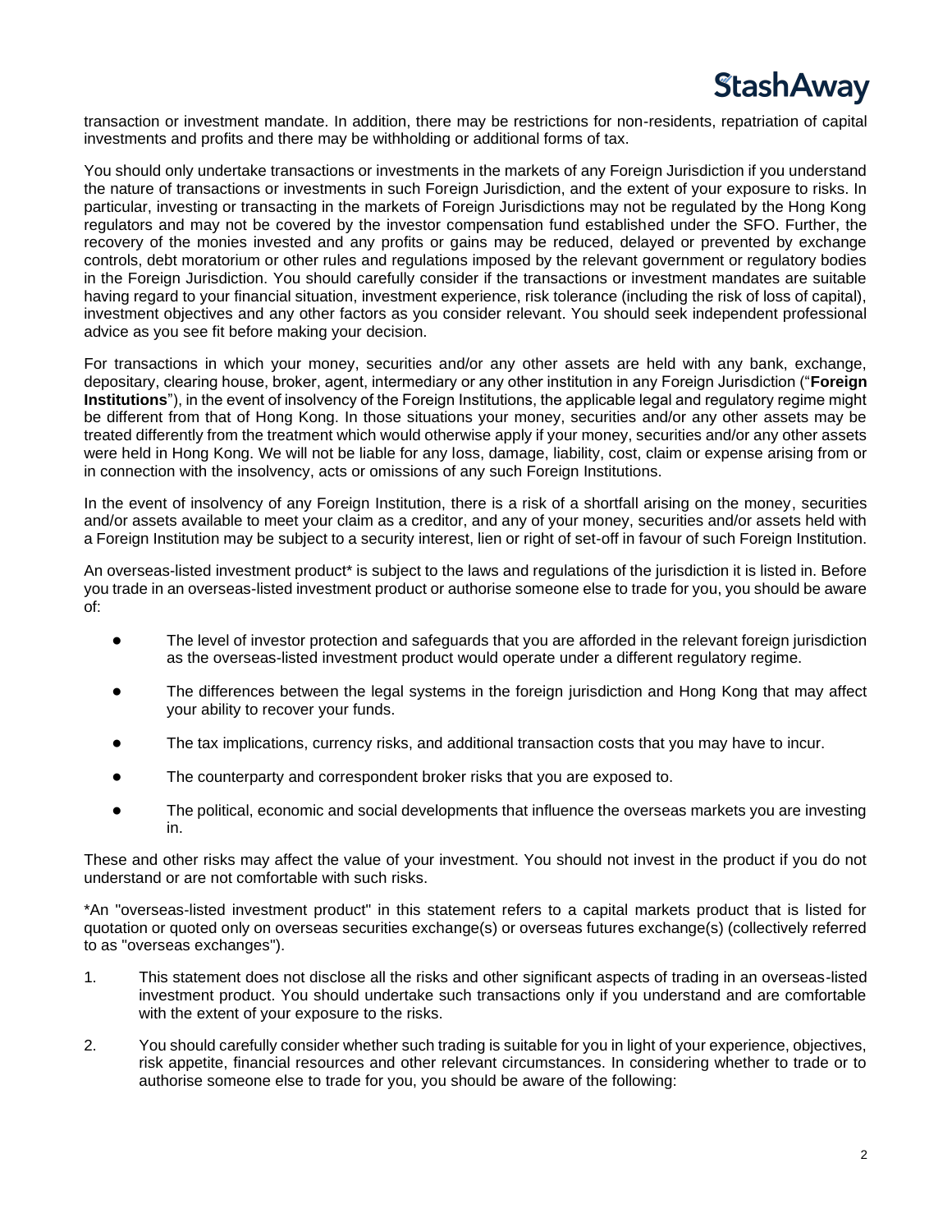transaction or investment mandate. In addition, there may be restrictions for non-residents, repatriation of capital investments and profits and there may be withholding or additional forms of tax.

You should only undertake transactions or investments in the markets of any Foreign Jurisdiction if you understand the nature of transactions or investments in such Foreign Jurisdiction, and the extent of your exposure to risks. In particular, investing or transacting in the markets of Foreign Jurisdictions may not be regulated by the Hong Kong regulators and may not be covered by the investor compensation fund established under the SFO. Further, the recovery of the monies invested and any profits or gains may be reduced, delayed or prevented by exchange controls, debt moratorium or other rules and regulations imposed by the relevant government or regulatory bodies in the Foreign Jurisdiction. You should carefully consider if the transactions or investment mandates are suitable having regard to your financial situation, investment experience, risk tolerance (including the risk of loss of capital), investment objectives and any other factors as you consider relevant. You should seek independent professional advice as you see fit before making your decision.

For transactions in which your money, securities and/or any other assets are held with any bank, exchange, depositary, clearing house, broker, agent, intermediary or any other institution in any Foreign Jurisdiction ("**Foreign Institutions**"), in the event of insolvency of the Foreign Institutions, the applicable legal and regulatory regime might be different from that of Hong Kong. In those situations your money, securities and/or any other assets may be treated differently from the treatment which would otherwise apply if your money, securities and/or any other assets were held in Hong Kong. We will not be liable for any loss, damage, liability, cost, claim or expense arising from or in connection with the insolvency, acts or omissions of any such Foreign Institutions.

In the event of insolvency of any Foreign Institution, there is a risk of a shortfall arising on the money, securities and/or assets available to meet your claim as a creditor, and any of your money, securities and/or assets held with a Foreign Institution may be subject to a security interest, lien or right of set-off in favour of such Foreign Institution.

An overseas-listed investment product* is subject to the laws and regulations of the jurisdiction it is listed in. Before you trade in an overseas-listed investment product or authorise someone else to trade for you, you should be aware of:

- The level of investor protection and safeguards that you are afforded in the relevant foreign jurisdiction as the overseas-listed investment product would operate under a different regulatory regime.
- The differences between the legal systems in the foreign jurisdiction and Hong Kong that may affect your ability to recover your funds.
- The tax implications, currency risks, and additional transaction costs that you may have to incur.
- The counterparty and correspondent broker risks that you are exposed to.
- The political, economic and social developments that influence the overseas markets you are investing in.

These and other risks may affect the value of your investment. You should not invest in the product if you do not understand or are not comfortable with such risks.

*An "overseas-listed investment product" in this statement refers to a capital markets product that is listed for quotation or quoted only on overseas securities exchange(s) or overseas futures exchange(s) (collectively referred to as "overseas exchanges").

1. This statement does not disclose all the risks and other significant aspects of trading in an overseas-listed investment product. You should undertake such transactions only if you understand and are comfortable with the extent of your exposure to the risks.

2. You should carefully consider whether such trading is suitable for you in light of your experience, objectives, risk appetite, financial resources and other relevant circumstances. In considering whether to trade or to authorise someone else to trade for you, you should be aware of the following: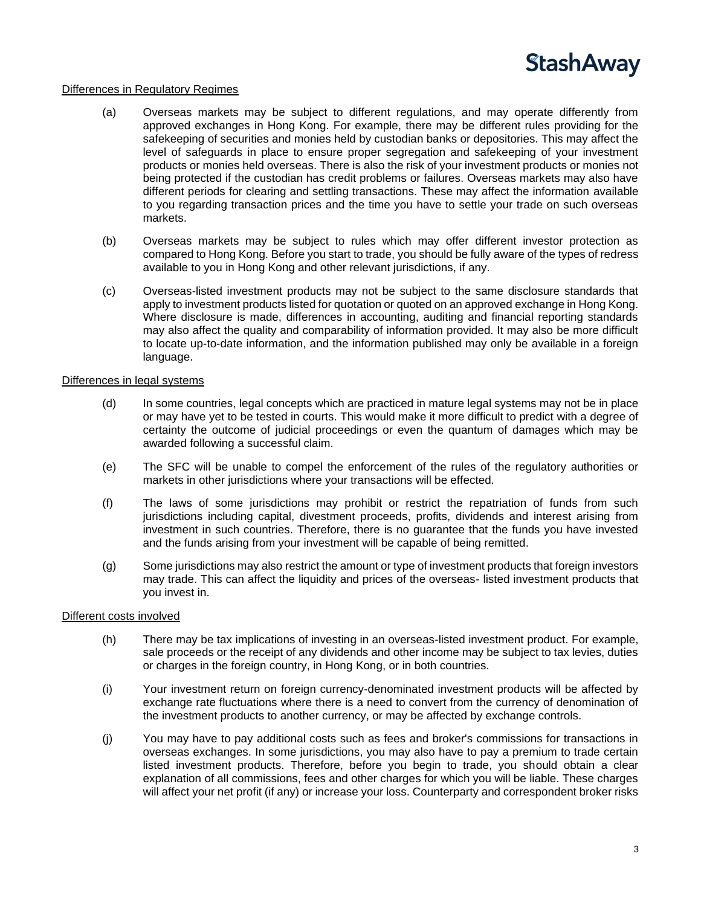Differences in Regulatory Regimes

(a) Overseas markets may be subject to different regulations, and may operate differently from approved exchanges in Hong Kong. For example, there may be different rules providing for the safekeeping of securities and monies held by custodian banks or depositories. This may affect the level of safeguards in place to ensure proper segregation and safekeeping of your investment products or monies held overseas. There is also the risk of your investment products or monies not being protected if the custodian has credit problems or failures. Overseas markets may also have different periods for clearing and settling transactions. These may affect the information available to you regarding transaction prices and the time you have to settle your trade on such overseas markets.

(b) Overseas markets may be subject to rules which may offer different investor protection as compared to Hong Kong. Before you start to trade, you should be fully aware of the types of redress available to you in Hong Kong and other relevant jurisdictions, if any.

(c) Overseas-listed investment products may not be subject to the same disclosure standards that apply to investment products listed for quotation or quoted on an approved exchange in Hong Kong. Where disclosure is made, differences in accounting, auditing and financial reporting standards may also affect the quality and comparability of information provided. It may also be more difficult to locate up-to-date information, and the information published may only be available in a foreign language.

Differences in legal systems

(d) In some countries, legal concepts which are practiced in mature legal systems may not be in place or may have yet to be tested in courts. This would make it more difficult to predict with a degree of certainty the outcome of judicial proceedings or even the quantum of damages which may be awarded following a successful claim.

(e) The SFC will be unable to compel the enforcement of the rules of the regulatory authorities or markets in other jurisdictions where your transactions will be effected.

(f) The laws of some jurisdictions may prohibit or restrict the repatriation of funds from such jurisdictions including capital, divestment proceeds, profits, dividends and interest arising from investment in such countries. Therefore, there is no guarantee that the funds you have invested and the funds arising from your investment will be capable of being remitted.

(g) Some jurisdictions may also restrict the amount or type of investment products that foreign investors may trade. This can affect the liquidity and prices of the overseas- listed investment products that you invest in.

Different costs involved

(h) There may be tax implications of investing in an overseas-listed investment product. For example, sale proceeds or the receipt of any dividends and other income may be subject to tax levies, duties or charges in the foreign country, in Hong Kong, or in both countries.

(i) Your investment return on foreign currency-denominated investment products will be affected by exchange rate fluctuations where there is a need to convert from the currency of denomination of the investment products to another currency, or may be affected by exchange controls.

(j) You may have to pay additional costs such as fees and broker's commissions for transactions in overseas exchanges. In some jurisdictions, you may also have to pay a premium to trade certain listed investment products. Therefore, before you begin to trade, you should obtain a clear explanation of all commissions, fees and other charges for which you will be liable. These charges will affect your net profit (if any) or increase your loss. Counterparty and correspondent broker risks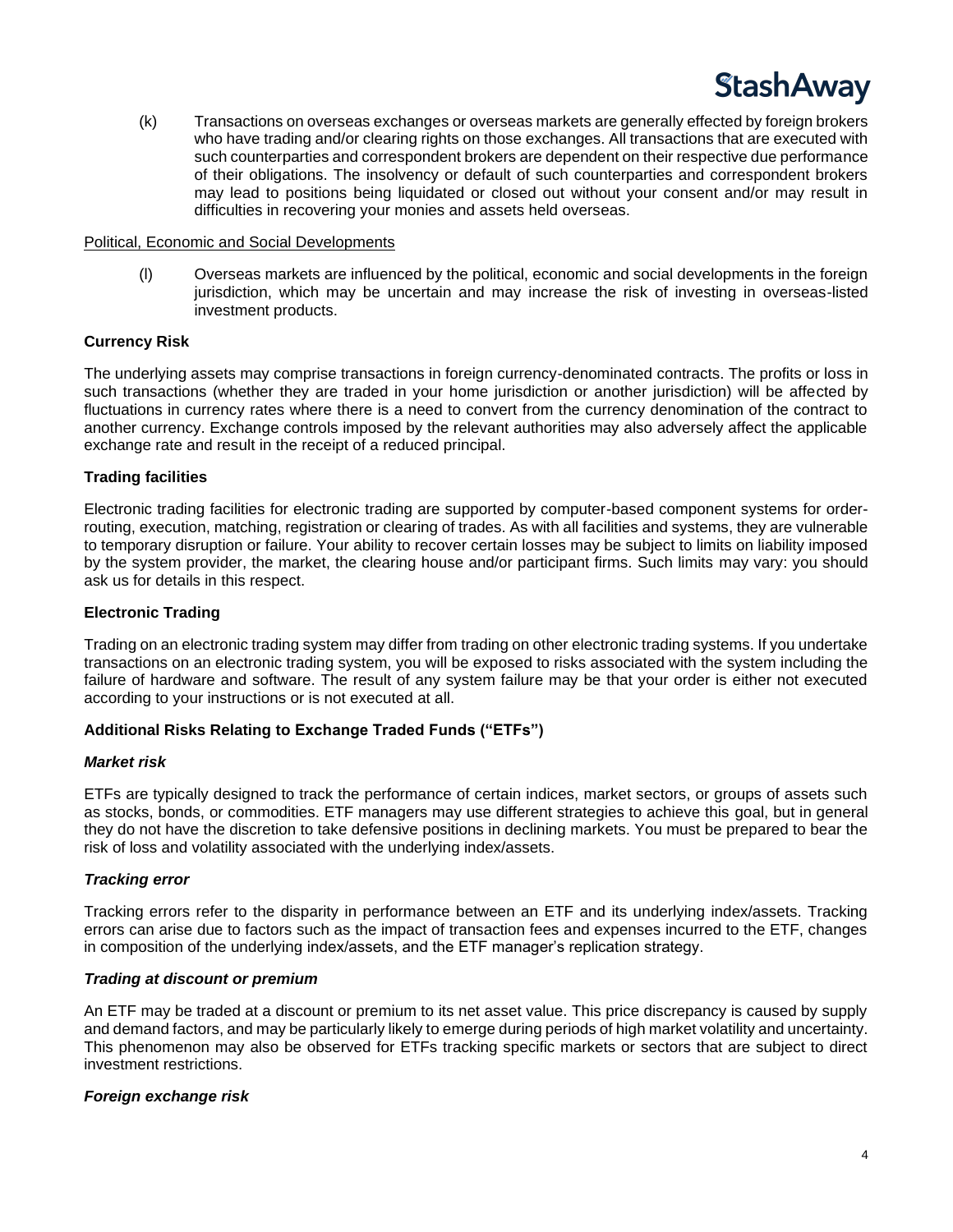(k) Transactions on overseas exchanges or overseas markets are generally effected by foreign brokers who have trading and/or clearing rights on those exchanges. All transactions that are executed with such counterparties and correspondent brokers are dependent on their respective due performance of their obligations. The insolvency or default of such counterparties and correspondent brokers may lead to positions being liquidated or closed out without your consent and/or may result in difficulties in recovering your monies and assets held overseas.

<u>Political, Economic and Social Developments</u>

(l) Overseas markets are influenced by the political, economic and social developments in the foreign jurisdiction, which may be uncertain and may increase the risk of investing in overseas-listed investment products.

**Currency Risk**

The underlying assets may comprise transactions in foreign currency-denominated contracts. The profits or loss in such transactions (whether they are traded in your home jurisdiction or another jurisdiction) will be affected by fluctuations in currency rates where there is a need to convert from the currency denomination of the contract to another currency. Exchange controls imposed by the relevant authorities may also adversely affect the applicable exchange rate and result in the receipt of a reduced principal.

**Trading facilities**

Electronic trading facilities for electronic trading are supported by computer-based component systems for order-routing, execution, matching, registration or clearing of trades. As with all facilities and systems, they are vulnerable to temporary disruption or failure. Your ability to recover certain losses may be subject to limits on liability imposed by the system provider, the market, the clearing house and/or participant firms. Such limits may vary: you should ask us for details in this respect.

**Electronic Trading**

Trading on an electronic trading system may differ from trading on other electronic trading systems. If you undertake transactions on an electronic trading system, you will be exposed to risks associated with the system including the failure of hardware and software. The result of any system failure may be that your order is either not executed according to your instructions or is not executed at all.

**Additional Risks Relating to Exchange Traded Funds ("ETFs")**

***Market risk***

ETFs are typically designed to track the performance of certain indices, market sectors, or groups of assets such as stocks, bonds, or commodities. ETF managers may use different strategies to achieve this goal, but in general they do not have the discretion to take defensive positions in declining markets. You must be prepared to bear the risk of loss and volatility associated with the underlying index/assets.

***Tracking error***

Tracking errors refer to the disparity in performance between an ETF and its underlying index/assets. Tracking errors can arise due to factors such as the impact of transaction fees and expenses incurred to the ETF, changes in composition of the underlying index/assets, and the ETF manager's replication strategy.

***Trading at discount or premium***

An ETF may be traded at a discount or premium to its net asset value. This price discrepancy is caused by supply and demand factors, and may be particularly likely to emerge during periods of high market volatility and uncertainty. This phenomenon may also be observed for ETFs tracking specific markets or sectors that are subject to direct investment restrictions.

***Foreign exchange risk***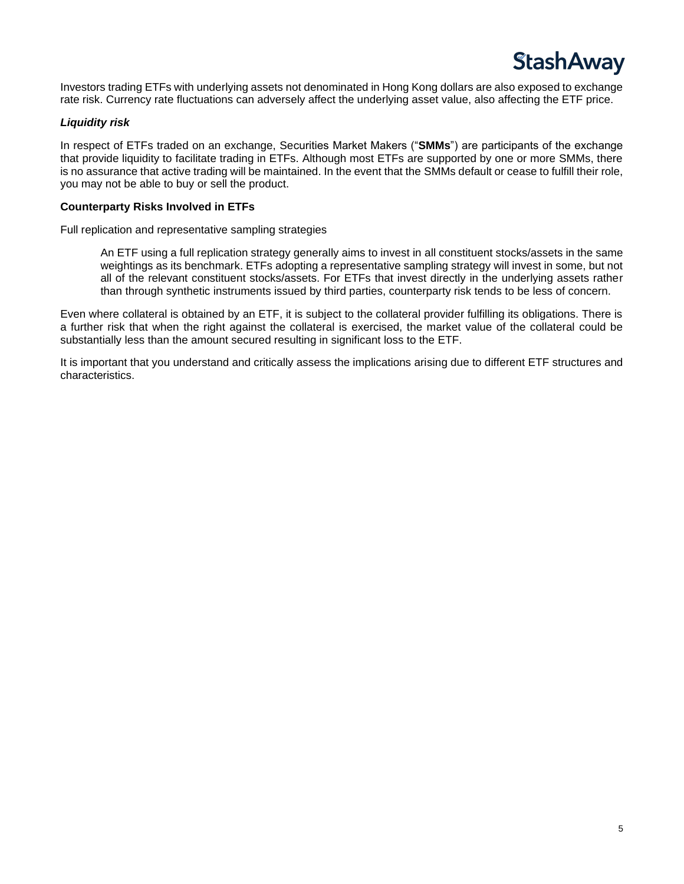Investors trading ETFs with underlying assets not denominated in Hong Kong dollars are also exposed to exchange rate risk. Currency rate fluctuations can adversely affect the underlying asset value, also affecting the ETF price.

***Liquidity risk***

In respect of ETFs traded on an exchange, Securities Market Makers ("**SMMs**") are participants of the exchange that provide liquidity to facilitate trading in ETFs. Although most ETFs are supported by one or more SMMs, there is no assurance that active trading will be maintained. In the event that the SMMs default or cease to fulfill their role, you may not be able to buy or sell the product.

**Counterparty Risks Involved in ETFs**

Full replication and representative sampling strategies

> An ETF using a full replication strategy generally aims to invest in all constituent stocks/assets in the same weightings as its benchmark. ETFs adopting a representative sampling strategy will invest in some, but not all of the relevant constituent stocks/assets. For ETFs that invest directly in the underlying assets rather than through synthetic instruments issued by third parties, counterparty risk tends to be less of concern.

Even where collateral is obtained by an ETF, it is subject to the collateral provider fulfilling its obligations. There is a further risk that when the right against the collateral is exercised, the market value of the collateral could be substantially less than the amount secured resulting in significant loss to the ETF.

It is important that you understand and critically assess the implications arising due to different ETF structures and characteristics.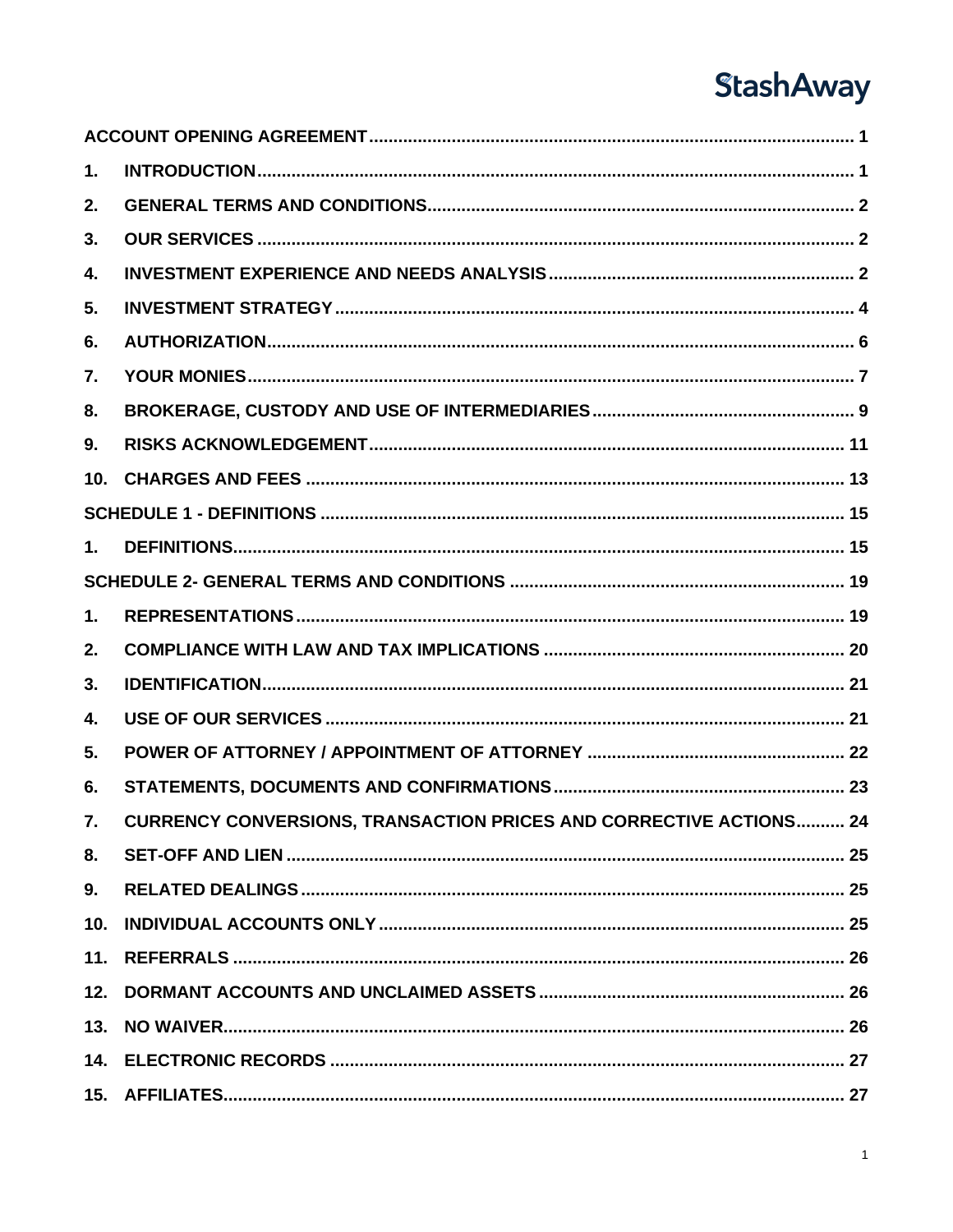ACCOUNT OPENING AGREEMENT .................................................................................................. 1

1. INTRODUCTION ......................................................................................................................... 1
2. GENERAL TERMS AND CONDITIONS ....................................................................................... 2
3. OUR SERVICES .......................................................................................................................... 2
4. INVESTMENT EXPERIENCE AND NEEDS ANALYSIS .............................................................. 2
5. INVESTMENT STRATEGY ......................................................................................................... 4
6. AUTHORIZATION ........................................................................................................................ 6
7. YOUR MONIES ............................................................................................................................ 7
8. BROKERAGE, CUSTODY AND USE OF INTERMEDIARIES ...................................................... 9
9. RISKS ACKNOWLEDGEMENT .................................................................................................. 11
10. CHARGES AND FEES .............................................................................................................. 13

SCHEDULE 1 - DEFINITIONS ........................................................................................................... 15

1. DEFINITIONS .............................................................................................................................. 15

SCHEDULE 2- GENERAL TERMS AND CONDITIONS ..................................................................... 19

1. REPRESENTATIONS ................................................................................................................. 19
2. COMPLIANCE WITH LAW AND TAX IMPLICATIONS .............................................................. 20
3. IDENTIFICATION ........................................................................................................................ 21
4. USE OF OUR SERVICES ........................................................................................................... 21
5. POWER OF ATTORNEY / APPOINTMENT OF ATTORNEY ..................................................... 22
6. STATEMENTS, DOCUMENTS AND CONFIRMATIONS ............................................................ 23
7. CURRENCY CONVERSIONS, TRANSACTION PRICES AND CORRECTIVE ACTIONS .......... 24
8. SET-OFF AND LIEN ................................................................................................................... 25
9. RELATED DEALINGS ................................................................................................................ 25
10. INDIVIDUAL ACCOUNTS ONLY ................................................................................................ 25
11. REFERRALS .............................................................................................................................. 26
12. DORMANT ACCOUNTS AND UNCLAIMED ASSETS ............................................................... 26
13. NO WAIVER ................................................................................................................................ 26
14. ELECTRONIC RECORDS .......................................................................................................... 27
15. AFFILIATES ................................................................................................................................ 27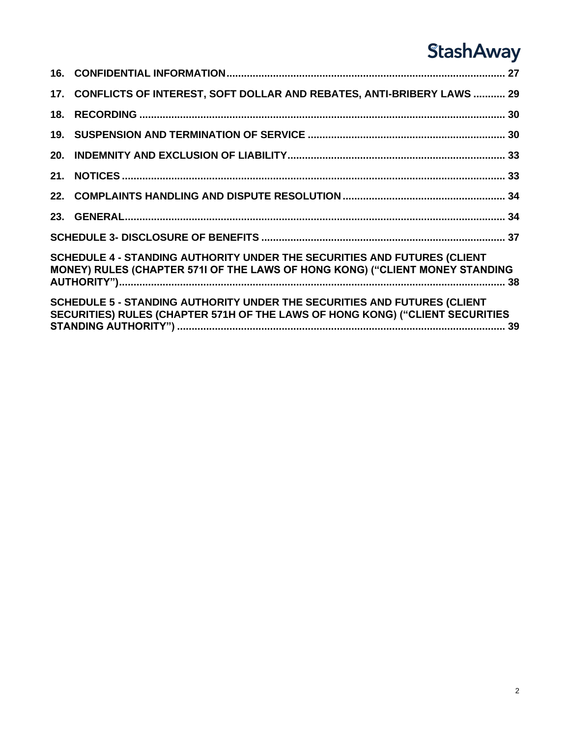**16. CONFIDENTIAL INFORMATION** ........................................................................................ 27

**17. CONFLICTS OF INTEREST, SOFT DOLLAR AND REBATES, ANTI-BRIBERY LAWS** ........... 29

**18. RECORDING** ........................................................................................................................ 30

**19. SUSPENSION AND TERMINATION OF SERVICE** .................................................................... 30

**20. INDEMNITY AND EXCLUSION OF LIABILITY** .......................................................................... 33

**21. NOTICES** .............................................................................................................................. 33

**22. COMPLAINTS HANDLING AND DISPUTE RESOLUTION** ........................................................ 34

**23. GENERAL** .............................................................................................................................. 34

**SCHEDULE 3- DISCLOSURE OF BENEFITS** .................................................................................. 37

**SCHEDULE 4 - STANDING AUTHORITY UNDER THE SECURITIES AND FUTURES (CLIENT MONEY) RULES (CHAPTER 571I OF THE LAWS OF HONG KONG) ("CLIENT MONEY STANDING AUTHORITY")** ........................................................................................................................ 38

**SCHEDULE 5 - STANDING AUTHORITY UNDER THE SECURITIES AND FUTURES (CLIENT SECURITIES) RULES (CHAPTER 571H OF THE LAWS OF HONG KONG) ("CLIENT SECURITIES STANDING AUTHORITY")** ........................................................................................................ 39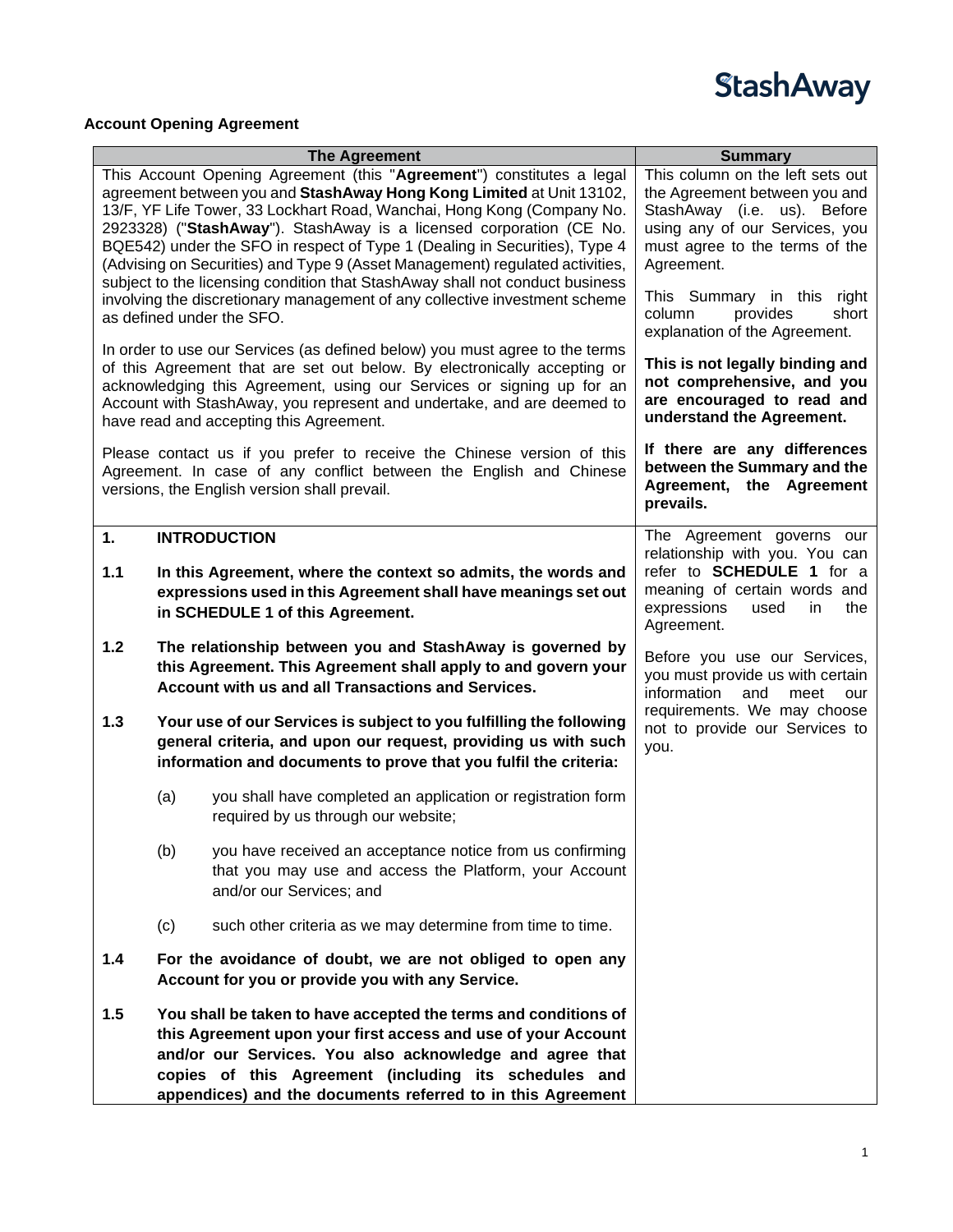StashAway

**Account Opening Agreement**

| The Agreement | Summary |
| --- | --- |
| This Account Opening Agreement (this "**Agreement**") constitutes a legal agreement between you and **StashAway Hong Kong Limited** at Unit 13102, 13/F, YF Life Tower, 33 Lockhart Road, Wanchai, Hong Kong (Company No. 2923328) ("**StashAway**"). StashAway is a licensed corporation (CE No. BQE542) under the SFO in respect of Type 1 (Dealing in Securities), Type 4 (Advising on Securities) and Type 9 (Asset Management) regulated activities, subject to the licensing condition that StashAway shall not conduct business involving the discretionary management of any collective investment scheme as defined under the SFO.<br><br>In order to use our Services (as defined below) you must agree to the terms of this Agreement that are set out below. By electronically accepting or acknowledging this Agreement, using our Services or signing up for an Account with StashAway, you represent and undertake, and are deemed to have read and accepting this Agreement.<br><br>Please contact us if you prefer to receive the Chinese version of this Agreement. In case of any conflict between the English and Chinese versions, the English version shall prevail. | This column on the left sets out the Agreement between you and StashAway (i.e. us). Before using any of our Services, you must agree to the terms of the Agreement.<br><br>This Summary in this right column provides short explanation of the Agreement.<br><br>**This is not legally binding and not comprehensive, and you are encouraged to read and understand the Agreement.**<br><br>**If there are any differences between the Summary and the Agreement, the Agreement prevails.** |
| **1. INTRODUCTION**<br><br>**1.1 In this Agreement, where the context so admits, the words and expressions used in this Agreement shall have meanings set out in SCHEDULE 1 of this Agreement.**<br><br>**1.2 The relationship between you and StashAway is governed by this Agreement. This Agreement shall apply to and govern your Account with us and all Transactions and Services.**<br><br>**1.3 Your use of our Services is subject to you fulfilling the following general criteria, and upon our request, providing us with such information and documents to prove that you fulfil the criteria:**<br><br>(a) you shall have completed an application or registration form required by us through our website;<br><br>(b) you have received an acceptance notice from us confirming that you may use and access the Platform, your Account and/or our Services; and<br><br>(c) such other criteria as we may determine from time to time.<br><br>**1.4 For the avoidance of doubt, we are not obliged to open any Account for you or provide you with any Service.**<br><br>**1.5 You shall be taken to have accepted the terms and conditions of this Agreement upon your first access and use of your Account and/or our Services. You also acknowledge and agree that copies of this Agreement (including its schedules and appendices) and the documents referred to in this Agreement** | The Agreement governs our relationship with you. You can refer to **SCHEDULE 1** for a meaning of certain words and expressions used in the Agreement.<br><br>Before you use our Services, you must provide us with certain information and meet our requirements. We may choose not to provide our Services to you. |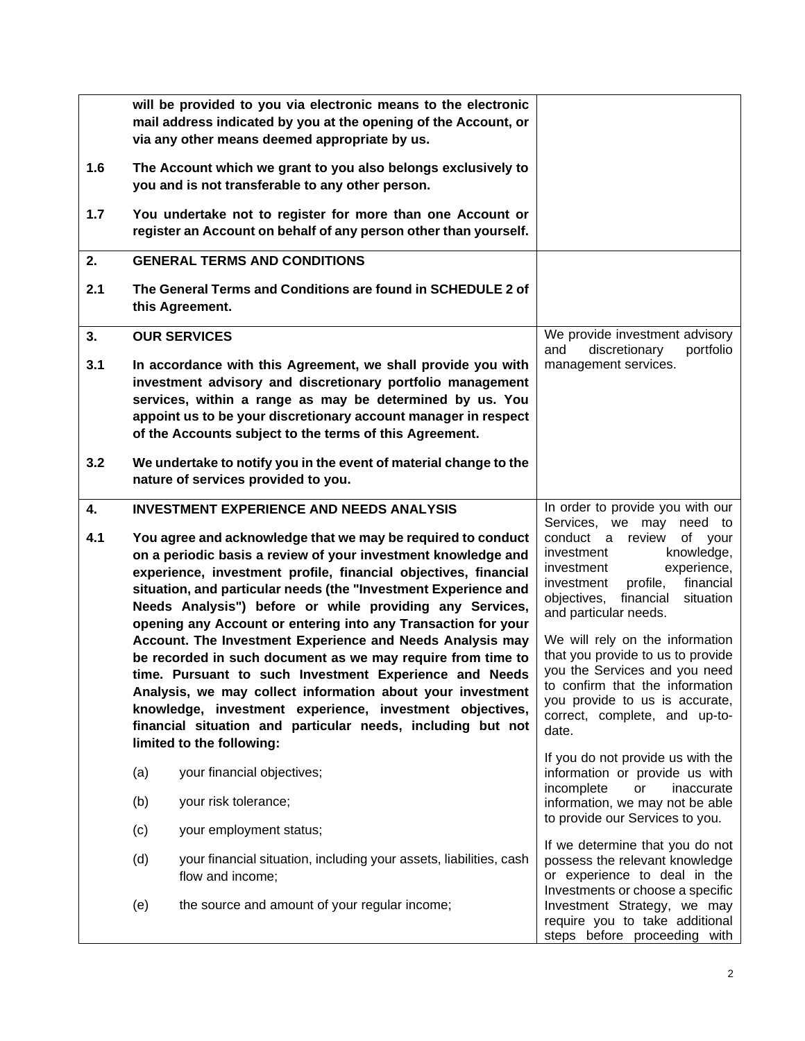| | | |
|---|---|---|
| | **will be provided to you via electronic means to the electronic mail address indicated by you at the opening of the Account, or via any other means deemed appropriate by us.** | |
| **1.6** | **The Account which we grant to you also belongs exclusively to you and is not transferable to any other person.** | |
| **1.7** | **You undertake not to register for more than one Account or register an Account on behalf of any person other than yourself.** | |
| **2.** | **GENERAL TERMS AND CONDITIONS** | |
| **2.1** | **The General Terms and Conditions are found in SCHEDULE 2 of this Agreement.** | |
| **3.** | **OUR SERVICES** | We provide investment advisory and discretionary portfolio management services. |
| **3.1** | **In accordance with this Agreement, we shall provide you with investment advisory and discretionary portfolio management services, within a range as may be determined by us. You appoint us to be your discretionary account manager in respect of the Accounts subject to the terms of this Agreement.** | |
| **3.2** | **We undertake to notify you in the event of material change to the nature of services provided to you.** | |
| **4.** | **INVESTMENT EXPERIENCE AND NEEDS ANALYSIS** | In order to provide you with our Services, we may need to conduct a review of your investment knowledge, investment experience, investment profile, financial objectives, financial situation and particular needs. |
| **4.1** | **You agree and acknowledge that we may be required to conduct on a periodic basis a review of your investment knowledge and experience, investment profile, financial objectives, financial situation, and particular needs (the "Investment Experience and Needs Analysis") before or while providing any Services, opening any Account or entering into any Transaction for your Account. The Investment Experience and Needs Analysis may be recorded in such document as we may require from time to time. Pursuant to such Investment Experience and Needs Analysis, we may collect information about your investment knowledge, investment experience, investment objectives, financial situation and particular needs, including but not limited to the following:**<br><br>(a) your financial objectives;<br><br>(b) your risk tolerance;<br><br>(c) your employment status;<br><br>(d) your financial situation, including your assets, liabilities, cash flow and income;<br><br>(e) the source and amount of your regular income; | We will rely on the information that you provide to us to provide you the Services and you need to confirm that the information you provide to us is accurate, correct, complete, and up-to-date.<br><br>If you do not provide us with the information or provide us with incomplete or inaccurate information, we may not be able to provide our Services to you.<br><br>If we determine that you do not possess the relevant knowledge or experience to deal in the Investments or choose a specific Investment Strategy, we may require you to take additional steps before proceeding with |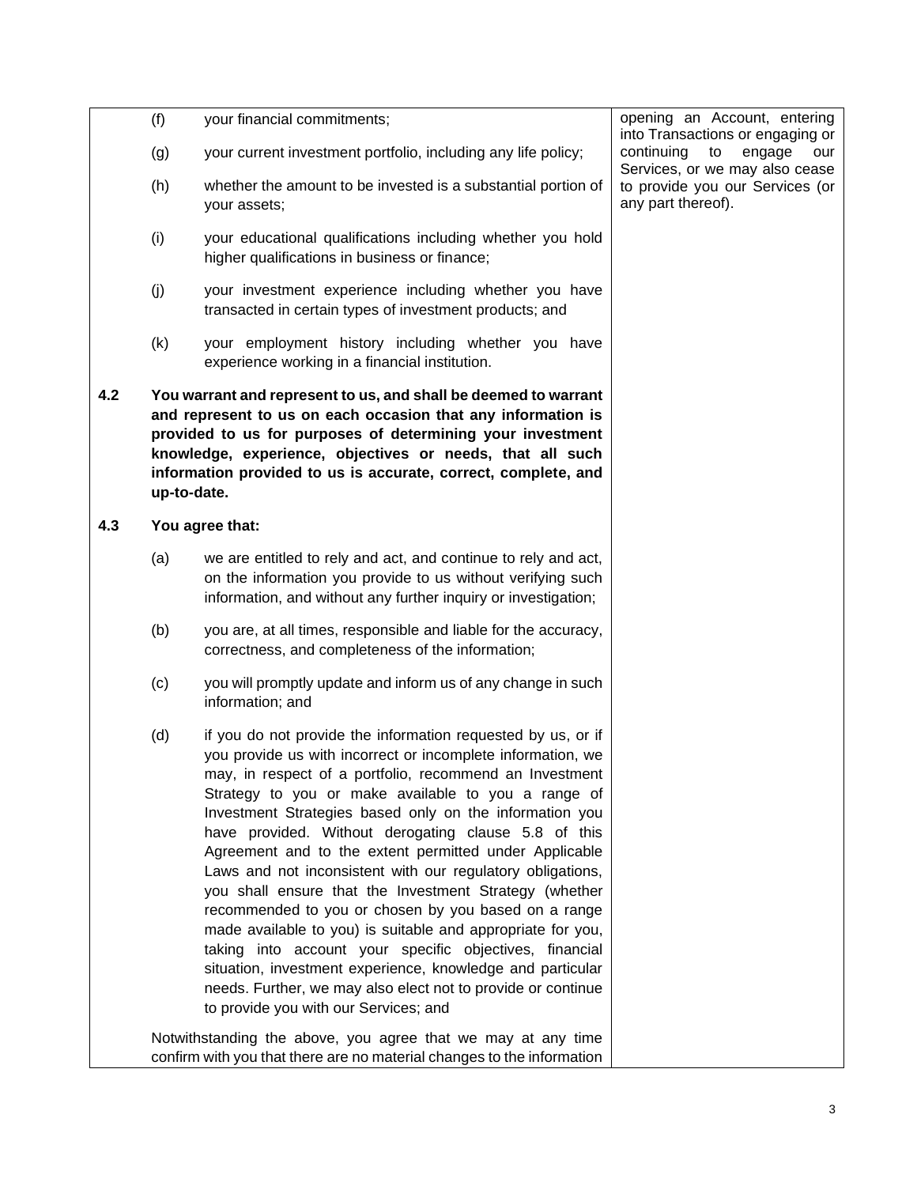(f) your financial commitments;

(g) your current investment portfolio, including any life policy;

(h) whether the amount to be invested is a substantial portion of your assets;

(i) your educational qualifications including whether you hold higher qualifications in business or finance;

(j) your investment experience including whether you have transacted in certain types of investment products; and

(k) your employment history including whether you have experience working in a financial institution.

opening an Account, entering into Transactions or engaging or continuing to engage our Services, or we may also cease to provide you our Services (or any part thereof).

**4.2 You warrant and represent to us, and shall be deemed to warrant and represent to us on each occasion that any information is provided to us for purposes of determining your investment knowledge, experience, objectives or needs, that all such information provided to us is accurate, correct, complete, and up-to-date.**

**4.3 You agree that:**

(a) we are entitled to rely and act, and continue to rely and act, on the information you provide to us without verifying such information, and without any further inquiry or investigation;

(b) you are, at all times, responsible and liable for the accuracy, correctness, and completeness of the information;

(c) you will promptly update and inform us of any change in such information; and

(d) if you do not provide the information requested by us, or if you provide us with incorrect or incomplete information, we may, in respect of a portfolio, recommend an Investment Strategy to you or make available to you a range of Investment Strategies based only on the information you have provided. Without derogating clause 5.8 of this Agreement and to the extent permitted under Applicable Laws and not inconsistent with our regulatory obligations, you shall ensure that the Investment Strategy (whether recommended to you or chosen by you based on a range made available to you) is suitable and appropriate for you, taking into account your specific objectives, financial situation, investment experience, knowledge and particular needs. Further, we may also elect not to provide or continue to provide you with our Services; and

Notwithstanding the above, you agree that we may at any time confirm with you that there are no material changes to the information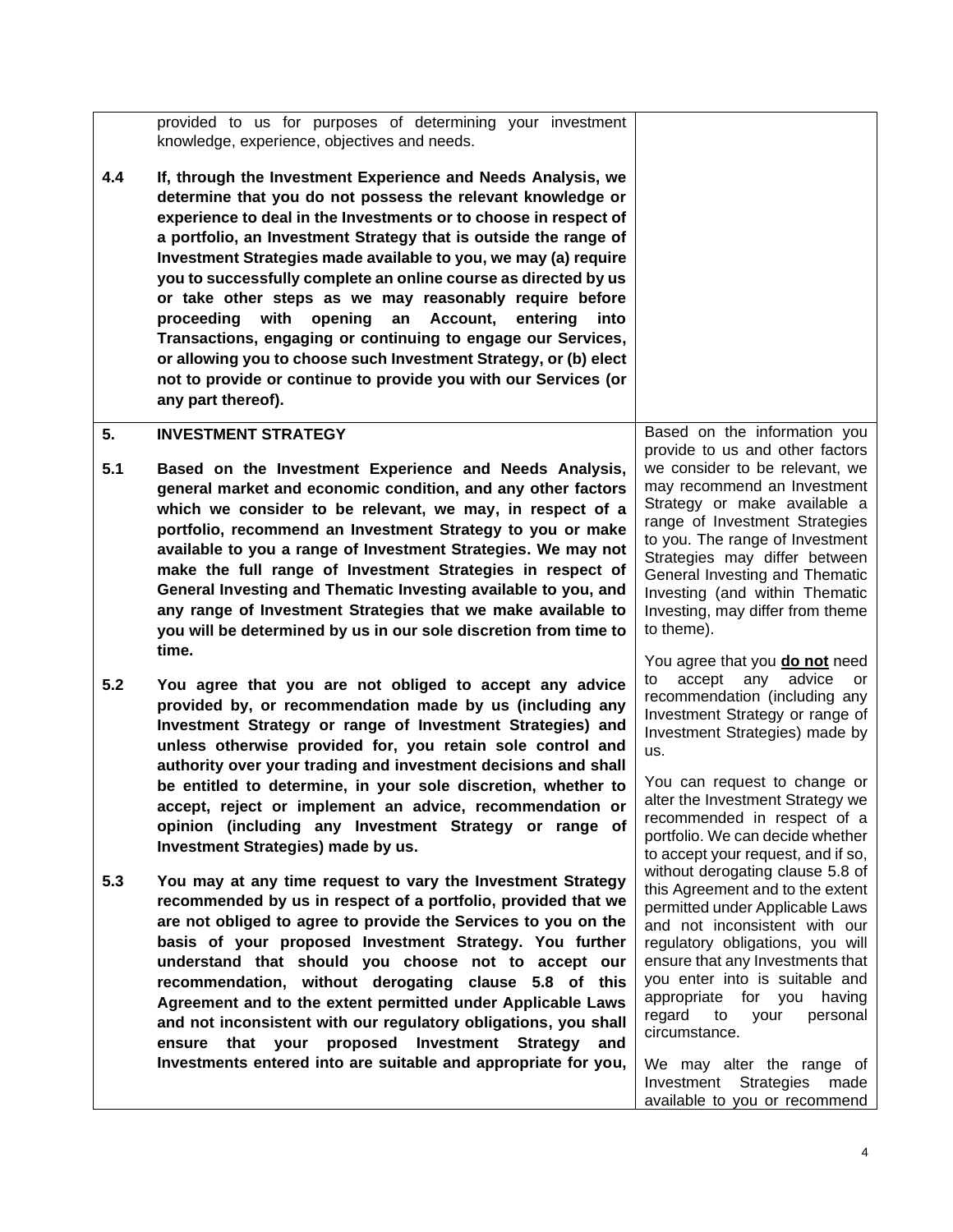| | | |
|---|---|---|
| | provided to us for purposes of determining your investment knowledge, experience, objectives and needs. | |
| **4.4** | **If, through the Investment Experience and Needs Analysis, we determine that you do not possess the relevant knowledge or experience to deal in the Investments or to choose in respect of a portfolio, an Investment Strategy that is outside the range of Investment Strategies made available to you, we may (a) require you to successfully complete an online course as directed by us or take other steps as we may reasonably require before proceeding with opening an Account, entering into Transactions, engaging or continuing to engage our Services, or allowing you to choose such Investment Strategy, or (b) elect not to provide or continue to provide you with our Services (or any part thereof).** | |
| **5.** | **INVESTMENT STRATEGY** | Based on the information you provide to us and other factors we consider to be relevant, we may recommend an Investment Strategy or make available a range of Investment Strategies to you. The range of Investment Strategies may differ between General Investing and Thematic Investing (and within Thematic Investing, may differ from theme to theme). |
| **5.1** | **Based on the Investment Experience and Needs Analysis, general market and economic condition, and any other factors which we consider to be relevant, we may, in respect of a portfolio, recommend an Investment Strategy to you or make available to you a range of Investment Strategies. We may not make the full range of Investment Strategies in respect of General Investing and Thematic Investing available to you, and any range of Investment Strategies that we make available to you will be determined by us in our sole discretion from time to time.** | |
| **5.2** | **You agree that you are not obliged to accept any advice provided by, or recommendation made by us (including any Investment Strategy or range of Investment Strategies) and unless otherwise provided for, you retain sole control and authority over your trading and investment decisions and shall be entitled to determine, in your sole discretion, whether to accept, reject or implement an advice, recommendation or opinion (including any Investment Strategy or range of Investment Strategies) made by us.** | You agree that you **do not** need to accept any advice or recommendation (including any Investment Strategy or range of Investment Strategies) made by us. |
| **5.3** | **You may at any time request to vary the Investment Strategy recommended by us in respect of a portfolio, provided that we are not obliged to agree to provide the Services to you on the basis of your proposed Investment Strategy. You further understand that should you choose not to accept our recommendation, without derogating clause 5.8 of this Agreement and to the extent permitted under Applicable Laws and not inconsistent with our regulatory obligations, you shall ensure that your proposed Investment Strategy and Investments entered into are suitable and appropriate for you,** | You can request to change or alter the Investment Strategy we recommended in respect of a portfolio. We can decide whether to accept your request, and if so, without derogating clause 5.8 of this Agreement and to the extent permitted under Applicable Laws and not inconsistent with our regulatory obligations, you will ensure that any Investments that you enter into is suitable and appropriate for you having regard to your personal circumstance.<br><br>We may alter the range of Investment Strategies made available to you or recommend |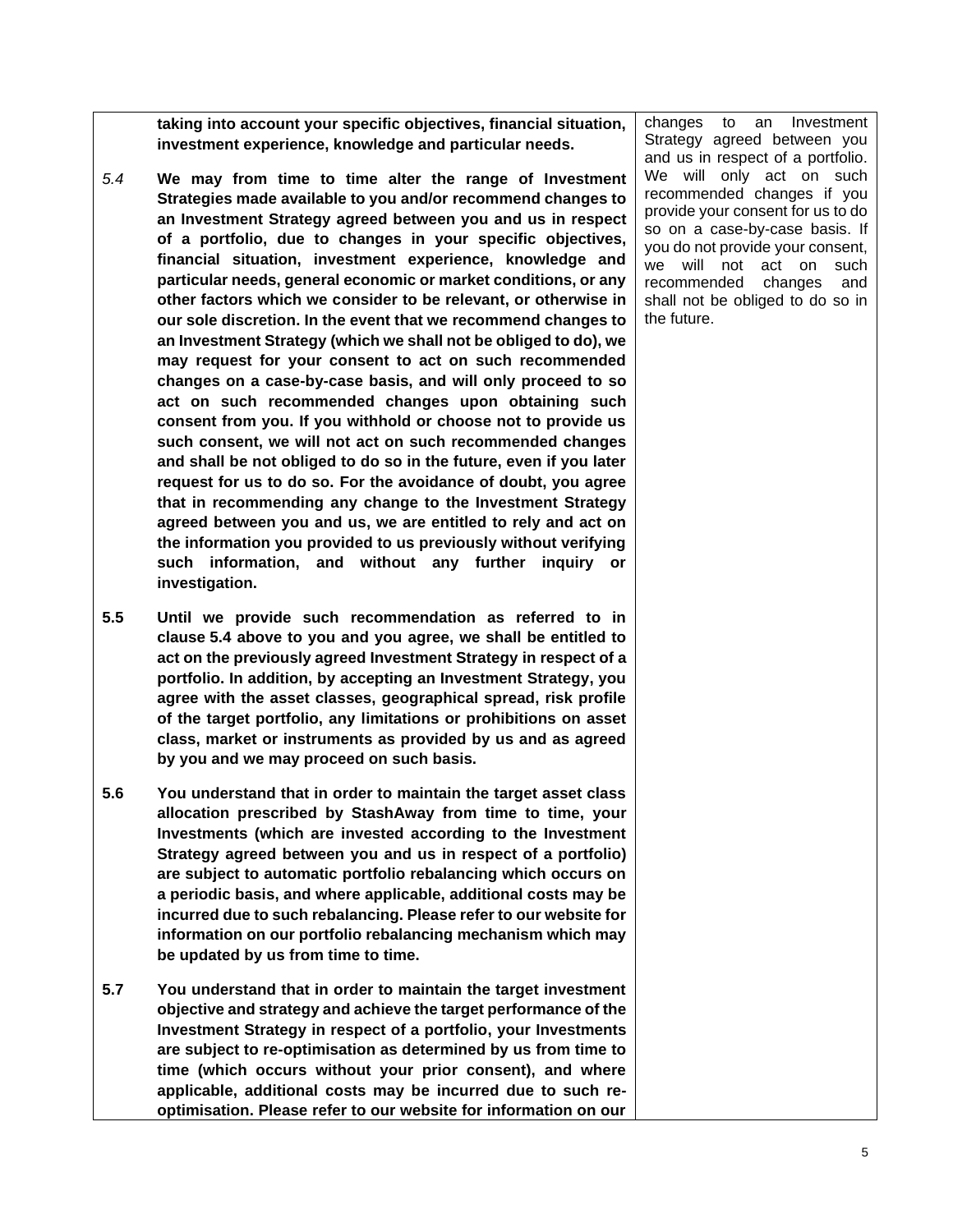**taking into account your specific objectives, financial situation, investment experience, knowledge and particular needs.**

*5.4* **We may from time to time alter the range of Investment Strategies made available to you and/or recommend changes to an Investment Strategy agreed between you and us in respect of a portfolio, due to changes in your specific objectives, financial situation, investment experience, knowledge and particular needs, general economic or market conditions, or any other factors which we consider to be relevant, or otherwise in our sole discretion. In the event that we recommend changes to an Investment Strategy (which we shall not be obliged to do), we may request for your consent to act on such recommended changes on a case-by-case basis, and will only proceed to so act on such recommended changes upon obtaining such consent from you. If you withhold or choose not to provide us such consent, we will not act on such recommended changes and shall be not obliged to do so in the future, even if you later request for us to do so. For the avoidance of doubt, you agree that in recommending any change to the Investment Strategy agreed between you and us, we are entitled to rely and act on the information you provided to us previously without verifying such information, and without any further inquiry or investigation.**

**5.5** **Until we provide such recommendation as referred to in clause 5.4 above to you and you agree, we shall be entitled to act on the previously agreed Investment Strategy in respect of a portfolio. In addition, by accepting an Investment Strategy, you agree with the asset classes, geographical spread, risk profile of the target portfolio, any limitations or prohibitions on asset class, market or instruments as provided by us and as agreed by you and we may proceed on such basis.**

**5.6** **You understand that in order to maintain the target asset class allocation prescribed by StashAway from time to time, your Investments (which are invested according to the Investment Strategy agreed between you and us in respect of a portfolio) are subject to automatic portfolio rebalancing which occurs on a periodic basis, and where applicable, additional costs may be incurred due to such rebalancing. Please refer to our website for information on our portfolio rebalancing mechanism which may be updated by us from time to time.**

**5.7** **You understand that in order to maintain the target investment objective and strategy and achieve the target performance of the Investment Strategy in respect of a portfolio, your Investments are subject to re-optimisation as determined by us from time to time (which occurs without your prior consent), and where applicable, additional costs may be incurred due to such re-optimisation. Please refer to our website for information on our**

changes to an Investment Strategy agreed between you and us in respect of a portfolio. We will only act on such recommended changes if you provide your consent for us to do so on a case-by-case basis. If you do not provide your consent, we will not act on such recommended changes and shall not be obliged to do so in the future.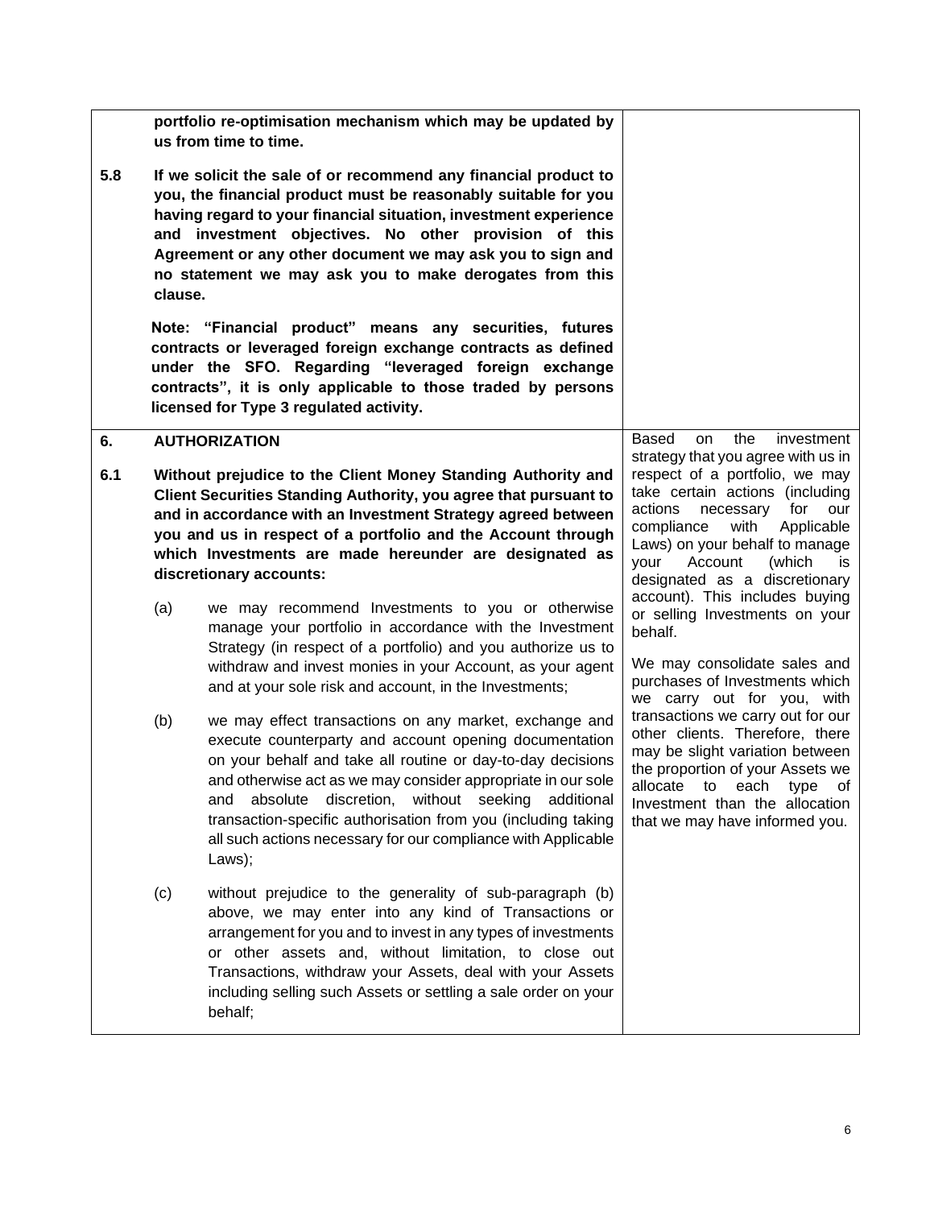**portfolio re-optimisation mechanism which may be updated by us from time to time.**

**5.8** **If we solicit the sale of or recommend any financial product to you, the financial product must be reasonably suitable for you having regard to your financial situation, investment experience and investment objectives. No other provision of this Agreement or any other document we may ask you to sign and no statement we may ask you to make derogates from this clause.**

**Note: "Financial product" means any securities, futures contracts or leveraged foreign exchange contracts as defined under the SFO. Regarding "leveraged foreign exchange contracts", it is only applicable to those traded by persons licensed for Type 3 regulated activity.**

## 6. AUTHORIZATION

**6.1** **Without prejudice to the Client Money Standing Authority and Client Securities Standing Authority, you agree that pursuant to and in accordance with an Investment Strategy agreed between you and us in respect of a portfolio and the Account through which Investments are made hereunder are designated as discretionary accounts:**

(a) we may recommend Investments to you or otherwise manage your portfolio in accordance with the Investment Strategy (in respect of a portfolio) and you authorize us to withdraw and invest monies in your Account, as your agent and at your sole risk and account, in the Investments;

(b) we may effect transactions on any market, exchange and execute counterparty and account opening documentation on your behalf and take all routine or day-to-day decisions and otherwise act as we may consider appropriate in our sole and absolute discretion, without seeking additional transaction-specific authorisation from you (including taking all such actions necessary for our compliance with Applicable Laws);

(c) without prejudice to the generality of sub-paragraph (b) above, we may enter into any kind of Transactions or arrangement for you and to invest in any types of investments or other assets and, without limitation, to close out Transactions, withdraw your Assets, deal with your Assets including selling such Assets or settling a sale order on your behalf;

Based on the investment strategy that you agree with us in respect of a portfolio, we may take certain actions (including actions necessary for our compliance with Applicable Laws) on your behalf to manage your Account (which is designated as a discretionary account). This includes buying or selling Investments on your behalf.

We may consolidate sales and purchases of Investments which we carry out for you, with transactions we carry out for our other clients. Therefore, there may be slight variation between the proportion of your Assets we allocate to each type of Investment than the allocation that we may have informed you.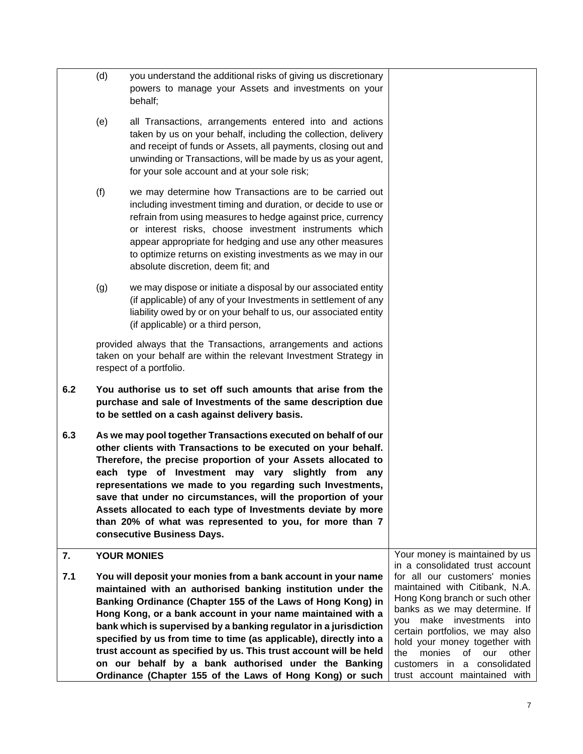(d) you understand the additional risks of giving us discretionary powers to manage your Assets and investments on your behalf;

(e) all Transactions, arrangements entered into and actions taken by us on your behalf, including the collection, delivery and receipt of funds or Assets, all payments, closing out and unwinding or Transactions, will be made by us as your agent, for your sole account and at your sole risk;

(f) we may determine how Transactions are to be carried out including investment timing and duration, or decide to use or refrain from using measures to hedge against price, currency or interest risks, choose investment instruments which appear appropriate for hedging and use any other measures to optimize returns on existing investments as we may in our absolute discretion, deem fit; and

(g) we may dispose or initiate a disposal by our associated entity (if applicable) of any of your Investments in settlement of any liability owed by or on your behalf to us, our associated entity (if applicable) or a third person,

provided always that the Transactions, arrangements and actions taken on your behalf are within the relevant Investment Strategy in respect of a portfolio.

**6.2 You authorise us to set off such amounts that arise from the purchase and sale of Investments of the same description due to be settled on a cash against delivery basis.**

**6.3 As we may pool together Transactions executed on behalf of our other clients with Transactions to be executed on your behalf. Therefore, the precise proportion of your Assets allocated to each type of Investment may vary slightly from any representations we made to you regarding such Investments, save that under no circumstances, will the proportion of your Assets allocated to each type of Investments deviate by more than 20% of what was represented to you, for more than 7 consecutive Business Days.**

## 7. YOUR MONIES

**7.1 You will deposit your monies from a bank account in your name maintained with an authorised banking institution under the Banking Ordinance (Chapter 155 of the Laws of Hong Kong) in Hong Kong, or a bank account in your name maintained with a bank which is supervised by a banking regulator in a jurisdiction specified by us from time to time (as applicable), directly into a trust account as specified by us. This trust account will be held on our behalf by a bank authorised under the Banking Ordinance (Chapter 155 of the Laws of Hong Kong) or such**

Your money is maintained by us in a consolidated trust account for all our customers' monies maintained with Citibank, N.A. Hong Kong branch or such other banks as we may determine. If you make investments into certain portfolios, we may also hold your money together with the monies of our other customers in a consolidated trust account maintained with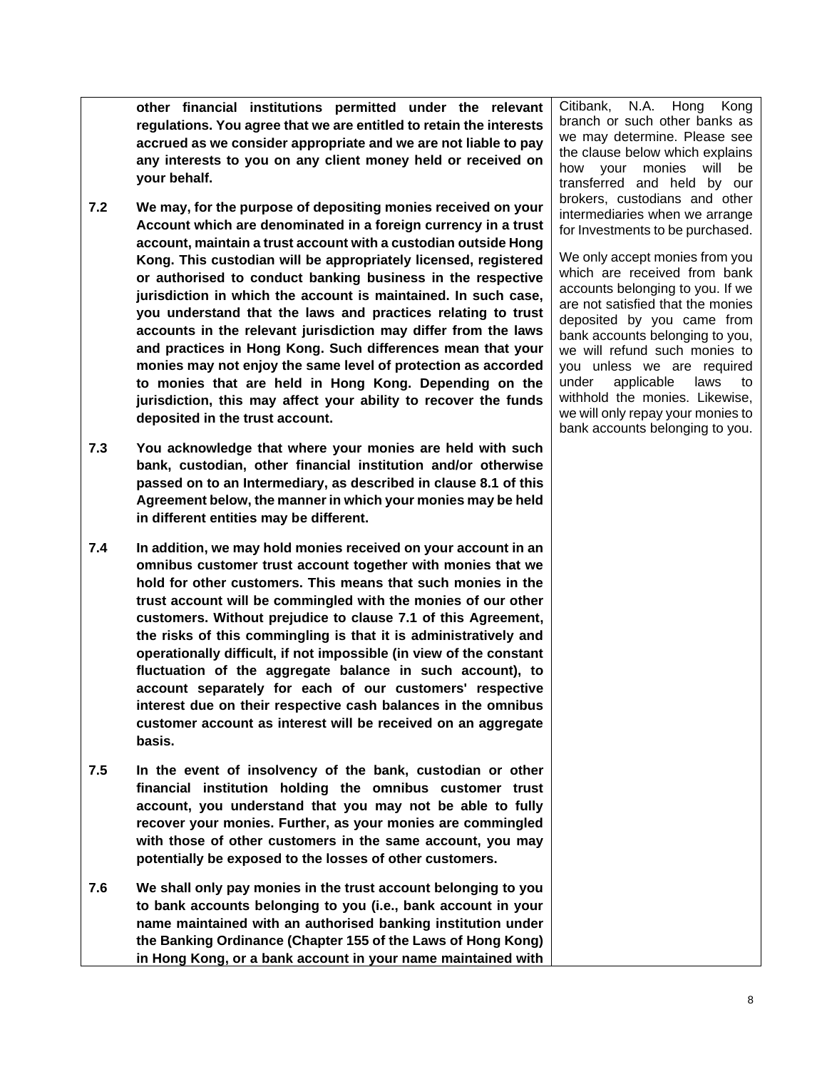| | | |
|---|---|---|
| | **other financial institutions permitted under the relevant regulations. You agree that we are entitled to retain the interests accrued as we consider appropriate and we are not liable to pay any interests to you on any client money held or received on your behalf.** | Citibank, N.A. Hong Kong branch or such other banks as we may determine. Please see the clause below which explains how your monies will be transferred and held by our brokers, custodians and other intermediaries when we arrange for Investments to be purchased.<br><br>We only accept monies from you which are received from bank accounts belonging to you. If we are not satisfied that the monies deposited by you came from bank accounts belonging to you, we will refund such monies to you unless we are required under applicable laws to withhold the monies. Likewise, we will only repay your monies to bank accounts belonging to you. |
| **7.2** | **We may, for the purpose of depositing monies received on your Account which are denominated in a foreign currency in a trust account, maintain a trust account with a custodian outside Hong Kong. This custodian will be appropriately licensed, registered or authorised to conduct banking business in the respective jurisdiction in which the account is maintained. In such case, you understand that the laws and practices relating to trust accounts in the relevant jurisdiction may differ from the laws and practices in Hong Kong. Such differences mean that your monies may not enjoy the same level of protection as accorded to monies that are held in Hong Kong. Depending on the jurisdiction, this may affect your ability to recover the funds deposited in the trust account.** | |
| **7.3** | **You acknowledge that where your monies are held with such bank, custodian, other financial institution and/or otherwise passed on to an Intermediary, as described in clause 8.1 of this Agreement below, the manner in which your monies may be held in different entities may be different.** | |
| **7.4** | **In addition, we may hold monies received on your account in an omnibus customer trust account together with monies that we hold for other customers. This means that such monies in the trust account will be commingled with the monies of our other customers. Without prejudice to clause 7.1 of this Agreement, the risks of this commingling is that it is administratively and operationally difficult, if not impossible (in view of the constant fluctuation of the aggregate balance in such account), to account separately for each of our customers' respective interest due on their respective cash balances in the omnibus customer account as interest will be received on an aggregate basis.** | |
| **7.5** | **In the event of insolvency of the bank, custodian or other financial institution holding the omnibus customer trust account, you understand that you may not be able to fully recover your monies. Further, as your monies are commingled with those of other customers in the same account, you may potentially be exposed to the losses of other customers.** | |
| **7.6** | **We shall only pay monies in the trust account belonging to you to bank accounts belonging to you (i.e., bank account in your name maintained with an authorised banking institution under the Banking Ordinance (Chapter 155 of the Laws of Hong Kong) in Hong Kong, or a bank account in your name maintained with** | |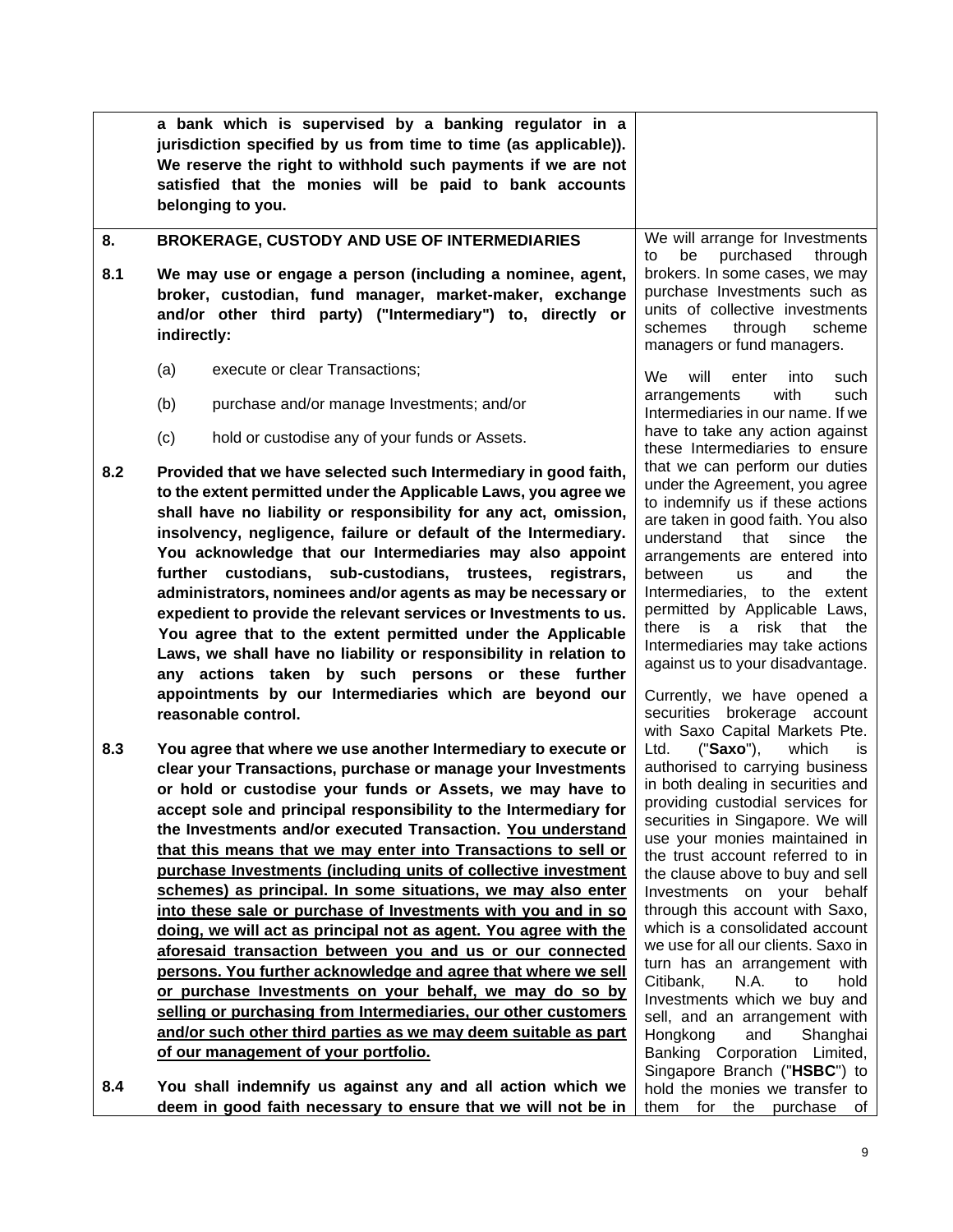**a bank which is supervised by a banking regulator in a jurisdiction specified by us from time to time (as applicable)). We reserve the right to withhold such payments if we are not satisfied that the monies will be paid to bank accounts belonging to you.**

## 8. BROKERAGE, CUSTODY AND USE OF INTERMEDIARIES

**8.1 We may use or engage a person (including a nominee, agent, broker, custodian, fund manager, market-maker, exchange and/or other third party) ("Intermediary") to, directly or indirectly:**

(a) execute or clear Transactions;

(b) purchase and/or manage Investments; and/or

(c) hold or custodise any of your funds or Assets.

**8.2 Provided that we have selected such Intermediary in good faith, to the extent permitted under the Applicable Laws, you agree we shall have no liability or responsibility for any act, omission, insolvency, negligence, failure or default of the Intermediary. You acknowledge that our Intermediaries may also appoint further custodians, sub-custodians, trustees, registrars, administrators, nominees and/or agents as may be necessary or expedient to provide the relevant services or Investments to us. You agree that to the extent permitted under the Applicable Laws, we shall have no liability or responsibility in relation to any actions taken by such persons or these further appointments by our Intermediaries which are beyond our reasonable control.**

**8.3 You agree that where we use another Intermediary to execute or clear your Transactions, purchase or manage your Investments or hold or custodise your funds or Assets, we may have to accept sole and principal responsibility to the Intermediary for the Investments and/or executed Transaction. <u>You understand that this means that we may enter into Transactions to sell or purchase Investments (including units of collective investment schemes) as principal. In some situations, we may also enter into these sale or purchase of Investments with you and in so doing, we will act as principal not as agent. You agree with the aforesaid transaction between you and us or our connected persons. You further acknowledge and agree that where we sell or purchase Investments on your behalf, we may do so by selling or purchasing from Intermediaries, our other customers and/or such other third parties as we may deem suitable as part of our management of your portfolio.</u>**

**8.4 You shall indemnify us against any and all action which we deem in good faith necessary to ensure that we will not be in**

We will arrange for Investments to be purchased through brokers. In some cases, we may purchase Investments such as units of collective investments schemes through scheme managers or fund managers.

We will enter into such arrangements with such Intermediaries in our name. If we have to take any action against these Intermediaries to ensure that we can perform our duties under the Agreement, you agree to indemnify us if these actions are taken in good faith. You also understand that since the arrangements are entered into between us and the Intermediaries, to the extent permitted by Applicable Laws, there is a risk that the Intermediaries may take actions against us to your disadvantage.

Currently, we have opened a securities brokerage account with Saxo Capital Markets Pte. Ltd. ("**Saxo**"), which is authorised to carrying business in both dealing in securities and providing custodial services for securities in Singapore. We will use your monies maintained in the trust account referred to in the clause above to buy and sell Investments on your behalf through this account with Saxo, which is a consolidated account we use for all our clients. Saxo in turn has an arrangement with Citibank, N.A. to hold Investments which we buy and sell, and an arrangement with Hongkong and Shanghai Banking Corporation Limited, Singapore Branch ("**HSBC**") to hold the monies we transfer to them for the purchase of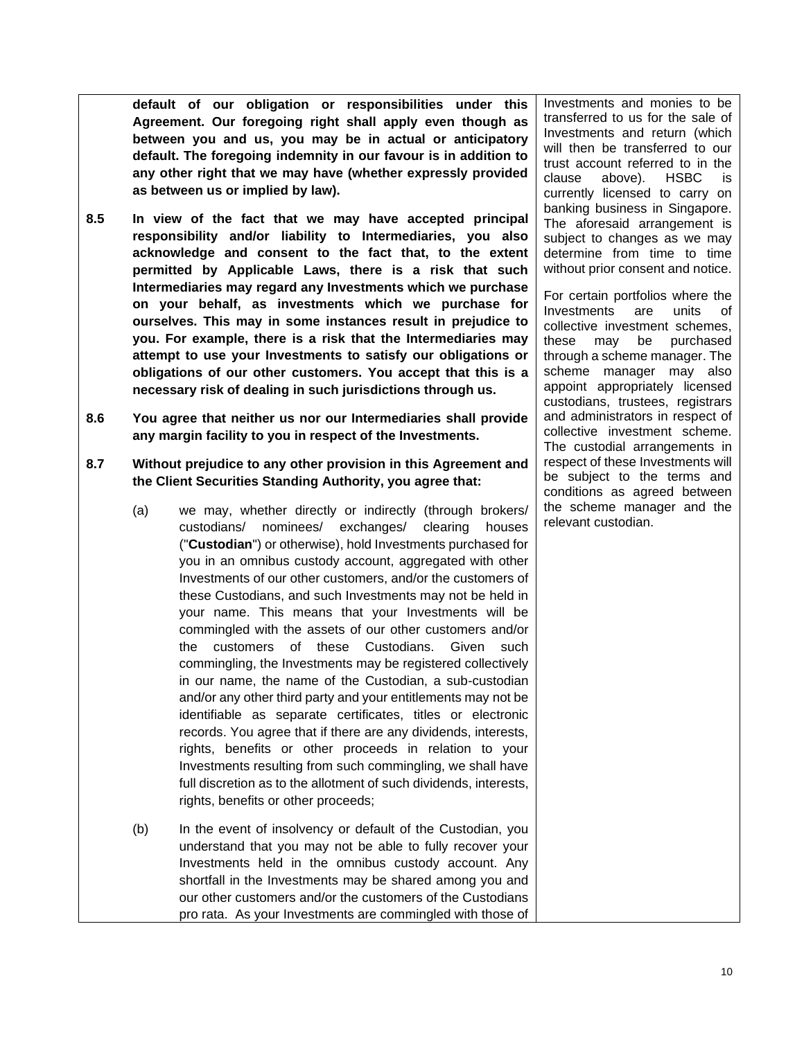**default of our obligation or responsibilities under this Agreement. Our foregoing right shall apply even though as between you and us, you may be in actual or anticipatory default. The foregoing indemnity in our favour is in addition to any other right that we may have (whether expressly provided as between us or implied by law).**

**8.5 In view of the fact that we may have accepted principal responsibility and/or liability to Intermediaries, you also acknowledge and consent to the fact that, to the extent permitted by Applicable Laws, there is a risk that such Intermediaries may regard any Investments which we purchase on your behalf, as investments which we purchase for ourselves. This may in some instances result in prejudice to you. For example, there is a risk that the Intermediaries may attempt to use your Investments to satisfy our obligations or obligations of our other customers. You accept that this is a necessary risk of dealing in such jurisdictions through us.**

**8.6 You agree that neither us nor our Intermediaries shall provide any margin facility to you in respect of the Investments.**

**8.7 Without prejudice to any other provision in this Agreement and the Client Securities Standing Authority, you agree that:**

(a) we may, whether directly or indirectly (through brokers/ custodians/ nominees/ exchanges/ clearing houses ("**Custodian**") or otherwise), hold Investments purchased for you in an omnibus custody account, aggregated with other Investments of our other customers, and/or the customers of these Custodians, and such Investments may not be held in your name. This means that your Investments will be commingled with the assets of our other customers and/or the customers of these Custodians. Given such commingling, the Investments may be registered collectively in our name, the name of the Custodian, a sub-custodian and/or any other third party and your entitlements may not be identifiable as separate certificates, titles or electronic records. You agree that if there are any dividends, interests, rights, benefits or other proceeds in relation to your Investments resulting from such commingling, we shall have full discretion as to the allotment of such dividends, interests, rights, benefits or other proceeds;

(b) In the event of insolvency or default of the Custodian, you understand that you may not be able to fully recover your Investments held in the omnibus custody account. Any shortfall in the Investments may be shared among you and our other customers and/or the customers of the Custodians pro rata. As your Investments are commingled with those of

Investments and monies to be transferred to us for the sale of Investments and return (which will then be transferred to our trust account referred to in the clause above). HSBC is currently licensed to carry on banking business in Singapore. The aforesaid arrangement is subject to changes as we may determine from time to time without prior consent and notice.

For certain portfolios where the Investments are units of collective investment schemes, these may be purchased through a scheme manager. The scheme manager may also appoint appropriately licensed custodians, trustees, registrars and administrators in respect of collective investment scheme. The custodial arrangements in respect of these Investments will be subject to the terms and conditions as agreed between the scheme manager and the relevant custodian.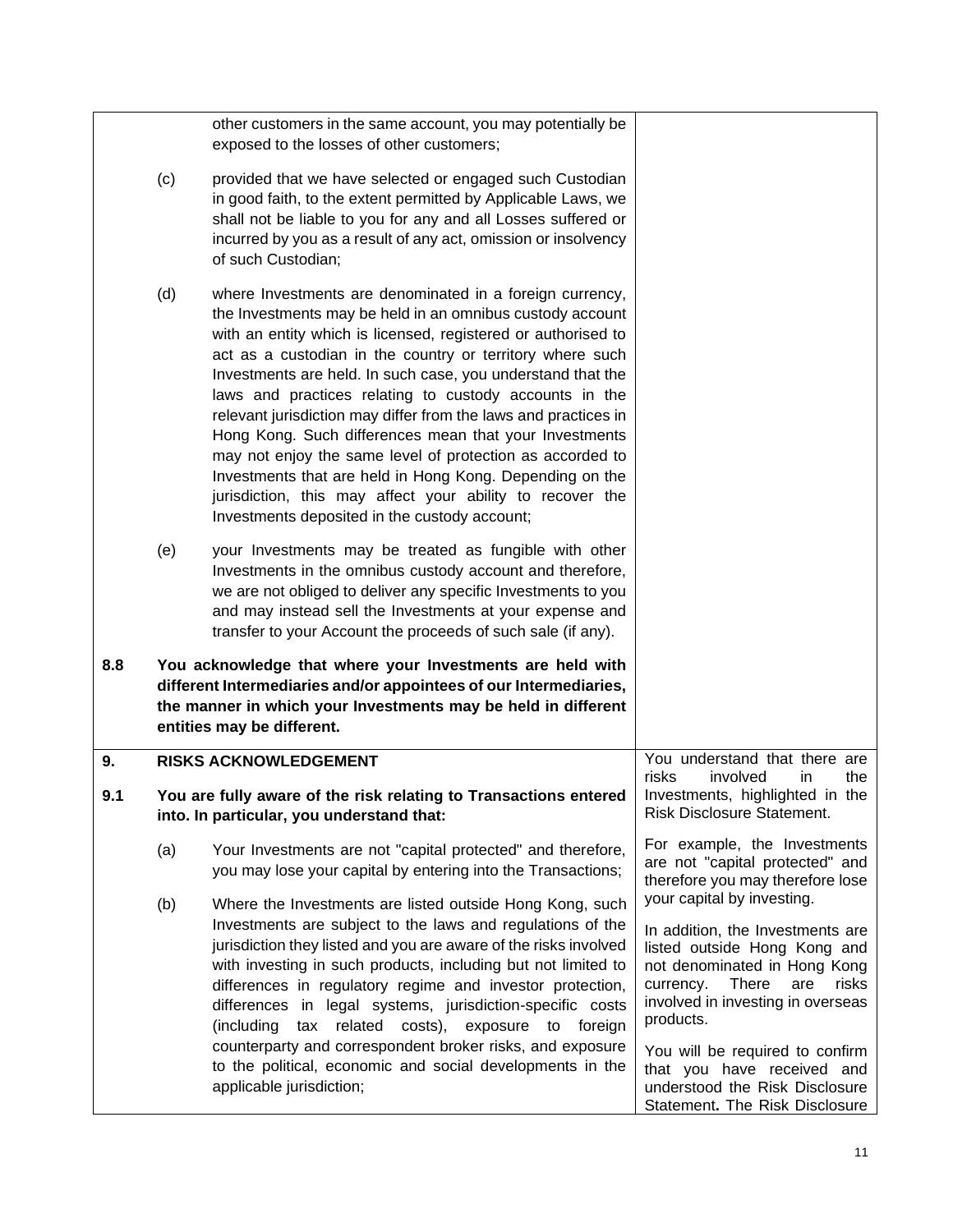| | | | |
|---|---|---|---|
| | | other customers in the same account, you may potentially be exposed to the losses of other customers; | |
| | (c) | provided that we have selected or engaged such Custodian in good faith, to the extent permitted by Applicable Laws, we shall not be liable to you for any and all Losses suffered or incurred by you as a result of any act, omission or insolvency of such Custodian; | |
| | (d) | where Investments are denominated in a foreign currency, the Investments may be held in an omnibus custody account with an entity which is licensed, registered or authorised to act as a custodian in the country or territory where such Investments are held. In such case, you understand that the laws and practices relating to custody accounts in the relevant jurisdiction may differ from the laws and practices in Hong Kong. Such differences mean that your Investments may not enjoy the same level of protection as accorded to Investments that are held in Hong Kong. Depending on the jurisdiction, this may affect your ability to recover the Investments deposited in the custody account; | |
| | (e) | your Investments may be treated as fungible with other Investments in the omnibus custody account and therefore, we are not obliged to deliver any specific Investments to you and may instead sell the Investments at your expense and transfer to your Account the proceeds of such sale (if any). | |
| **8.8** | **You acknowledge that where your Investments are held with different Intermediaries and/or appointees of our Intermediaries, the manner in which your Investments may be held in different entities may be different.** | | |
| **9.** | **RISKS ACKNOWLEDGEMENT** | | You understand that there are risks involved in the Investments, highlighted in the Risk Disclosure Statement. |
| **9.1** | **You are fully aware of the risk relating to Transactions entered into. In particular, you understand that:** | | |
| | (a) | Your Investments are not "capital protected" and therefore, you may lose your capital by entering into the Transactions; | For example, the Investments are not "capital protected" and therefore you may therefore lose your capital by investing. |
| | (b) | Where the Investments are listed outside Hong Kong, such Investments are subject to the laws and regulations of the jurisdiction they listed and you are aware of the risks involved with investing in such products, including but not limited to differences in regulatory regime and investor protection, differences in legal systems, jurisdiction-specific costs (including tax related costs), exposure to foreign counterparty and correspondent broker risks, and exposure to the political, economic and social developments in the applicable jurisdiction; | In addition, the Investments are listed outside Hong Kong and not denominated in Hong Kong currency. There are risks involved in investing in overseas products.<br><br>You will be required to confirm that you have received and understood the Risk Disclosure Statement**.** The Risk Disclosure |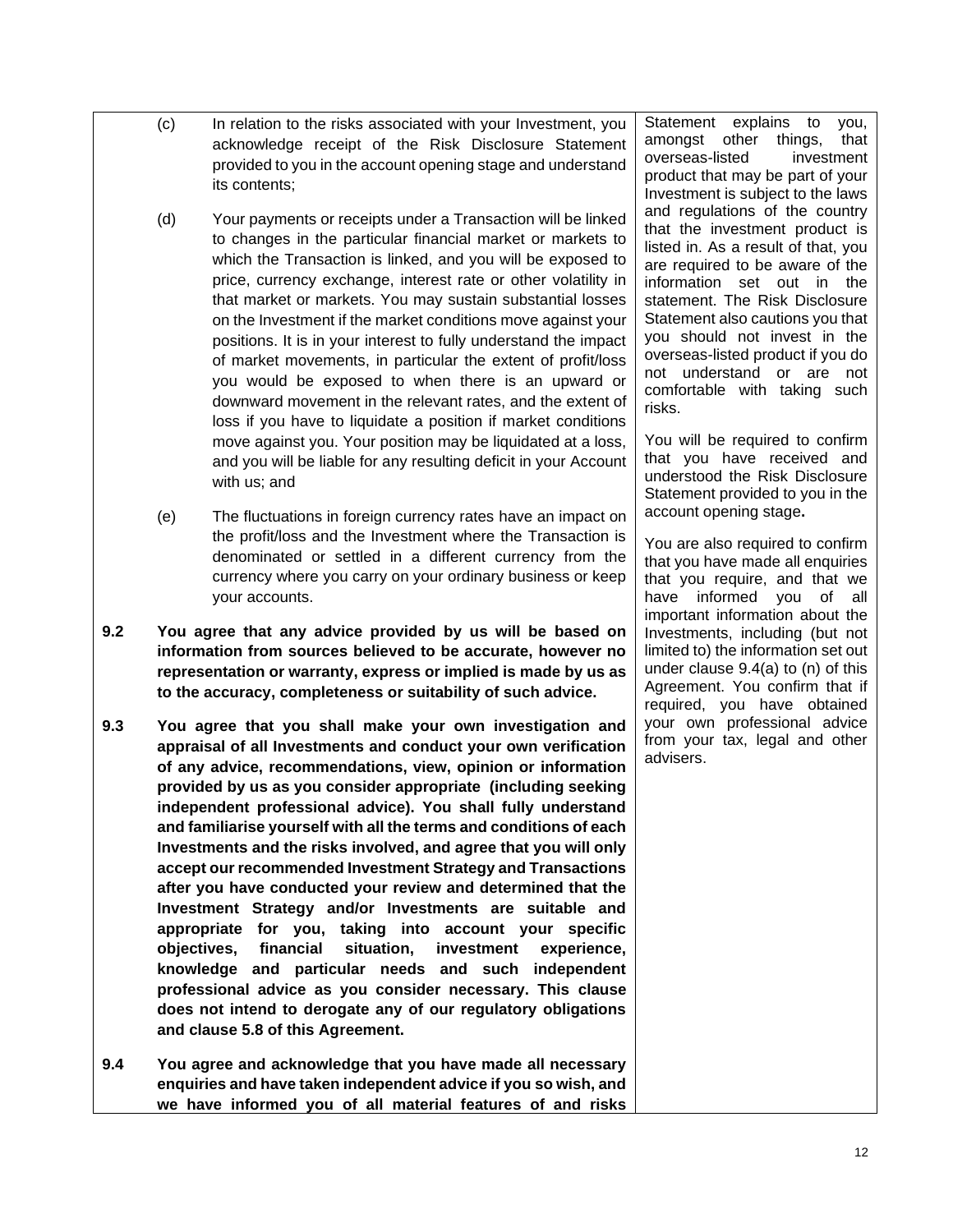(c) In relation to the risks associated with your Investment, you acknowledge receipt of the Risk Disclosure Statement provided to you in the account opening stage and understand its contents;

(d) Your payments or receipts under a Transaction will be linked to changes in the particular financial market or markets to which the Transaction is linked, and you will be exposed to price, currency exchange, interest rate or other volatility in that market or markets. You may sustain substantial losses on the Investment if the market conditions move against your positions. It is in your interest to fully understand the impact of market movements, in particular the extent of profit/loss you would be exposed to when there is an upward or downward movement in the relevant rates, and the extent of loss if you have to liquidate a position if market conditions move against you. Your position may be liquidated at a loss, and you will be liable for any resulting deficit in your Account with us; and

(e) The fluctuations in foreign currency rates have an impact on the profit/loss and the Investment where the Transaction is denominated or settled in a different currency from the currency where you carry on your ordinary business or keep your accounts.

**9.2 You agree that any advice provided by us will be based on information from sources believed to be accurate, however no representation or warranty, express or implied is made by us as to the accuracy, completeness or suitability of such advice.**

**9.3 You agree that you shall make your own investigation and appraisal of all Investments and conduct your own verification of any advice, recommendations, view, opinion or information provided by us as you consider appropriate (including seeking independent professional advice). You shall fully understand and familiarise yourself with all the terms and conditions of each Investments and the risks involved, and agree that you will only accept our recommended Investment Strategy and Transactions after you have conducted your review and determined that the Investment Strategy and/or Investments are suitable and appropriate for you, taking into account your specific objectives, financial situation, investment experience, knowledge and particular needs and such independent professional advice as you consider necessary. This clause does not intend to derogate any of our regulatory obligations and clause 5.8 of this Agreement.**

**9.4 You agree and acknowledge that you have made all necessary enquiries and have taken independent advice if you so wish, and we have informed you of all material features of and risks**

Statement explains to you, amongst other things, that overseas-listed investment product that may be part of your Investment is subject to the laws and regulations of the country that the investment product is listed in. As a result of that, you are required to be aware of the information set out in the statement. The Risk Disclosure Statement also cautions you that you should not invest in the overseas-listed product if you do not understand or are not comfortable with taking such risks.

You will be required to confirm that you have received and understood the Risk Disclosure Statement provided to you in the account opening stage**.**

You are also required to confirm that you have made all enquiries that you require, and that we have informed you of all important information about the Investments, including (but not limited to) the information set out under clause 9.4(a) to (n) of this Agreement. You confirm that if required, you have obtained your own professional advice from your tax, legal and other advisers.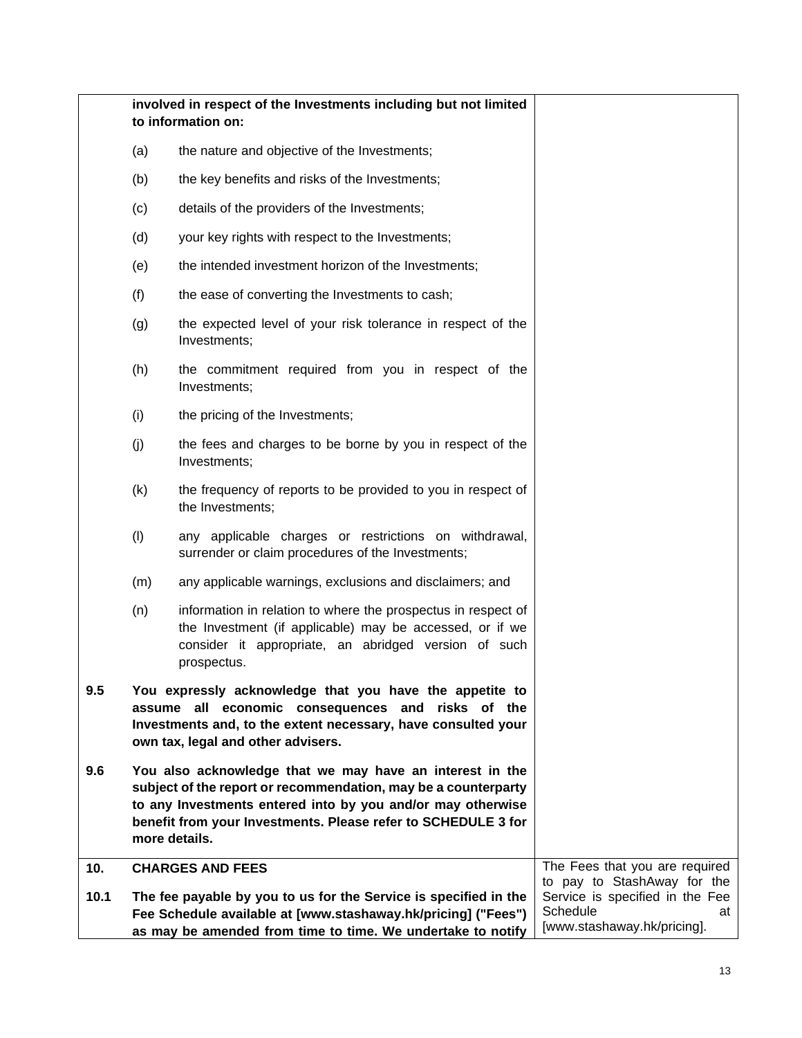| | | |
|---|---|---|
| | **involved in respect of the Investments including but not limited to information on:**<br><br>(a) the nature and objective of the Investments;<br><br>(b) the key benefits and risks of the Investments;<br><br>(c) details of the providers of the Investments;<br><br>(d) your key rights with respect to the Investments;<br><br>(e) the intended investment horizon of the Investments;<br><br>(f) the ease of converting the Investments to cash;<br><br>(g) the expected level of your risk tolerance in respect of the Investments;<br><br>(h) the commitment required from you in respect of the Investments;<br><br>(i) the pricing of the Investments;<br><br>(j) the fees and charges to be borne by you in respect of the Investments;<br><br>(k) the frequency of reports to be provided to you in respect of the Investments;<br><br>(l) any applicable charges or restrictions on withdrawal, surrender or claim procedures of the Investments;<br><br>(m) any applicable warnings, exclusions and disclaimers; and<br><br>(n) information in relation to where the prospectus in respect of the Investment (if applicable) may be accessed, or if we consider it appropriate, an abridged version of such prospectus. | |
| **9.5** | **You expressly acknowledge that you have the appetite to assume all economic consequences and risks of the Investments and, to the extent necessary, have consulted your own tax, legal and other advisers.** | |
| **9.6** | **You also acknowledge that we may have an interest in the subject of the report or recommendation, may be a counterparty to any Investments entered into by you and/or may otherwise benefit from your Investments. Please refer to SCHEDULE 3 for more details.** | |
| **10.** | **CHARGES AND FEES** | The Fees that you are required to pay to StashAway for the Service is specified in the Fee Schedule at [www.stashaway.hk/pricing]. |
| **10.1** | **The fee payable by you to us for the Service is specified in the Fee Schedule available at [www.stashaway.hk/pricing] ("Fees") as may be amended from time to time. We undertake to notify** | |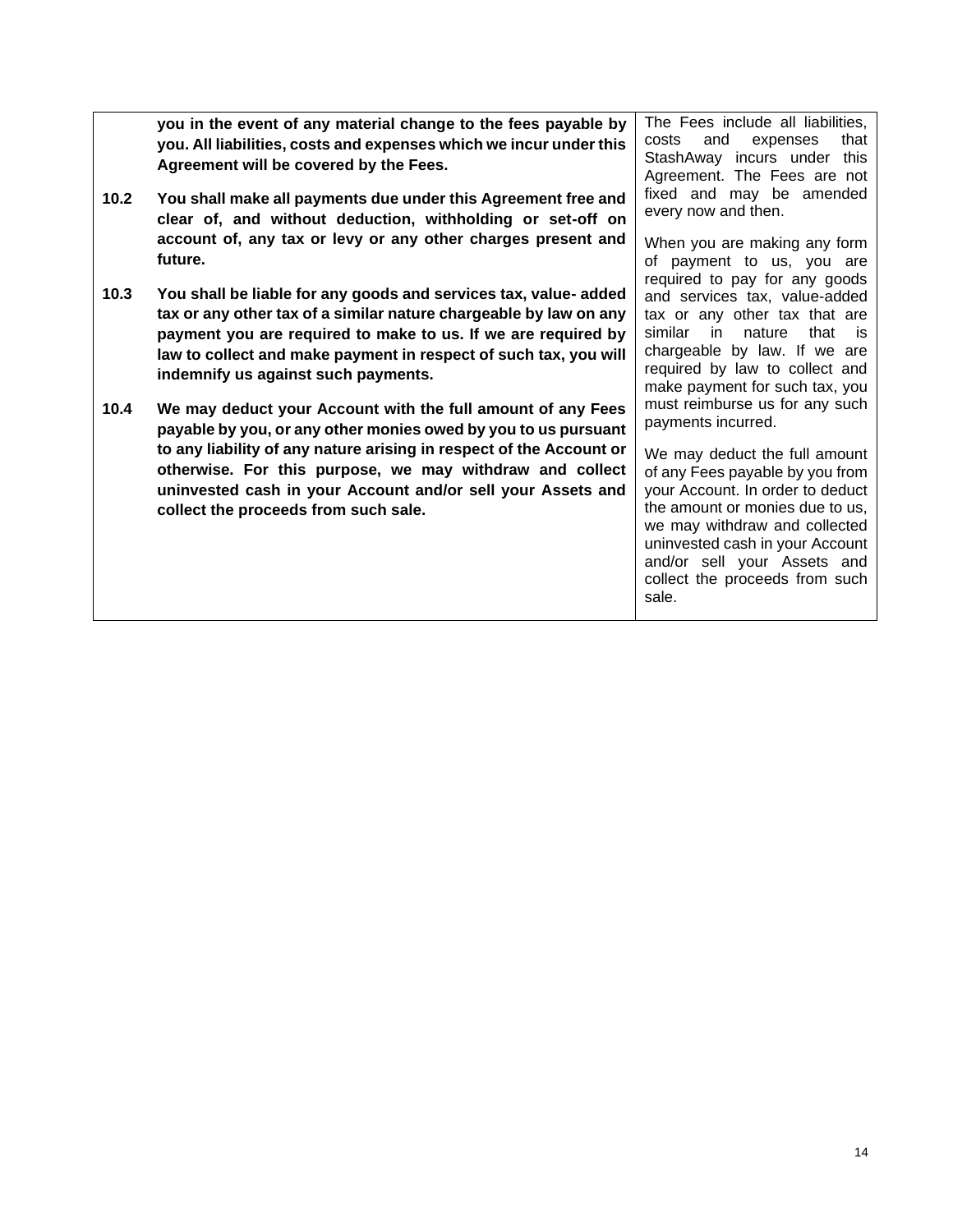| | | |
|---|---|---|
| | **you in the event of any material change to the fees payable by you. All liabilities, costs and expenses which we incur under this Agreement will be covered by the Fees.** | The Fees include all liabilities, costs and expenses that StashAway incurs under this Agreement. The Fees are not fixed and may be amended every now and then. |
| **10.2** | **You shall make all payments due under this Agreement free and clear of, and without deduction, withholding or set-off on account of, any tax or levy or any other charges present and future.** | When you are making any form of payment to us, you are required to pay for any goods and services tax, value-added tax or any other tax that are similar in nature that is chargeable by law. If we are required by law to collect and make payment for such tax, you must reimburse us for any such payments incurred. |
| **10.3** | **You shall be liable for any goods and services tax, value- added tax or any other tax of a similar nature chargeable by law on any payment you are required to make to us. If we are required by law to collect and make payment in respect of such tax, you will indemnify us against such payments.** | |
| **10.4** | **We may deduct your Account with the full amount of any Fees payable by you, or any other monies owed by you to us pursuant to any liability of any nature arising in respect of the Account or otherwise. For this purpose, we may withdraw and collect uninvested cash in your Account and/or sell your Assets and collect the proceeds from such sale.** | We may deduct the full amount of any Fees payable by you from your Account. In order to deduct the amount or monies due to us, we may withdraw and collected uninvested cash in your Account and/or sell your Assets and collect the proceeds from such sale. |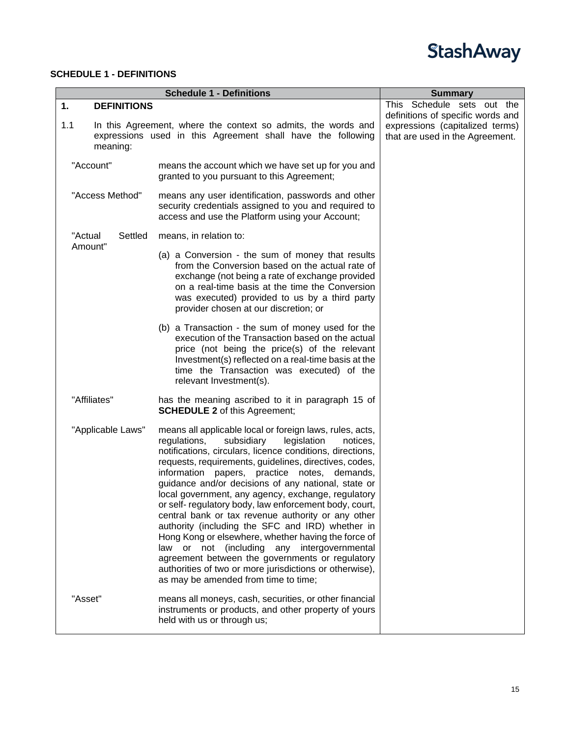## SCHEDULE 1 - DEFINITIONS

| Schedule 1 - Definitions | | Summary |
|---|---|---|
| **1. DEFINITIONS** | | This Schedule sets out the definitions of specific words and expressions (capitalized terms) that are used in the Agreement. |
| 1.1 In this Agreement, where the context so admits, the words and expressions used in this Agreement shall have the following meaning: | | |
| "Account" | means the account which we have set up for you and granted to you pursuant to this Agreement; | |
| "Access Method" | means any user identification, passwords and other security credentials assigned to you and required to access and use the Platform using your Account; | |
| "Actual Settled Amount" | means, in relation to:<br><br>(a) a Conversion - the sum of money that results from the Conversion based on the actual rate of exchange (not being a rate of exchange provided on a real-time basis at the time the Conversion was executed) provided to us by a third party provider chosen at our discretion; or<br><br>(b) a Transaction - the sum of money used for the execution of the Transaction based on the actual price (not being the price(s) of the relevant Investment(s) reflected on a real-time basis at the time the Transaction was executed) of the relevant Investment(s). | |
| "Affiliates" | has the meaning ascribed to it in paragraph 15 of **SCHEDULE 2** of this Agreement; | |
| "Applicable Laws" | means all applicable local or foreign laws, rules, acts, regulations, subsidiary legislation notices, notifications, circulars, licence conditions, directions, requests, requirements, guidelines, directives, codes, information papers, practice notes, demands, guidance and/or decisions of any national, state or local government, any agency, exchange, regulatory or self- regulatory body, law enforcement body, court, central bank or tax revenue authority or any other authority (including the SFC and IRD) whether in Hong Kong or elsewhere, whether having the force of law or not (including any intergovernmental agreement between the governments or regulatory authorities of two or more jurisdictions or otherwise), as may be amended from time to time; | |
| "Asset" | means all moneys, cash, securities, or other financial instruments or products, and other property of yours held with us or through us; | |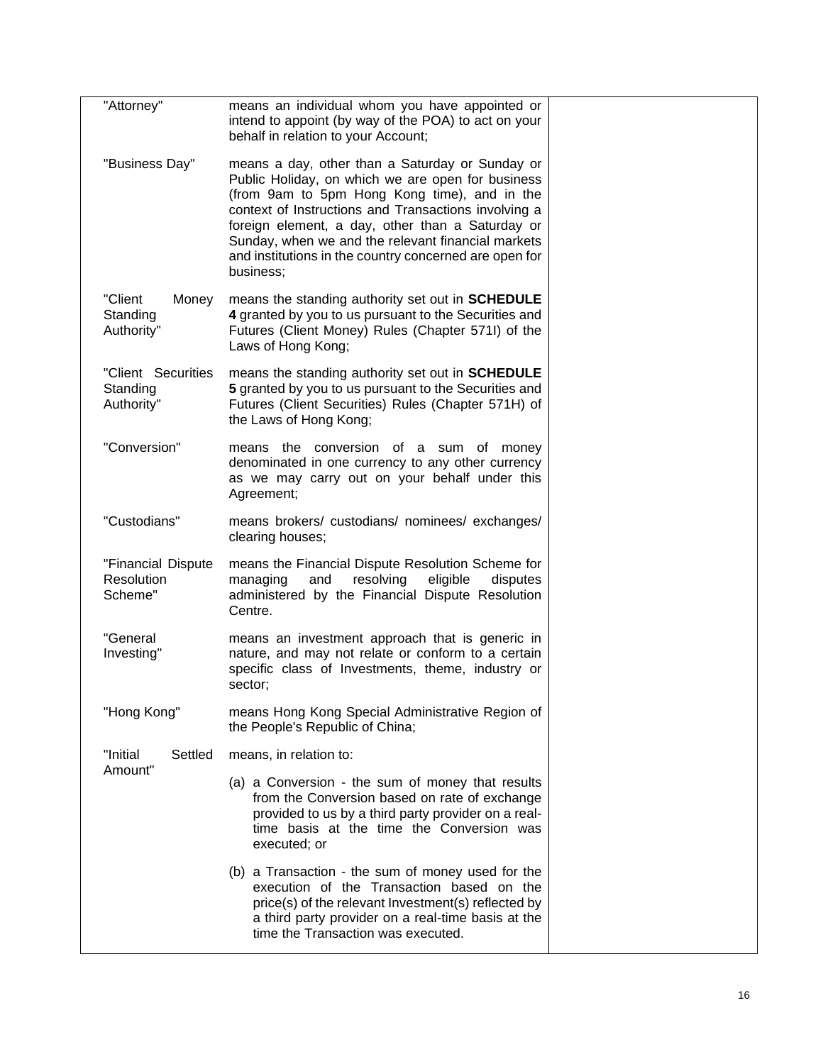| | | |
|---|---|---|
| "Attorney" | means an individual whom you have appointed or intend to appoint (by way of the POA) to act on your behalf in relation to your Account; | |
| "Business Day" | means a day, other than a Saturday or Sunday or Public Holiday, on which we are open for business (from 9am to 5pm Hong Kong time), and in the context of Instructions and Transactions involving a foreign element, a day, other than a Saturday or Sunday, when we and the relevant financial markets and institutions in the country concerned are open for business; | |
| "Client Money Standing Authority" | means the standing authority set out in **SCHEDULE 4** granted by you to us pursuant to the Securities and Futures (Client Money) Rules (Chapter 571I) of the Laws of Hong Kong; | |
| "Client Securities Standing Authority" | means the standing authority set out in **SCHEDULE 5** granted by you to us pursuant to the Securities and Futures (Client Securities) Rules (Chapter 571H) of the Laws of Hong Kong; | |
| "Conversion" | means the conversion of a sum of money denominated in one currency to any other currency as we may carry out on your behalf under this Agreement; | |
| "Custodians" | means brokers/ custodians/ nominees/ exchanges/ clearing houses; | |
| "Financial Dispute Resolution Scheme" | means the Financial Dispute Resolution Scheme for managing and resolving eligible disputes administered by the Financial Dispute Resolution Centre. | |
| "General Investing" | means an investment approach that is generic in nature, and may not relate or conform to a certain specific class of Investments, theme, industry or sector; | |
| "Hong Kong" | means Hong Kong Special Administrative Region of the People's Republic of China; | |
| "Initial Settled Amount" | means, in relation to:<br><br>(a) a Conversion - the sum of money that results from the Conversion based on rate of exchange provided to us by a third party provider on a real-time basis at the time the Conversion was executed; or<br><br>(b) a Transaction - the sum of money used for the execution of the Transaction based on the price(s) of the relevant Investment(s) reflected by a third party provider on a real-time basis at the time the Transaction was executed. | |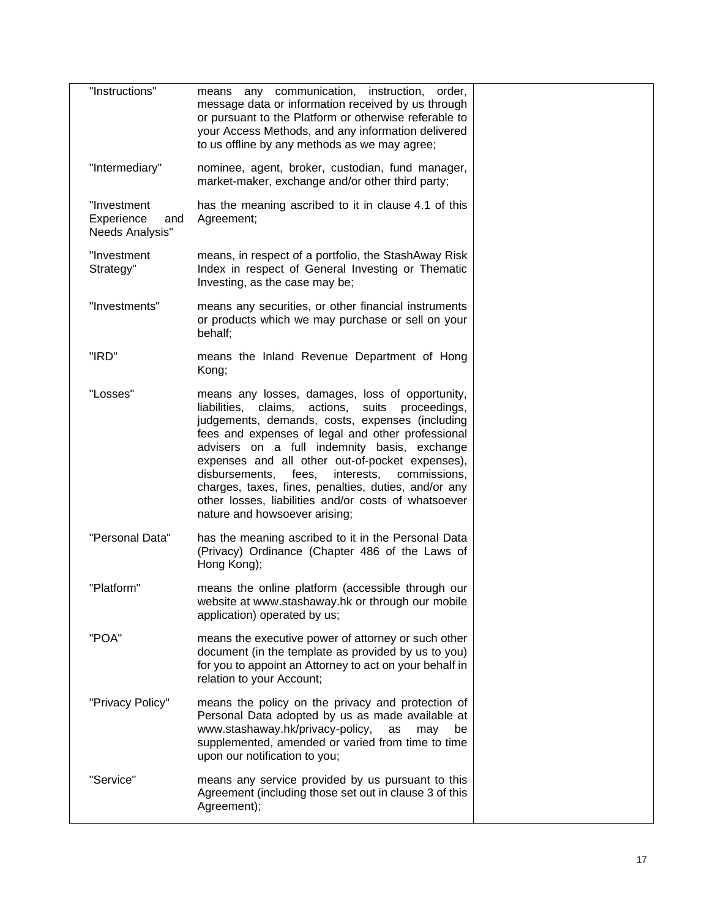| | | |
|---|---|---|
| "Instructions" | means any communication, instruction, order, message data or information received by us through or pursuant to the Platform or otherwise referable to your Access Methods, and any information delivered to us offline by any methods as we may agree; | |
| "Intermediary" | nominee, agent, broker, custodian, fund manager, market-maker, exchange and/or other third party; | |
| "Investment Experience and Needs Analysis" | has the meaning ascribed to it in clause 4.1 of this Agreement; | |
| "Investment Strategy" | means, in respect of a portfolio, the StashAway Risk Index in respect of General Investing or Thematic Investing, as the case may be; | |
| "Investments" | means any securities, or other financial instruments or products which we may purchase or sell on your behalf; | |
| "IRD" | means the Inland Revenue Department of Hong Kong; | |
| "Losses" | means any losses, damages, loss of opportunity, liabilities, claims, actions, suits proceedings, judgements, demands, costs, expenses (including fees and expenses of legal and other professional advisers on a full indemnity basis, exchange expenses and all other out-of-pocket expenses), disbursements, fees, interests, commissions, charges, taxes, fines, penalties, duties, and/or any other losses, liabilities and/or costs of whatsoever nature and howsoever arising; | |
| "Personal Data" | has the meaning ascribed to it in the Personal Data (Privacy) Ordinance (Chapter 486 of the Laws of Hong Kong); | |
| "Platform" | means the online platform (accessible through our website at www.stashaway.hk or through our mobile application) operated by us; | |
| "POA" | means the executive power of attorney or such other document (in the template as provided by us to you) for you to appoint an Attorney to act on your behalf in relation to your Account; | |
| "Privacy Policy" | means the policy on the privacy and protection of Personal Data adopted by us as made available at www.stashaway.hk/privacy-policy, as may be supplemented, amended or varied from time to time upon our notification to you; | |
| "Service" | means any service provided by us pursuant to this Agreement (including those set out in clause 3 of this Agreement); | |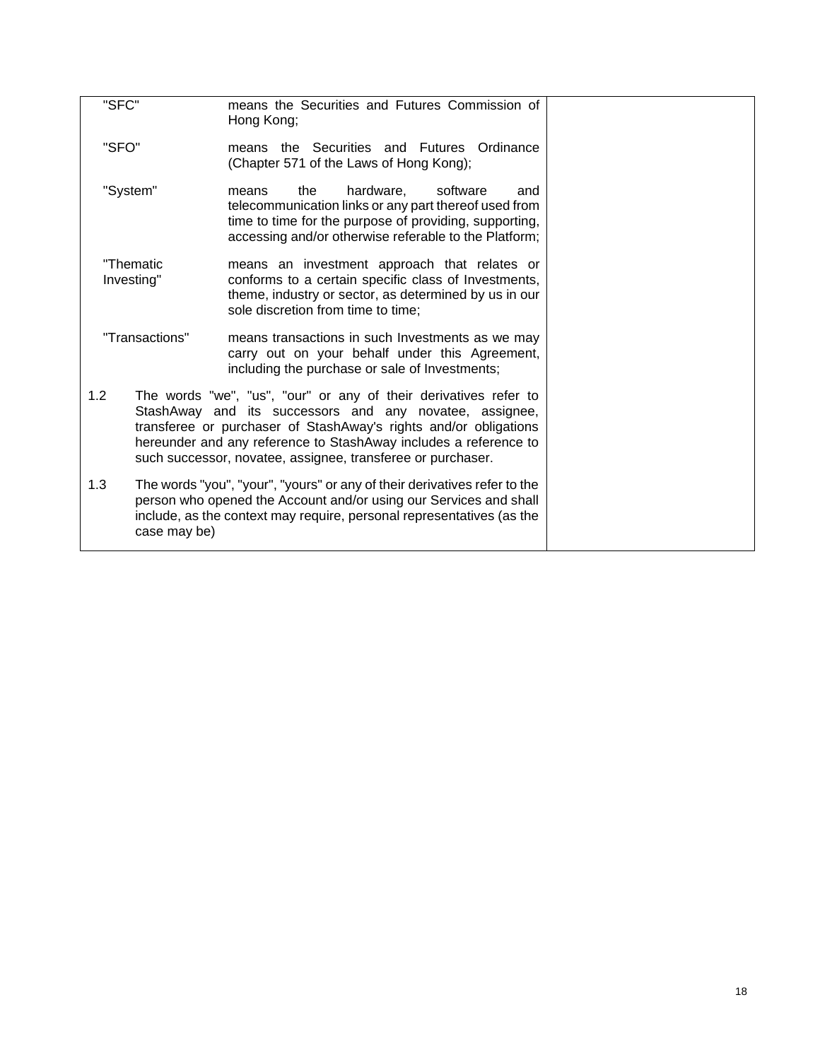| | | |
|---|---|---|
| "SFC" | means the Securities and Futures Commission of Hong Kong; | |
| "SFO" | means the Securities and Futures Ordinance (Chapter 571 of the Laws of Hong Kong); | |
| "System" | means the hardware, software and telecommunication links or any part thereof used from time to time for the purpose of providing, supporting, accessing and/or otherwise referable to the Platform; | |
| "Thematic Investing" | means an investment approach that relates or conforms to a certain specific class of Investments, theme, industry or sector, as determined by us in our sole discretion from time to time; | |
| "Transactions" | means transactions in such Investments as we may carry out on your behalf under this Agreement, including the purchase or sale of Investments; | |

1.2 The words "we", "us", "our" or any of their derivatives refer to StashAway and its successors and any novatee, assignee, transferee or purchaser of StashAway's rights and/or obligations hereunder and any reference to StashAway includes a reference to such successor, novatee, assignee, transferee or purchaser.

1.3 The words "you", "your", "yours" or any of their derivatives refer to the person who opened the Account and/or using our Services and shall include, as the context may require, personal representatives (as the case may be)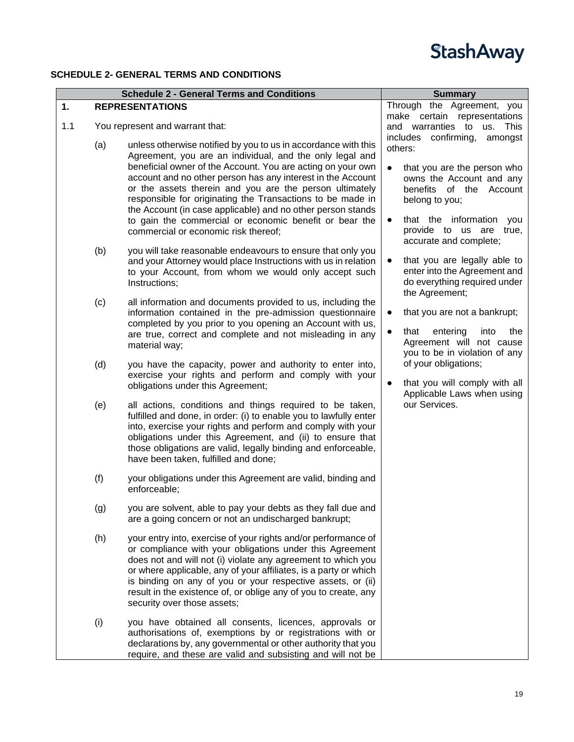## SCHEDULE 2- GENERAL TERMS AND CONDITIONS

| Schedule 2 - General Terms and Conditions | Summary |
|---|---|
| **1. REPRESENTATIONS**<br><br>1.1 You represent and warrant that:<br><br>(a) unless otherwise notified by you to us in accordance with this Agreement, you are an individual, and the only legal and beneficial owner of the Account. You are acting on your own account and no other person has any interest in the Account or the assets therein and you are the person ultimately responsible for originating the Transactions to be made in the Account (in case applicable) and no other person stands to gain the commercial or economic benefit or bear the commercial or economic risk thereof;<br><br>(b) you will take reasonable endeavours to ensure that only you and your Attorney would place Instructions with us in relation to your Account, from whom we would only accept such Instructions;<br><br>(c) all information and documents provided to us, including the information contained in the pre-admission questionnaire completed by you prior to you opening an Account with us, are true, correct and complete and not misleading in any material way;<br><br>(d) you have the capacity, power and authority to enter into, exercise your rights and perform and comply with your obligations under this Agreement;<br><br>(e) all actions, conditions and things required to be taken, fulfilled and done, in order: (i) to enable you to lawfully enter into, exercise your rights and perform and comply with your obligations under this Agreement, and (ii) to ensure that those obligations are valid, legally binding and enforceable, have been taken, fulfilled and done;<br><br>(f) your obligations under this Agreement are valid, binding and enforceable;<br><br>(g) you are solvent, able to pay your debts as they fall due and are a going concern or not an undischarged bankrupt;<br><br>(h) your entry into, exercise of your rights and/or performance of or compliance with your obligations under this Agreement does not and will not (i) violate any agreement to which you or where applicable, any of your affiliates, is a party or which is binding on any of you or your respective assets, or (ii) result in the existence of, or oblige any of you to create, any security over those assets;<br><br>(i) you have obtained all consents, licences, approvals or authorisations of, exemptions by or registrations with or declarations by, any governmental or other authority that you require, and these are valid and subsisting and will not be | Through the Agreement, you make certain representations and warranties to us. This includes confirming, amongst others:<br><br>• that you are the person who owns the Account and any benefits of the Account belong to you;<br><br>• that the information you provide to us are true, accurate and complete;<br><br>• that you are legally able to enter into the Agreement and do everything required under the Agreement;<br><br>• that you are not a bankrupt;<br><br>• that entering into the Agreement will not cause you to be in violation of any of your obligations;<br><br>• that you will comply with all Applicable Laws when using our Services. |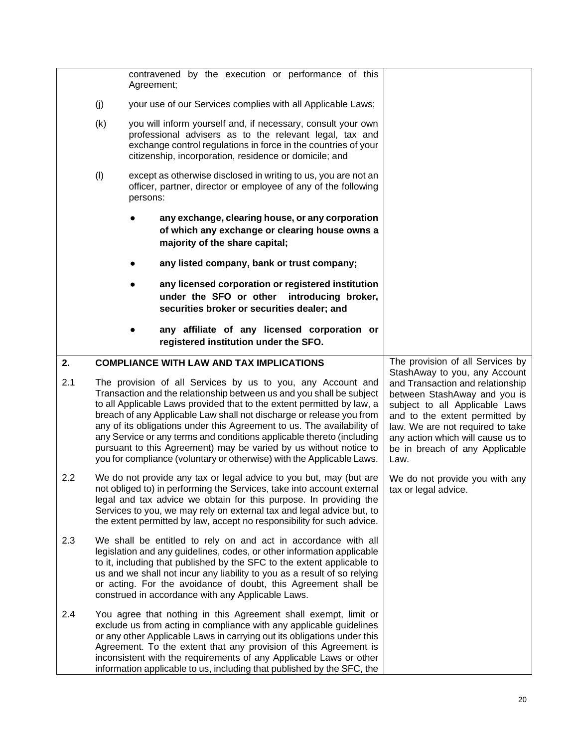| | | |
|---|---|---|
| | contravened by the execution or performance of this Agreement;<br><br>(j) your use of our Services complies with all Applicable Laws;<br><br>(k) you will inform yourself and, if necessary, consult your own professional advisers as to the relevant legal, tax and exchange control regulations in force in the countries of your citizenship, incorporation, residence or domicile; and<br><br>(l) except as otherwise disclosed in writing to us, you are not an officer, partner, director or employee of any of the following persons:<br><br>● **any exchange, clearing house, or any corporation of which any exchange or clearing house owns a majority of the share capital;**<br><br>● **any listed company, bank or trust company;**<br><br>● **any licensed corporation or registered institution under the SFO or other introducing broker, securities broker or securities dealer; and**<br><br>● **any affiliate of any licensed corporation or registered institution under the SFO.** | |
| **2.** | **COMPLIANCE WITH LAW AND TAX IMPLICATIONS** | The provision of all Services by StashAway to you, any Account and Transaction and relationship between StashAway and you is subject to all Applicable Laws and to the extent permitted by law. We are not required to take any action which will cause us to be in breach of any Applicable Law. |
| 2.1 | The provision of all Services by us to you, any Account and Transaction and the relationship between us and you shall be subject to all Applicable Laws provided that to the extent permitted by law, a breach of any Applicable Law shall not discharge or release you from any of its obligations under this Agreement to us. The availability of any Service or any terms and conditions applicable thereto (including pursuant to this Agreement) may be varied by us without notice to you for compliance (voluntary or otherwise) with the Applicable Laws. | |
| 2.2 | We do not provide any tax or legal advice to you but, may (but are not obliged to) in performing the Services, take into account external legal and tax advice we obtain for this purpose. In providing the Services to you, we may rely on external tax and legal advice but, to the extent permitted by law, accept no responsibility for such advice. | We do not provide you with any tax or legal advice. |
| 2.3 | We shall be entitled to rely on and act in accordance with all legislation and any guidelines, codes, or other information applicable to it, including that published by the SFC to the extent applicable to us and we shall not incur any liability to you as a result of so relying or acting. For the avoidance of doubt, this Agreement shall be construed in accordance with any Applicable Laws. | |
| 2.4 | You agree that nothing in this Agreement shall exempt, limit or exclude us from acting in compliance with any applicable guidelines or any other Applicable Laws in carrying out its obligations under this Agreement. To the extent that any provision of this Agreement is inconsistent with the requirements of any Applicable Laws or other information applicable to us, including that published by the SFC, the | |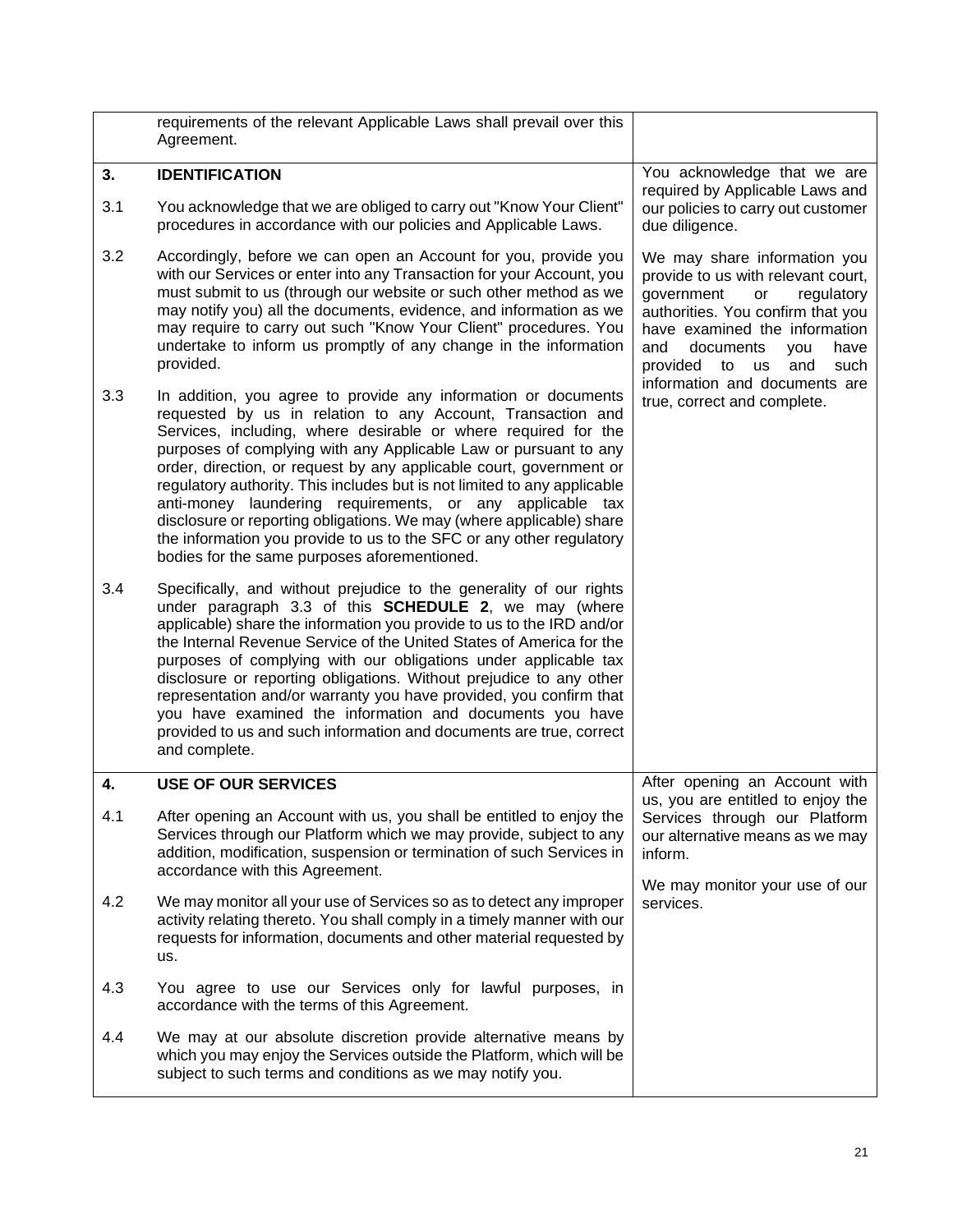| | | |
|---|---|---|
| | requirements of the relevant Applicable Laws shall prevail over this Agreement. | |
| **3.** | **IDENTIFICATION** | You acknowledge that we are required by Applicable Laws and our policies to carry out customer due diligence. |
| 3.1 | You acknowledge that we are obliged to carry out "Know Your Client" procedures in accordance with our policies and Applicable Laws. | |
| 3.2 | Accordingly, before we can open an Account for you, provide you with our Services or enter into any Transaction for your Account, you must submit to us (through our website or such other method as we may notify you) all the documents, evidence, and information as we may require to carry out such "Know Your Client" procedures. You undertake to inform us promptly of any change in the information provided. | We may share information you provide to us with relevant court, government or regulatory authorities. You confirm that you have examined the information and documents you have provided to us and such information and documents are true, correct and complete. |
| 3.3 | In addition, you agree to provide any information or documents requested by us in relation to any Account, Transaction and Services, including, where desirable or where required for the purposes of complying with any Applicable Law or pursuant to any order, direction, or request by any applicable court, government or regulatory authority. This includes but is not limited to any applicable anti-money laundering requirements, or any applicable tax disclosure or reporting obligations. We may (where applicable) share the information you provide to us to the SFC or any other regulatory bodies for the same purposes aforementioned. | |
| 3.4 | Specifically, and without prejudice to the generality of our rights under paragraph 3.3 of this **SCHEDULE 2**, we may (where applicable) share the information you provide to us to the IRD and/or the Internal Revenue Service of the United States of America for the purposes of complying with our obligations under applicable tax disclosure or reporting obligations. Without prejudice to any other representation and/or warranty you have provided, you confirm that you have examined the information and documents you have provided to us and such information and documents are true, correct and complete. | |
| **4.** | **USE OF OUR SERVICES** | After opening an Account with us, you are entitled to enjoy the Services through our Platform our alternative means as we may inform. |
| 4.1 | After opening an Account with us, you shall be entitled to enjoy the Services through our Platform which we may provide, subject to any addition, modification, suspension or termination of such Services in accordance with this Agreement. | |
| 4.2 | We may monitor all your use of Services so as to detect any improper activity relating thereto. You shall comply in a timely manner with our requests for information, documents and other material requested by us. | We may monitor your use of our services. |
| 4.3 | You agree to use our Services only for lawful purposes, in accordance with the terms of this Agreement. | |
| 4.4 | We may at our absolute discretion provide alternative means by which you may enjoy the Services outside the Platform, which will be subject to such terms and conditions as we may notify you. | |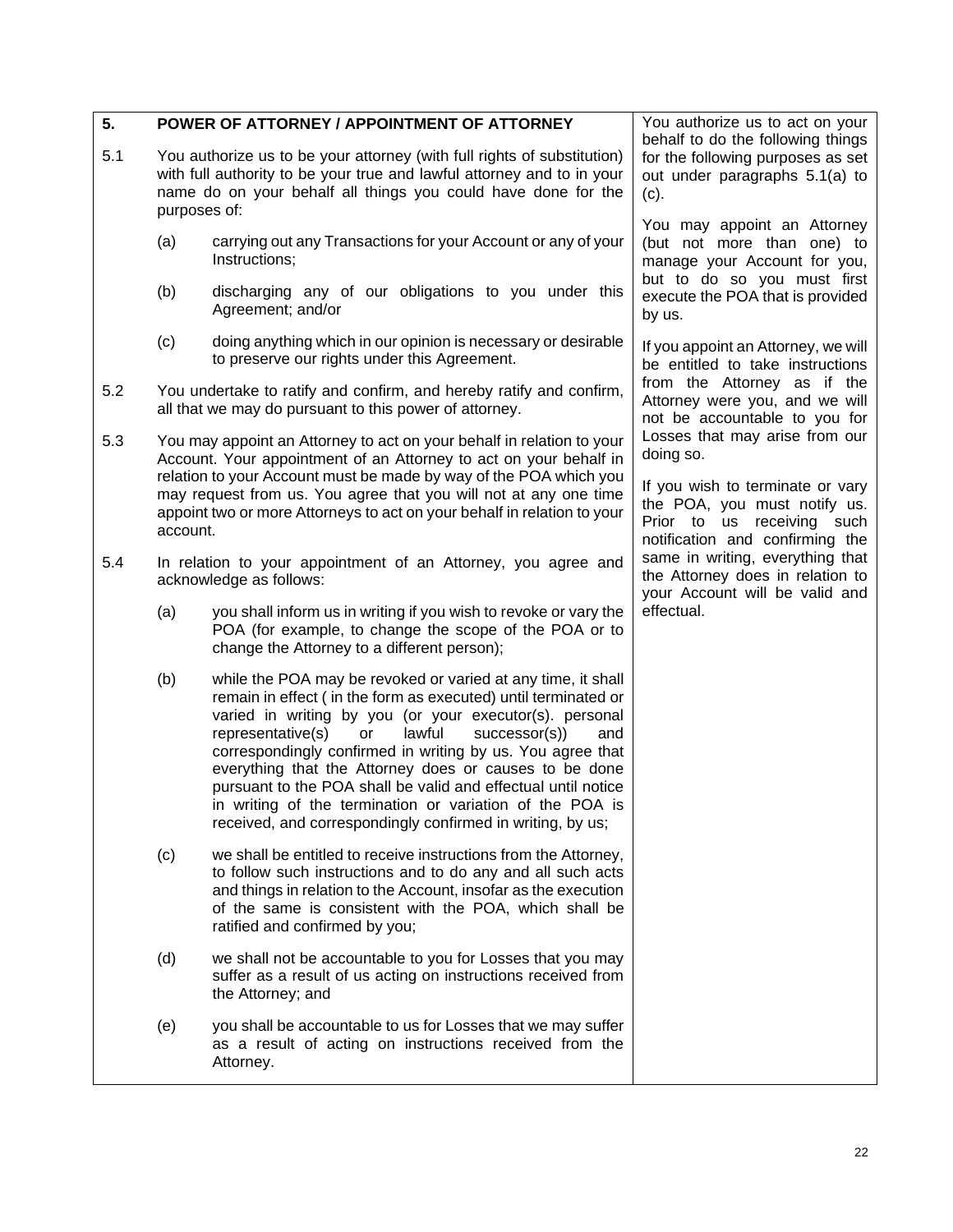## 5. POWER OF ATTORNEY / APPOINTMENT OF ATTORNEY

5.1 You authorize us to be your attorney (with full rights of substitution) with full authority to be your true and lawful attorney and to in your name do on your behalf all things you could have done for the purposes of:

(a) carrying out any Transactions for your Account or any of your Instructions;

(b) discharging any of our obligations to you under this Agreement; and/or

(c) doing anything which in our opinion is necessary or desirable to preserve our rights under this Agreement.

5.2 You undertake to ratify and confirm, and hereby ratify and confirm, all that we may do pursuant to this power of attorney.

5.3 You may appoint an Attorney to act on your behalf in relation to your Account. Your appointment of an Attorney to act on your behalf in relation to your Account must be made by way of the POA which you may request from us. You agree that you will not at any one time appoint two or more Attorneys to act on your behalf in relation to your account.

5.4 In relation to your appointment of an Attorney, you agree and acknowledge as follows:

(a) you shall inform us in writing if you wish to revoke or vary the POA (for example, to change the scope of the POA or to change the Attorney to a different person);

(b) while the POA may be revoked or varied at any time, it shall remain in effect ( in the form as executed) until terminated or varied in writing by you (or your executor(s). personal representative(s) or lawful successor(s)) and correspondingly confirmed in writing by us. You agree that everything that the Attorney does or causes to be done pursuant to the POA shall be valid and effectual until notice in writing of the termination or variation of the POA is received, and correspondingly confirmed in writing, by us;

(c) we shall be entitled to receive instructions from the Attorney, to follow such instructions and to do any and all such acts and things in relation to the Account, insofar as the execution of the same is consistent with the POA, which shall be ratified and confirmed by you;

(d) we shall not be accountable to you for Losses that you may suffer as a result of us acting on instructions received from the Attorney; and

(e) you shall be accountable to us for Losses that we may suffer as a result of acting on instructions received from the Attorney.

You authorize us to act on your behalf to do the following things for the following purposes as set out under paragraphs 5.1(a) to (c).

You may appoint an Attorney (but not more than one) to manage your Account for you, but to do so you must first execute the POA that is provided by us.

If you appoint an Attorney, we will be entitled to take instructions from the Attorney as if the Attorney were you, and we will not be accountable to you for Losses that may arise from our doing so.

If you wish to terminate or vary the POA, you must notify us. Prior to us receiving such notification and confirming the same in writing, everything that the Attorney does in relation to your Account will be valid and effectual.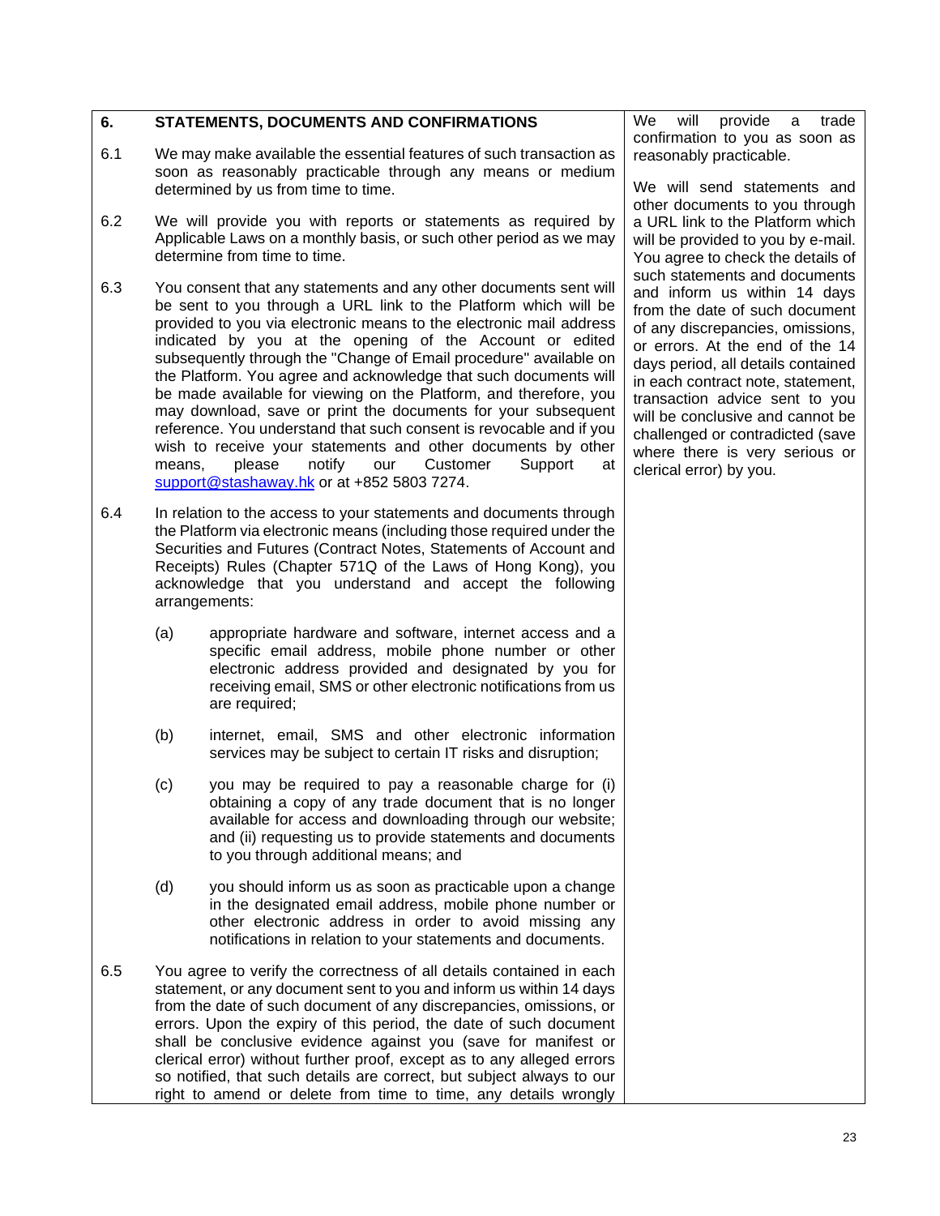## 6. STATEMENTS, DOCUMENTS AND CONFIRMATIONS

6.1 We may make available the essential features of such transaction as soon as reasonably practicable through any means or medium determined by us from time to time.

6.2 We will provide you with reports or statements as required by Applicable Laws on a monthly basis, or such other period as we may determine from time to time.

6.3 You consent that any statements and any other documents sent will be sent to you through a URL link to the Platform which will be provided to you via electronic means to the electronic mail address indicated by you at the opening of the Account or edited subsequently through the "Change of Email procedure" available on the Platform. You agree and acknowledge that such documents will be made available for viewing on the Platform, and therefore, you may download, save or print the documents for your subsequent reference. You understand that such consent is revocable and if you wish to receive your statements and other documents by other means, please notify our Customer Support at support@stashaway.hk or at +852 5803 7274.

6.4 In relation to the access to your statements and documents through the Platform via electronic means (including those required under the Securities and Futures (Contract Notes, Statements of Account and Receipts) Rules (Chapter 571Q of the Laws of Hong Kong), you acknowledge that you understand and accept the following arrangements:

(a) appropriate hardware and software, internet access and a specific email address, mobile phone number or other electronic address provided and designated by you for receiving email, SMS or other electronic notifications from us are required;

(b) internet, email, SMS and other electronic information services may be subject to certain IT risks and disruption;

(c) you may be required to pay a reasonable charge for (i) obtaining a copy of any trade document that is no longer available for access and downloading through our website; and (ii) requesting us to provide statements and documents to you through additional means; and

(d) you should inform us as soon as practicable upon a change in the designated email address, mobile phone number or other electronic address in order to avoid missing any notifications in relation to your statements and documents.

6.5 You agree to verify the correctness of all details contained in each statement, or any document sent to you and inform us within 14 days from the date of such document of any discrepancies, omissions, or errors. Upon the expiry of this period, the date of such document shall be conclusive evidence against you (save for manifest or clerical error) without further proof, except as to any alleged errors so notified, that such details are correct, but subject always to our right to amend or delete from time to time, any details wrongly

We will provide a trade confirmation to you as soon as reasonably practicable.

We will send statements and other documents to you through a URL link to the Platform which will be provided to you by e-mail. You agree to check the details of such statements and documents and inform us within 14 days from the date of such document of any discrepancies, omissions, or errors. At the end of the 14 days period, all details contained in each contract note, statement, transaction advice sent to you will be conclusive and cannot be challenged or contradicted (save where there is very serious or clerical error) by you.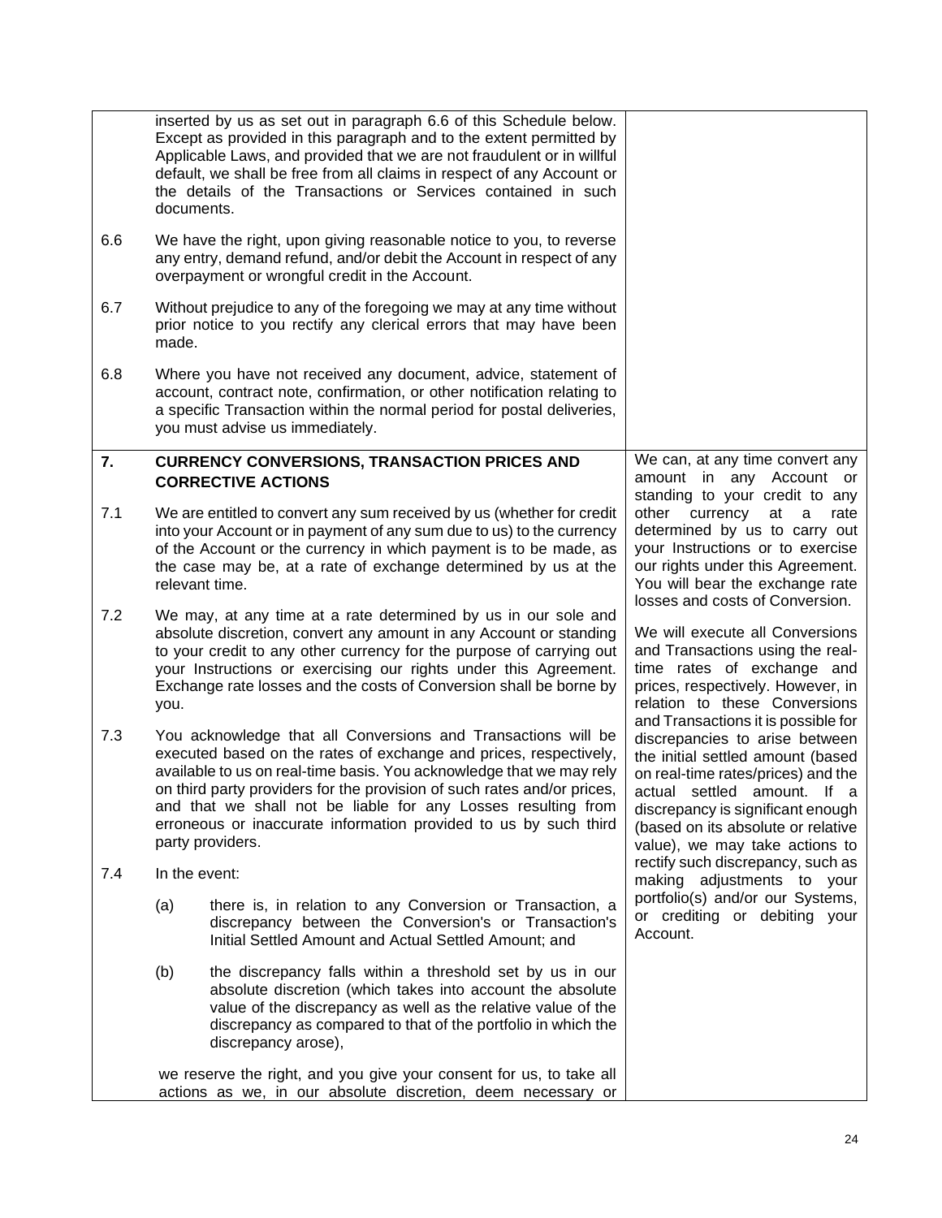inserted by us as set out in paragraph 6.6 of this Schedule below. Except as provided in this paragraph and to the extent permitted by Applicable Laws, and provided that we are not fraudulent or in willful default, we shall be free from all claims in respect of any Account or the details of the Transactions or Services contained in such documents.

6.6 We have the right, upon giving reasonable notice to you, to reverse any entry, demand refund, and/or debit the Account in respect of any overpayment or wrongful credit in the Account.

6.7 Without prejudice to any of the foregoing we may at any time without prior notice to you rectify any clerical errors that may have been made.

6.8 Where you have not received any document, advice, statement of account, contract note, confirmation, or other notification relating to a specific Transaction within the normal period for postal deliveries, you must advise us immediately.

## 7. CURRENCY CONVERSIONS, TRANSACTION PRICES AND CORRECTIVE ACTIONS

7.1 We are entitled to convert any sum received by us (whether for credit into your Account or in payment of any sum due to us) to the currency of the Account or the currency in which payment is to be made, as the case may be, at a rate of exchange determined by us at the relevant time.

7.2 We may, at any time at a rate determined by us in our sole and absolute discretion, convert any amount in any Account or standing to your credit to any other currency for the purpose of carrying out your Instructions or exercising our rights under this Agreement. Exchange rate losses and the costs of Conversion shall be borne by you.

7.3 You acknowledge that all Conversions and Transactions will be executed based on the rates of exchange and prices, respectively, available to us on real-time basis. You acknowledge that we may rely on third party providers for the provision of such rates and/or prices, and that we shall not be liable for any Losses resulting from erroneous or inaccurate information provided to us by such third party providers.

7.4 In the event:

(a) there is, in relation to any Conversion or Transaction, a discrepancy between the Conversion's or Transaction's Initial Settled Amount and Actual Settled Amount; and

(b) the discrepancy falls within a threshold set by us in our absolute discretion (which takes into account the absolute value of the discrepancy as well as the relative value of the discrepancy as compared to that of the portfolio in which the discrepancy arose),

we reserve the right, and you give your consent for us, to take all actions as we, in our absolute discretion, deem necessary or

We can, at any time convert any amount in any Account or standing to your credit to any other currency at a rate determined by us to carry out your Instructions or to exercise our rights under this Agreement. You will bear the exchange rate losses and costs of Conversion.

We will execute all Conversions and Transactions using the real-time rates of exchange and prices, respectively. However, in relation to these Conversions and Transactions it is possible for discrepancies to arise between the initial settled amount (based on real-time rates/prices) and the actual settled amount. If a discrepancy is significant enough (based on its absolute or relative value), we may take actions to rectify such discrepancy, such as making adjustments to your portfolio(s) and/or our Systems, or crediting or debiting your Account.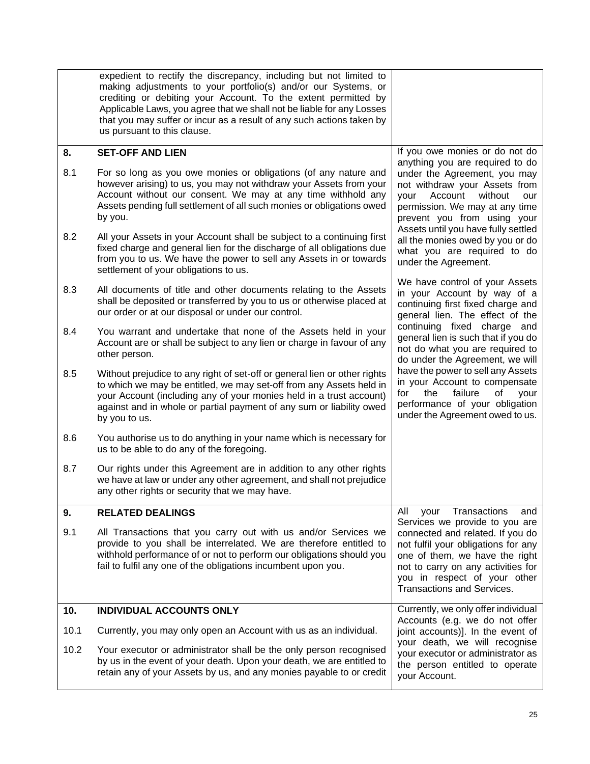| | | |
|---|---|---|
| | expedient to rectify the discrepancy, including but not limited to making adjustments to your portfolio(s) and/or our Systems, or crediting or debiting your Account. To the extent permitted by Applicable Laws, you agree that we shall not be liable for any Losses that you may suffer or incur as a result of any such actions taken by us pursuant to this clause. | |
| **8.** | **SET-OFF AND LIEN** | If you owe monies or do not do anything you are required to do under the Agreement, you may not withdraw your Assets from your Account without our permission. We may at any time prevent you from using your Assets until you have fully settled all the monies owed by you or do what you are required to do under the Agreement.<br><br>We have control of your Assets in your Account by way of a continuing first fixed charge and general lien. The effect of the continuing fixed charge and general lien is such that if you do not do what you are required to do under the Agreement, we will have the power to sell any Assets in your Account to compensate for the failure of your performance of your obligation under the Agreement owed to us. |
| 8.1 | For so long as you owe monies or obligations (of any nature and however arising) to us, you may not withdraw your Assets from your Account without our consent. We may at any time withhold any Assets pending full settlement of all such monies or obligations owed by you. | |
| 8.2 | All your Assets in your Account shall be subject to a continuing first fixed charge and general lien for the discharge of all obligations due from you to us. We have the power to sell any Assets in or towards settlement of your obligations to us. | |
| 8.3 | All documents of title and other documents relating to the Assets shall be deposited or transferred by you to us or otherwise placed at our order or at our disposal or under our control. | |
| 8.4 | You warrant and undertake that none of the Assets held in your Account are or shall be subject to any lien or charge in favour of any other person. | |
| 8.5 | Without prejudice to any right of set-off or general lien or other rights to which we may be entitled, we may set-off from any Assets held in your Account (including any of your monies held in a trust account) against and in whole or partial payment of any sum or liability owed by you to us. | |
| 8.6 | You authorise us to do anything in your name which is necessary for us to be able to do any of the foregoing. | |
| 8.7 | Our rights under this Agreement are in addition to any other rights we have at law or under any other agreement, and shall not prejudice any other rights or security that we may have. | |
| **9.** | **RELATED DEALINGS** | All your Transactions and Services we provide to you are connected and related. If you do not fulfil your obligations for any one of them, we have the right not to carry on any activities for you in respect of your other Transactions and Services. |
| 9.1 | All Transactions that you carry out with us and/or Services we provide to you shall be interrelated. We are therefore entitled to withhold performance of or not to perform our obligations should you fail to fulfil any one of the obligations incumbent upon you. | |
| **10.** | **INDIVIDUAL ACCOUNTS ONLY** | Currently, we only offer individual Accounts (e.g. we do not offer joint accounts)]. In the event of your death, we will recognise your executor or administrator as the person entitled to operate your Account. |
| 10.1 | Currently, you may only open an Account with us as an individual. | |
| 10.2 | Your executor or administrator shall be the only person recognised by us in the event of your death. Upon your death, we are entitled to retain any of your Assets by us, and any monies payable to or credit | |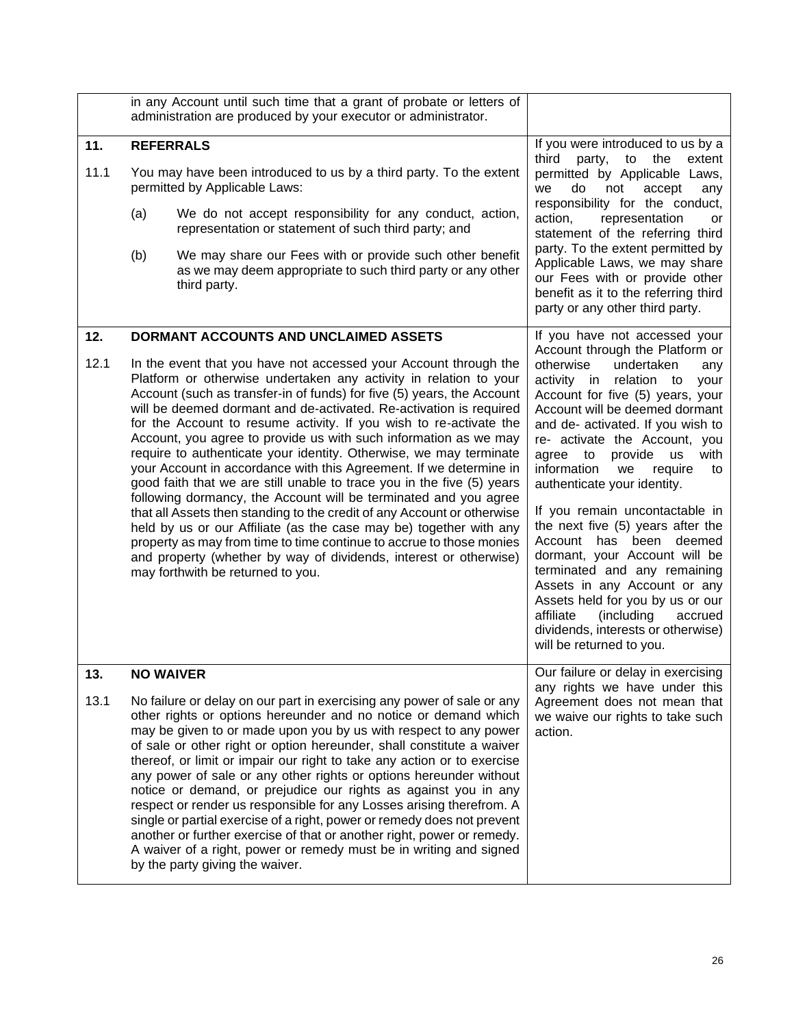| | | |
|---|---|---|
| | in any Account until such time that a grant of probate or letters of administration are produced by your executor or administrator. | |
| **11.** | **REFERRALS** | If you were introduced to us by a third party, to the extent permitted by Applicable Laws, we do not accept any responsibility for the conduct, action, representation or statement of the referring third party. To the extent permitted by Applicable Laws, we may share our Fees with or provide other benefit as it to the referring third party or any other third party. |
| 11.1 | You may have been introduced to us by a third party. To the extent permitted by Applicable Laws:<br><br>(a) We do not accept responsibility for any conduct, action, representation or statement of such third party; and<br><br>(b) We may share our Fees with or provide such other benefit as we may deem appropriate to such third party or any other third party. | |
| **12.** | **DORMANT ACCOUNTS AND UNCLAIMED ASSETS** | If you have not accessed your Account through the Platform or otherwise undertaken any activity in relation to your Account for five (5) years, your Account will be deemed dormant and de- activated. If you wish to re- activate the Account, you agree to provide us with information we require to authenticate your identity.<br><br>If you remain uncontactable in the next five (5) years after the Account has been deemed dormant, your Account will be terminated and any remaining Assets in any Account or any Assets held for you by us or our affiliate (including accrued dividends, interests or otherwise) will be returned to you. |
| 12.1 | In the event that you have not accessed your Account through the Platform or otherwise undertaken any activity in relation to your Account (such as transfer-in of funds) for five (5) years, the Account will be deemed dormant and de-activated. Re-activation is required for the Account to resume activity. If you wish to re-activate the Account, you agree to provide us with such information as we may require to authenticate your identity. Otherwise, we may terminate your Account in accordance with this Agreement. If we determine in good faith that we are still unable to trace you in the five (5) years following dormancy, the Account will be terminated and you agree that all Assets then standing to the credit of any Account or otherwise held by us or our Affiliate (as the case may be) together with any property as may from time to time continue to accrue to those monies and property (whether by way of dividends, interest or otherwise) may forthwith be returned to you. | |
| **13.** | **NO WAIVER** | Our failure or delay in exercising any rights we have under this Agreement does not mean that we waive our rights to take such action. |
| 13.1 | No failure or delay on our part in exercising any power of sale or any other rights or options hereunder and no notice or demand which may be given to or made upon you by us with respect to any power of sale or other right or option hereunder, shall constitute a waiver thereof, or limit or impair our right to take any action or to exercise any power of sale or any other rights or options hereunder without notice or demand, or prejudice our rights as against you in any respect or render us responsible for any Losses arising therefrom. A single or partial exercise of a right, power or remedy does not prevent another or further exercise of that or another right, power or remedy. A waiver of a right, power or remedy must be in writing and signed by the party giving the waiver. | |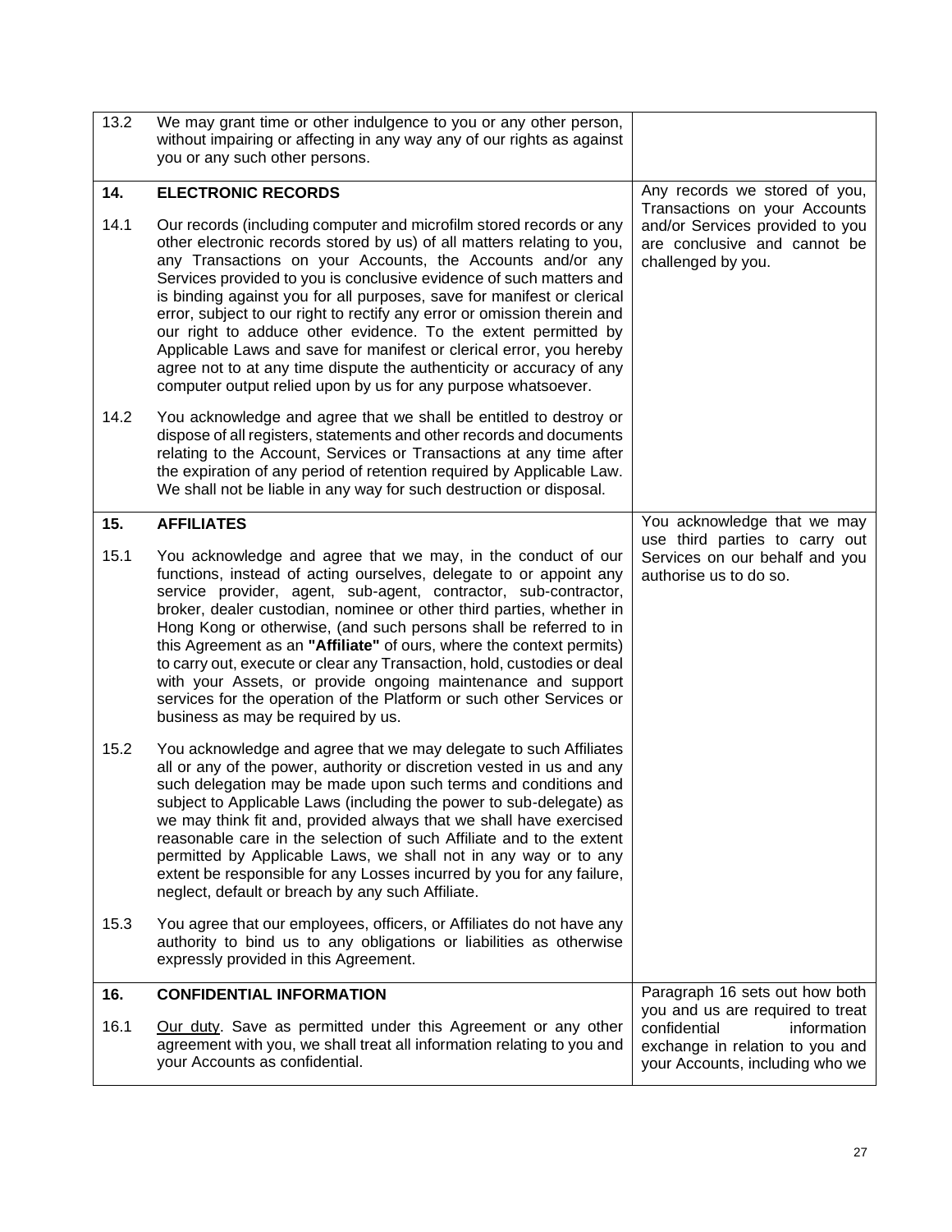| | | |
|---|---|---|
| 13.2 | We may grant time or other indulgence to you or any other person, without impairing or affecting in any way any of our rights as against you or any such other persons. | |
| **14.** | **ELECTRONIC RECORDS** | Any records we stored of you, Transactions on your Accounts and/or Services provided to you are conclusive and cannot be challenged by you. |
| 14.1 | Our records (including computer and microfilm stored records or any other electronic records stored by us) of all matters relating to you, any Transactions on your Accounts, the Accounts and/or any Services provided to you is conclusive evidence of such matters and is binding against you for all purposes, save for manifest or clerical error, subject to our right to rectify any error or omission therein and our right to adduce other evidence. To the extent permitted by Applicable Laws and save for manifest or clerical error, you hereby agree not to at any time dispute the authenticity or accuracy of any computer output relied upon by us for any purpose whatsoever. | |
| 14.2 | You acknowledge and agree that we shall be entitled to destroy or dispose of all registers, statements and other records and documents relating to the Account, Services or Transactions at any time after the expiration of any period of retention required by Applicable Law. We shall not be liable in any way for such destruction or disposal. | |
| **15.** | **AFFILIATES** | You acknowledge that we may use third parties to carry out Services on our behalf and you authorise us to do so. |
| 15.1 | You acknowledge and agree that we may, in the conduct of our functions, instead of acting ourselves, delegate to or appoint any service provider, agent, sub-agent, contractor, sub-contractor, broker, dealer custodian, nominee or other third parties, whether in Hong Kong or otherwise, (and such persons shall be referred to in this Agreement as an **"Affiliate"** of ours, where the context permits) to carry out, execute or clear any Transaction, hold, custodies or deal with your Assets, or provide ongoing maintenance and support services for the operation of the Platform or such other Services or business as may be required by us. | |
| 15.2 | You acknowledge and agree that we may delegate to such Affiliates all or any of the power, authority or discretion vested in us and any such delegation may be made upon such terms and conditions and subject to Applicable Laws (including the power to sub-delegate) as we may think fit and, provided always that we shall have exercised reasonable care in the selection of such Affiliate and to the extent permitted by Applicable Laws, we shall not in any way or to any extent be responsible for any Losses incurred by you for any failure, neglect, default or breach by any such Affiliate. | |
| 15.3 | You agree that our employees, officers, or Affiliates do not have any authority to bind us to any obligations or liabilities as otherwise expressly provided in this Agreement. | |
| **16.** | **CONFIDENTIAL INFORMATION** | Paragraph 16 sets out how both you and us are required to treat confidential information exchange in relation to you and your Accounts, including who we |
| 16.1 | Our duty. Save as permitted under this Agreement or any other agreement with you, we shall treat all information relating to you and your Accounts as confidential. | |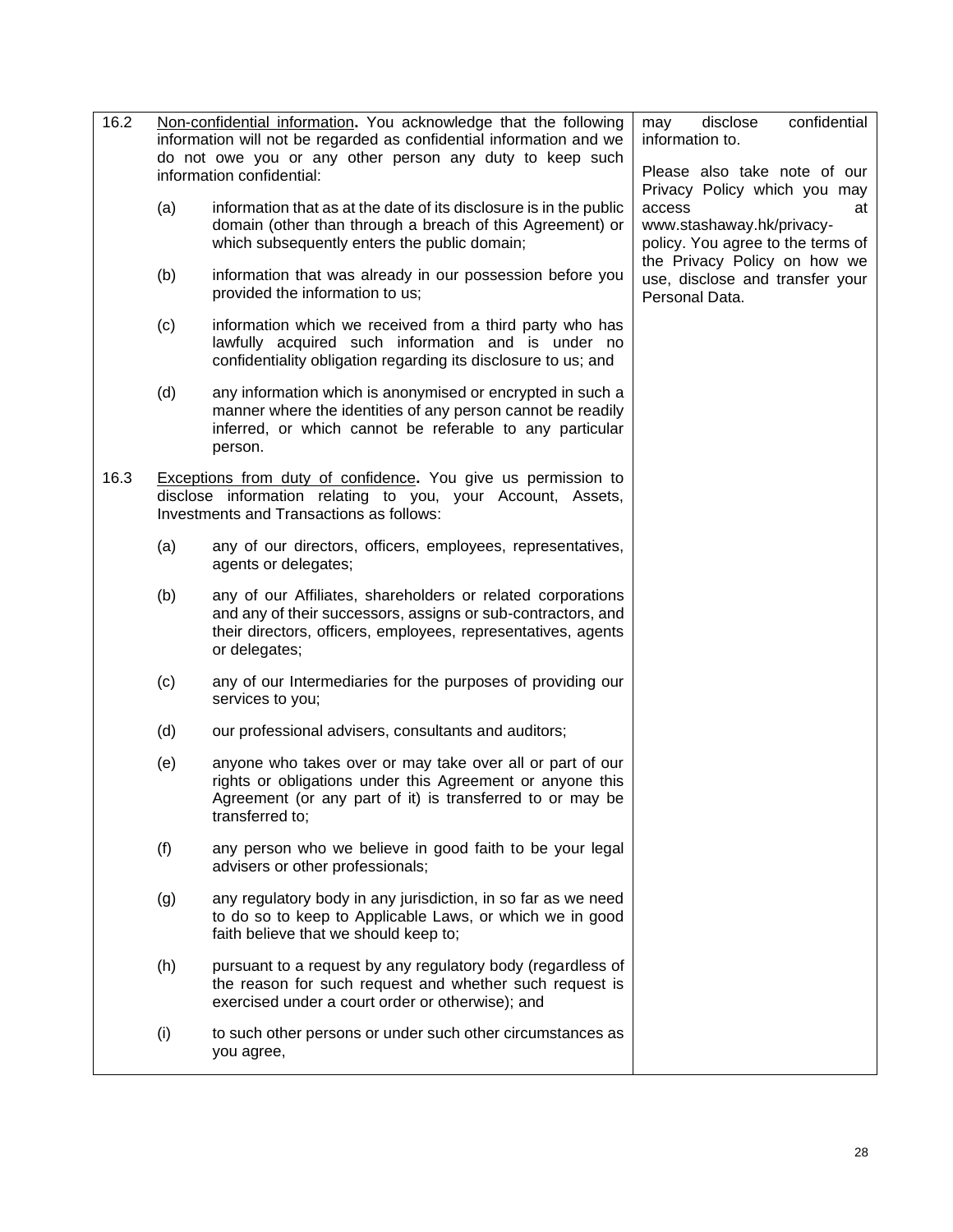| | |
|---|---|
| **16.2** <u>Non-confidential information</u>**.** You acknowledge that the following information will not be regarded as confidential information and we do not owe you or any other person any duty to keep such information confidential:<br><br>(a) information that as at the date of its disclosure is in the public domain (other than through a breach of this Agreement) or which subsequently enters the public domain;<br><br>(b) information that was already in our possession before you provided the information to us;<br><br>(c) information which we received from a third party who has lawfully acquired such information and is under no confidentiality obligation regarding its disclosure to us; and<br><br>(d) any information which is anonymised or encrypted in such a manner where the identities of any person cannot be readily inferred, or which cannot be referable to any particular person.<br><br>**16.3** <u>Exceptions from duty of confidence</u>**.** You give us permission to disclose information relating to you, your Account, Assets, Investments and Transactions as follows:<br><br>(a) any of our directors, officers, employees, representatives, agents or delegates;<br><br>(b) any of our Affiliates, shareholders or related corporations and any of their successors, assigns or sub-contractors, and their directors, officers, employees, representatives, agents or delegates;<br><br>(c) any of our Intermediaries for the purposes of providing our services to you;<br><br>(d) our professional advisers, consultants and auditors;<br><br>(e) anyone who takes over or may take over all or part of our rights or obligations under this Agreement or anyone this Agreement (or any part of it) is transferred to or may be transferred to;<br><br>(f) any person who we believe in good faith to be your legal advisers or other professionals;<br><br>(g) any regulatory body in any jurisdiction, in so far as we need to do so to keep to Applicable Laws, or which we in good faith believe that we should keep to;<br><br>(h) pursuant to a request by any regulatory body (regardless of the reason for such request and whether such request is exercised under a court order or otherwise); and<br><br>(i) to such other persons or under such other circumstances as you agree, | may disclose confidential information to.<br><br>Please also take note of our Privacy Policy which you may access at www.stashaway.hk/privacy-policy. You agree to the terms of the Privacy Policy on how we use, disclose and transfer your Personal Data. |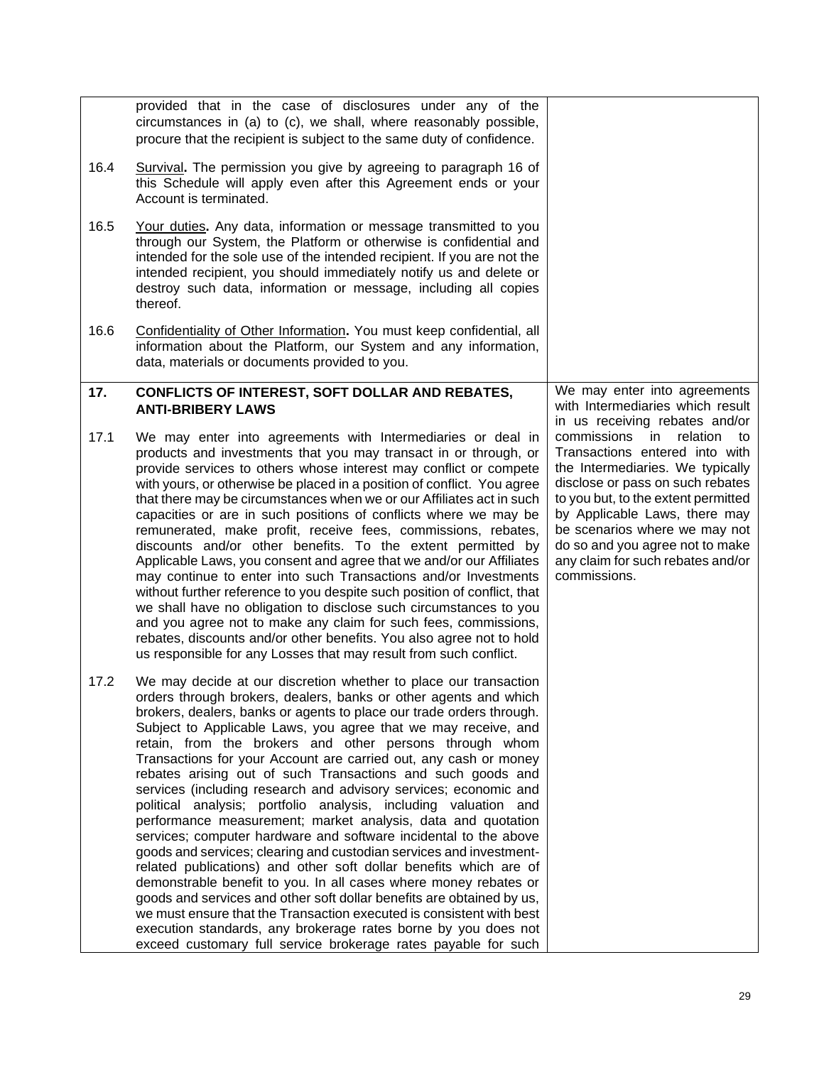provided that in the case of disclosures under any of the circumstances in (a) to (c), we shall, where reasonably possible, procure that the recipient is subject to the same duty of confidence.

16.4 Survival**.** The permission you give by agreeing to paragraph 16 of this Schedule will apply even after this Agreement ends or your Account is terminated.

16.5 Your duties**.** Any data, information or message transmitted to you through our System, the Platform or otherwise is confidential and intended for the sole use of the intended recipient. If you are not the intended recipient, you should immediately notify us and delete or destroy such data, information or message, including all copies thereof.

16.6 Confidentiality of Other Information**.** You must keep confidential, all information about the Platform, our System and any information, data, materials or documents provided to you.

**17. CONFLICTS OF INTEREST, SOFT DOLLAR AND REBATES, ANTI-BRIBERY LAWS**

17.1 We may enter into agreements with Intermediaries or deal in products and investments that you may transact in or through, or provide services to others whose interest may conflict or compete with yours, or otherwise be placed in a position of conflict. You agree that there may be circumstances when we or our Affiliates act in such capacities or are in such positions of conflicts where we may be remunerated, make profit, receive fees, commissions, rebates, discounts and/or other benefits. To the extent permitted by Applicable Laws, you consent and agree that we and/or our Affiliates may continue to enter into such Transactions and/or Investments without further reference to you despite such position of conflict, that we shall have no obligation to disclose such circumstances to you and you agree not to make any claim for such fees, commissions, rebates, discounts and/or other benefits. You also agree not to hold us responsible for any Losses that may result from such conflict.

17.2 We may decide at our discretion whether to place our transaction orders through brokers, dealers, banks or other agents and which brokers, dealers, banks or agents to place our trade orders through. Subject to Applicable Laws, you agree that we may receive, and retain, from the brokers and other persons through whom Transactions for your Account are carried out, any cash or money rebates arising out of such Transactions and such goods and services (including research and advisory services; economic and political analysis; portfolio analysis, including valuation and performance measurement; market analysis, data and quotation services; computer hardware and software incidental to the above goods and services; clearing and custodian services and investment-related publications) and other soft dollar benefits which are of demonstrable benefit to you. In all cases where money rebates or goods and services and other soft dollar benefits are obtained by us, we must ensure that the Transaction executed is consistent with best execution standards, any brokerage rates borne by you does not exceed customary full service brokerage rates payable for such

We may enter into agreements with Intermediaries which result in us receiving rebates and/or commissions in relation to Transactions entered into with the Intermediaries. We typically disclose or pass on such rebates to you but, to the extent permitted by Applicable Laws, there may be scenarios where we may not do so and you agree not to make any claim for such rebates and/or commissions.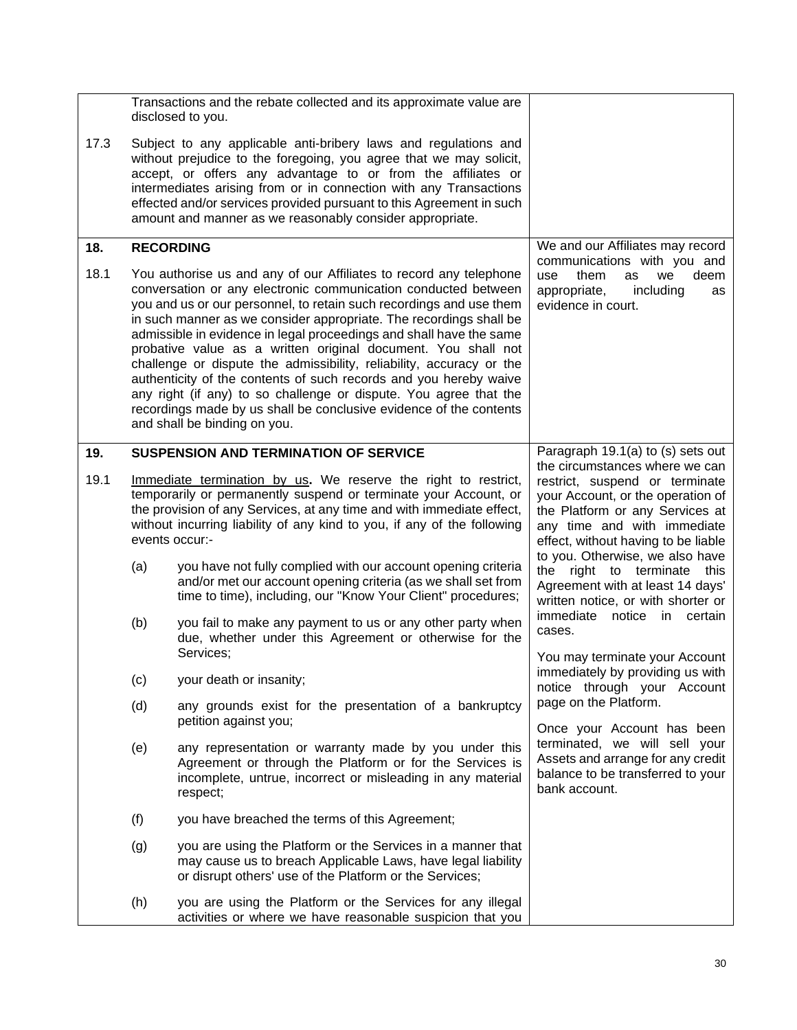| | | |
|---|---|---|
| | Transactions and the rebate collected and its approximate value are disclosed to you. | |
| 17.3 | Subject to any applicable anti-bribery laws and regulations and without prejudice to the foregoing, you agree that we may solicit, accept, or offers any advantage to or from the affiliates or intermediates arising from or in connection with any Transactions effected and/or services provided pursuant to this Agreement in such amount and manner as we reasonably consider appropriate. | |
| **18.** | **RECORDING** | We and our Affiliates may record communications with you and use them as we deem appropriate, including as evidence in court. |
| 18.1 | You authorise us and any of our Affiliates to record any telephone conversation or any electronic communication conducted between you and us or our personnel, to retain such recordings and use them in such manner as we consider appropriate. The recordings shall be admissible in evidence in legal proceedings and shall have the same probative value as a written original document. You shall not challenge or dispute the admissibility, reliability, accuracy or the authenticity of the contents of such records and you hereby waive any right (if any) to so challenge or dispute. You agree that the recordings made by us shall be conclusive evidence of the contents and shall be binding on you. | |
| **19.** | **SUSPENSION AND TERMINATION OF SERVICE** | Paragraph 19.1(a) to (s) sets out the circumstances where we can restrict, suspend or terminate your Account, or the operation of the Platform or any Services at any time and with immediate effect, without having to be liable to you. Otherwise, we also have the right to terminate this Agreement with at least 14 days' written notice, or with shorter or immediate notice in certain cases.<br><br>You may terminate your Account immediately by providing us with notice through your Account page on the Platform.<br><br>Once your Account has been terminated, we will sell your Assets and arrange for any credit balance to be transferred to your bank account. |
| 19.1 | <u>Immediate termination by us</u>**.** We reserve the right to restrict, temporarily or permanently suspend or terminate your Account, or the provision of any Services, at any time and with immediate effect, without incurring liability of any kind to you, if any of the following events occur:-<br><br>(a) you have not fully complied with our account opening criteria and/or met our account opening criteria (as we shall set from time to time), including, our "Know Your Client" procedures;<br><br>(b) you fail to make any payment to us or any other party when due, whether under this Agreement or otherwise for the Services;<br><br>(c) your death or insanity;<br><br>(d) any grounds exist for the presentation of a bankruptcy petition against you;<br><br>(e) any representation or warranty made by you under this Agreement or through the Platform or for the Services is incomplete, untrue, incorrect or misleading in any material respect;<br><br>(f) you have breached the terms of this Agreement;<br><br>(g) you are using the Platform or the Services in a manner that may cause us to breach Applicable Laws, have legal liability or disrupt others' use of the Platform or the Services;<br><br>(h) you are using the Platform or the Services for any illegal activities or where we have reasonable suspicion that you | |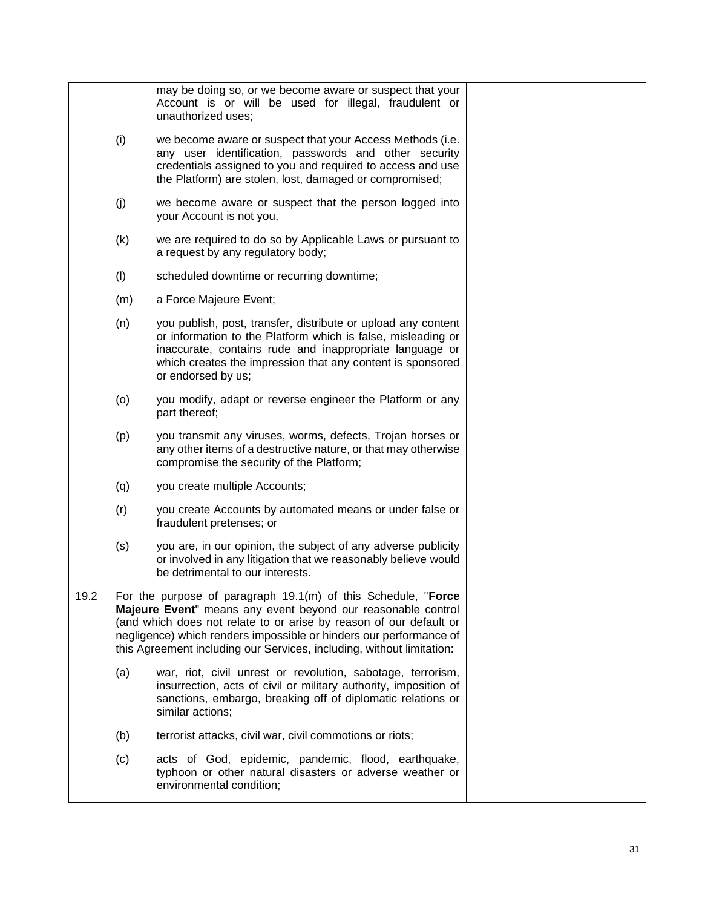may be doing so, or we become aware or suspect that your Account is or will be used for illegal, fraudulent or unauthorized uses;

(i) we become aware or suspect that your Access Methods (i.e. any user identification, passwords and other security credentials assigned to you and required to access and use the Platform) are stolen, lost, damaged or compromised;

(j) we become aware or suspect that the person logged into your Account is not you,

(k) we are required to do so by Applicable Laws or pursuant to a request by any regulatory body;

(l) scheduled downtime or recurring downtime;

(m) a Force Majeure Event;

(n) you publish, post, transfer, distribute or upload any content or information to the Platform which is false, misleading or inaccurate, contains rude and inappropriate language or which creates the impression that any content is sponsored or endorsed by us;

(o) you modify, adapt or reverse engineer the Platform or any part thereof;

(p) you transmit any viruses, worms, defects, Trojan horses or any other items of a destructive nature, or that may otherwise compromise the security of the Platform;

(q) you create multiple Accounts;

(r) you create Accounts by automated means or under false or fraudulent pretenses; or

(s) you are, in our opinion, the subject of any adverse publicity or involved in any litigation that we reasonably believe would be detrimental to our interests.

19.2 For the purpose of paragraph 19.1(m) of this Schedule, "**Force Majeure Event**" means any event beyond our reasonable control (and which does not relate to or arise by reason of our default or negligence) which renders impossible or hinders our performance of this Agreement including our Services, including, without limitation:

(a) war, riot, civil unrest or revolution, sabotage, terrorism, insurrection, acts of civil or military authority, imposition of sanctions, embargo, breaking off of diplomatic relations or similar actions;

(b) terrorist attacks, civil war, civil commotions or riots;

(c) acts of God, epidemic, pandemic, flood, earthquake, typhoon or other natural disasters or adverse weather or environmental condition;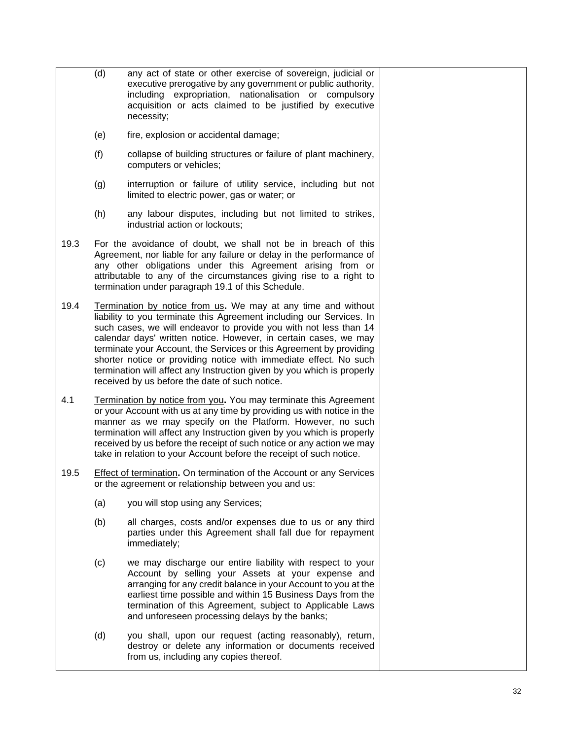(d) any act of state or other exercise of sovereign, judicial or executive prerogative by any government or public authority, including expropriation, nationalisation or compulsory acquisition or acts claimed to be justified by executive necessity;

(e) fire, explosion or accidental damage;

(f) collapse of building structures or failure of plant machinery, computers or vehicles;

(g) interruption or failure of utility service, including but not limited to electric power, gas or water; or

(h) any labour disputes, including but not limited to strikes, industrial action or lockouts;

19.3 For the avoidance of doubt, we shall not be in breach of this Agreement, nor liable for any failure or delay in the performance of any other obligations under this Agreement arising from or attributable to any of the circumstances giving rise to a right to termination under paragraph 19.1 of this Schedule.

19.4 Termination by notice from us**.** We may at any time and without liability to you terminate this Agreement including our Services. In such cases, we will endeavor to provide you with not less than 14 calendar days' written notice. However, in certain cases, we may terminate your Account, the Services or this Agreement by providing shorter notice or providing notice with immediate effect. No such termination will affect any Instruction given by you which is properly received by us before the date of such notice.

4.1 Termination by notice from you**.** You may terminate this Agreement or your Account with us at any time by providing us with notice in the manner as we may specify on the Platform. However, no such termination will affect any Instruction given by you which is properly received by us before the receipt of such notice or any action we may take in relation to your Account before the receipt of such notice.

19.5 Effect of termination**.** On termination of the Account or any Services or the agreement or relationship between you and us:

(a) you will stop using any Services;

(b) all charges, costs and/or expenses due to us or any third parties under this Agreement shall fall due for repayment immediately;

(c) we may discharge our entire liability with respect to your Account by selling your Assets at your expense and arranging for any credit balance in your Account to you at the earliest time possible and within 15 Business Days from the termination of this Agreement, subject to Applicable Laws and unforeseen processing delays by the banks;

(d) you shall, upon our request (acting reasonably), return, destroy or delete any information or documents received from us, including any copies thereof.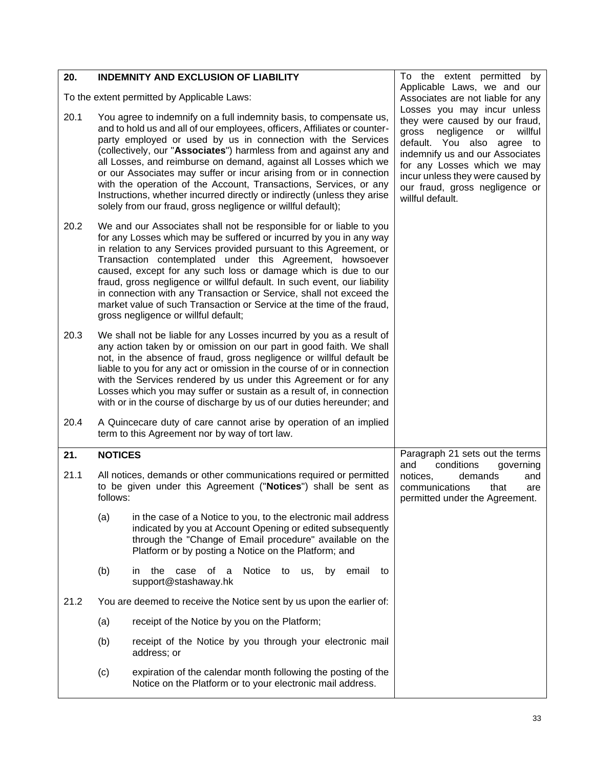| | |
|---|---|
| **20. INDEMNITY AND EXCLUSION OF LIABILITY**<br><br>To the extent permitted by Applicable Laws:<br><br>20.1 You agree to indemnify on a full indemnity basis, to compensate us, and to hold us and all of our employees, officers, Affiliates or counter-party employed or used by us in connection with the Services (collectively, our "**Associates**") harmless from and against any and all Losses, and reimburse on demand, against all Losses which we or our Associates may suffer or incur arising from or in connection with the operation of the Account, Transactions, Services, or any Instructions, whether incurred directly or indirectly (unless they arise solely from our fraud, gross negligence or willful default);<br><br>20.2 We and our Associates shall not be responsible for or liable to you for any Losses which may be suffered or incurred by you in any way in relation to any Services provided pursuant to this Agreement, or Transaction contemplated under this Agreement, howsoever caused, except for any such loss or damage which is due to our fraud, gross negligence or willful default. In such event, our liability in connection with any Transaction or Service, shall not exceed the market value of such Transaction or Service at the time of the fraud, gross negligence or willful default;<br><br>20.3 We shall not be liable for any Losses incurred by you as a result of any action taken by or omission on our part in good faith. We shall not, in the absence of fraud, gross negligence or willful default be liable to you for any act or omission in the course of or in connection with the Services rendered by us under this Agreement or for any Losses which you may suffer or sustain as a result of, in connection with or in the course of discharge by us of our duties hereunder; and<br><br>20.4 A Quincecare duty of care cannot arise by operation of an implied term to this Agreement nor by way of tort law. | To the extent permitted by Applicable Laws, we and our Associates are not liable for any Losses you may incur unless they were caused by our fraud, gross negligence or willful default. You also agree to indemnify us and our Associates for any Losses which we may incur unless they were caused by our fraud, gross negligence or willful default. |
| **21. NOTICES**<br><br>21.1 All notices, demands or other communications required or permitted to be given under this Agreement ("**Notices**") shall be sent as follows:<br><br>(a) in the case of a Notice to you, to the electronic mail address indicated by you at Account Opening or edited subsequently through the "Change of Email procedure" available on the Platform or by posting a Notice on the Platform; and<br><br>(b) in the case of a Notice to us, by email to support@stashaway.hk<br><br>21.2 You are deemed to receive the Notice sent by us upon the earlier of:<br><br>(a) receipt of the Notice by you on the Platform;<br><br>(b) receipt of the Notice by you through your electronic mail address; or<br><br>(c) expiration of the calendar month following the posting of the Notice on the Platform or to your electronic mail address. | Paragraph 21 sets out the terms and conditions governing notices, demands and communications that are permitted under the Agreement. |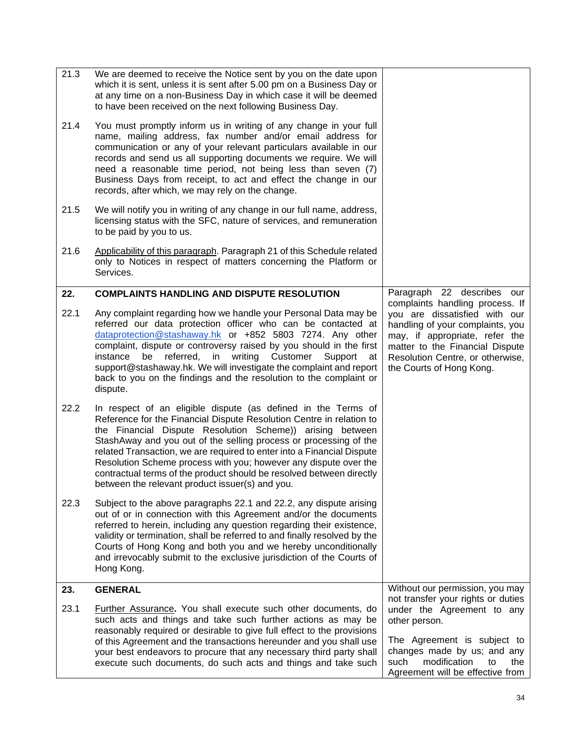| | | |
|---|---|---|
| 21.3 | We are deemed to receive the Notice sent by you on the date upon which it is sent, unless it is sent after 5.00 pm on a Business Day or at any time on a non-Business Day in which case it will be deemed to have been received on the next following Business Day. | |
| 21.4 | You must promptly inform us in writing of any change in your full name, mailing address, fax number and/or email address for communication or any of your relevant particulars available in our records and send us all supporting documents we require. We will need a reasonable time period, not being less than seven (7) Business Days from receipt, to act and effect the change in our records, after which, we may rely on the change. | |
| 21.5 | We will notify you in writing of any change in our full name, address, licensing status with the SFC, nature of services, and remuneration to be paid by you to us. | |
| 21.6 | Applicability of this paragraph. Paragraph 21 of this Schedule related only to Notices in respect of matters concerning the Platform or Services. | |
| **22.** | **COMPLAINTS HANDLING AND DISPUTE RESOLUTION** | Paragraph 22 describes our complaints handling process. If you are dissatisfied with our handling of your complaints, you may, if appropriate, refer the matter to the Financial Dispute Resolution Centre, or otherwise, the Courts of Hong Kong. |
| 22.1 | Any complaint regarding how we handle your Personal Data may be referred our data protection officer who can be contacted at dataprotection@stashaway.hk or +852 5803 7274. Any other complaint, dispute or controversy raised by you should in the first instance be referred, in writing Customer Support at support@stashaway.hk. We will investigate the complaint and report back to you on the findings and the resolution to the complaint or dispute. | |
| 22.2 | In respect of an eligible dispute (as defined in the Terms of Reference for the Financial Dispute Resolution Centre in relation to the Financial Dispute Resolution Scheme)) arising between StashAway and you out of the selling process or processing of the related Transaction, we are required to enter into a Financial Dispute Resolution Scheme process with you; however any dispute over the contractual terms of the product should be resolved between directly between the relevant product issuer(s) and you. | |
| 22.3 | Subject to the above paragraphs 22.1 and 22.2, any dispute arising out of or in connection with this Agreement and/or the documents referred to herein, including any question regarding their existence, validity or termination, shall be referred to and finally resolved by the Courts of Hong Kong and both you and we hereby unconditionally and irrevocably submit to the exclusive jurisdiction of the Courts of Hong Kong. | |
| **23.** | **GENERAL** | Without our permission, you may not transfer your rights or duties under the Agreement to any other person.<br><br>The Agreement is subject to changes made by us; and any such modification to the Agreement will be effective from |
| 23.1 | Further Assurance**.** You shall execute such other documents, do such acts and things and take such further actions as may be reasonably required or desirable to give full effect to the provisions of this Agreement and the transactions hereunder and you shall use your best endeavors to procure that any necessary third party shall execute such documents, do such acts and things and take such | |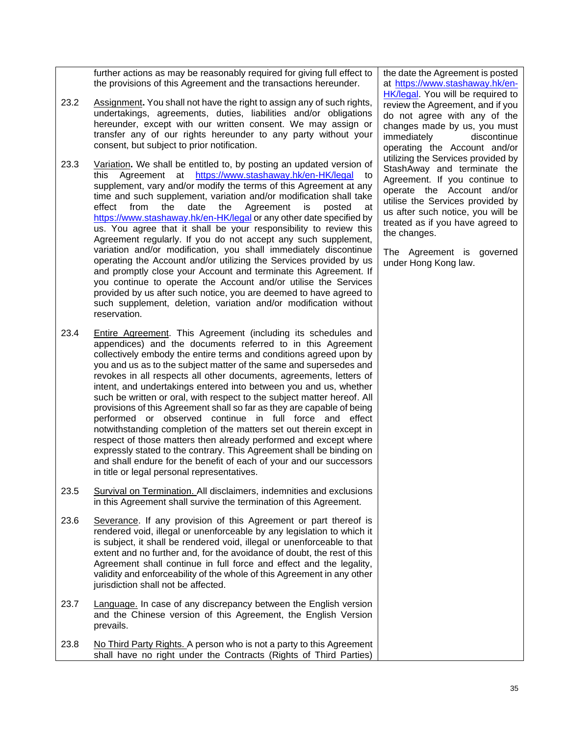further actions as may be reasonably required for giving full effect to the provisions of this Agreement and the transactions hereunder.

23.2 Assignment**.** You shall not have the right to assign any of such rights, undertakings, agreements, duties, liabilities and/or obligations hereunder, except with our written consent. We may assign or transfer any of our rights hereunder to any party without your consent, but subject to prior notification.

23.3 Variation**.** We shall be entitled to, by posting an updated version of this Agreement at https://www.stashaway.hk/en-HK/legal to supplement, vary and/or modify the terms of this Agreement at any time and such supplement, variation and/or modification shall take effect from the date the Agreement is posted at https://www.stashaway.hk/en-HK/legal or any other date specified by us. You agree that it shall be your responsibility to review this Agreement regularly. If you do not accept any such supplement, variation and/or modification, you shall immediately discontinue operating the Account and/or utilizing the Services provided by us and promptly close your Account and terminate this Agreement. If you continue to operate the Account and/or utilise the Services provided by us after such notice, you are deemed to have agreed to such supplement, deletion, variation and/or modification without reservation.

23.4 Entire Agreement. This Agreement (including its schedules and appendices) and the documents referred to in this Agreement collectively embody the entire terms and conditions agreed upon by you and us as to the subject matter of the same and supersedes and revokes in all respects all other documents, agreements, letters of intent, and undertakings entered into between you and us, whether such be written or oral, with respect to the subject matter hereof. All provisions of this Agreement shall so far as they are capable of being performed or observed continue in full force and effect notwithstanding completion of the matters set out therein except in respect of those matters then already performed and except where expressly stated to the contrary. This Agreement shall be binding on and shall endure for the benefit of each of your and our successors in title or legal personal representatives.

23.5 Survival on Termination. All disclaimers, indemnities and exclusions in this Agreement shall survive the termination of this Agreement.

23.6 Severance. If any provision of this Agreement or part thereof is rendered void, illegal or unenforceable by any legislation to which it is subject, it shall be rendered void, illegal or unenforceable to that extent and no further and, for the avoidance of doubt, the rest of this Agreement shall continue in full force and effect and the legality, validity and enforceability of the whole of this Agreement in any other jurisdiction shall not be affected.

23.7 Language. In case of any discrepancy between the English version and the Chinese version of this Agreement, the English Version prevails.

23.8 No Third Party Rights. A person who is not a party to this Agreement shall have no right under the Contracts (Rights of Third Parties)

the date the Agreement is posted at https://www.stashaway.hk/en-HK/legal. You will be required to review the Agreement, and if you do not agree with any of the changes made by us, you must immediately discontinue operating the Account and/or utilizing the Services provided by StashAway and terminate the Agreement. If you continue to operate the Account and/or utilise the Services provided by us after such notice, you will be treated as if you have agreed to the changes.

The Agreement is governed under Hong Kong law.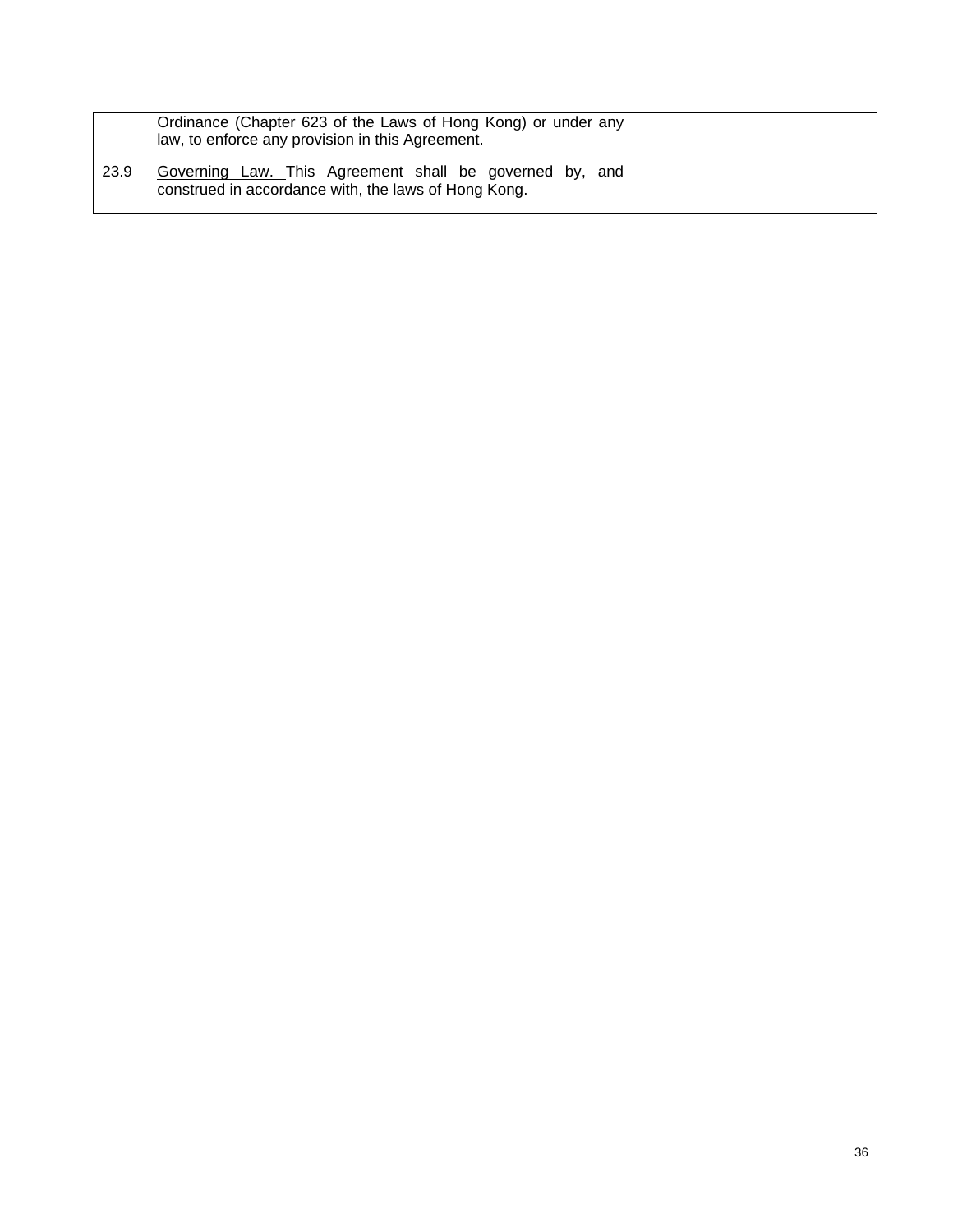| | | |
|---|---|---|
| | Ordinance (Chapter 623 of the Laws of Hong Kong) or under any law, to enforce any provision in this Agreement. | |
| 23.9 | Governing Law. This Agreement shall be governed by, and construed in accordance with, the laws of Hong Kong. | |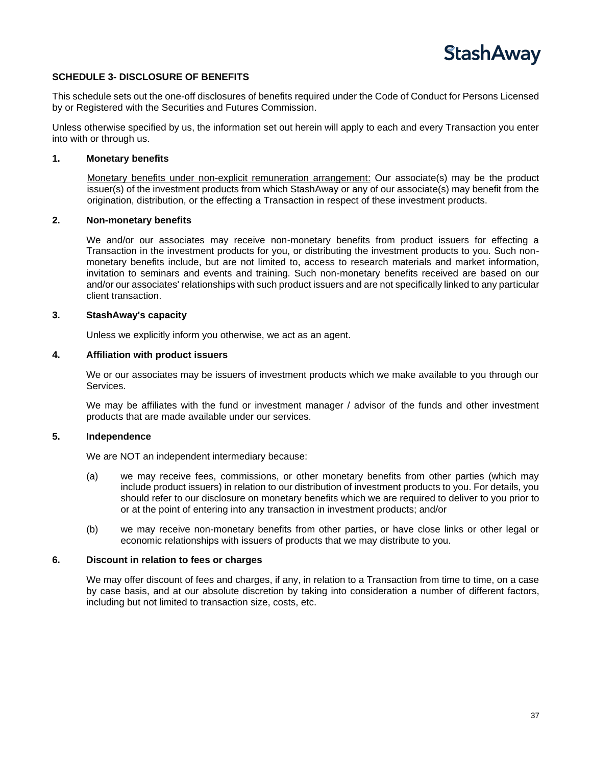## SCHEDULE 3- DISCLOSURE OF BENEFITS

This schedule sets out the one-off disclosures of benefits required under the Code of Conduct for Persons Licensed by or Registered with the Securities and Futures Commission.

Unless otherwise specified by us, the information set out herein will apply to each and every Transaction you enter into with or through us.

### 1. Monetary benefits

Monetary benefits under non-explicit remuneration arrangement: Our associate(s) may be the product issuer(s) of the investment products from which StashAway or any of our associate(s) may benefit from the origination, distribution, or the effecting a Transaction in respect of these investment products.

### 2. Non-monetary benefits

We and/or our associates may receive non-monetary benefits from product issuers for effecting a Transaction in the investment products for you, or distributing the investment products to you. Such non-monetary benefits include, but are not limited to, access to research materials and market information, invitation to seminars and events and training. Such non-monetary benefits received are based on our and/or our associates' relationships with such product issuers and are not specifically linked to any particular client transaction.

### 3. StashAway's capacity

Unless we explicitly inform you otherwise, we act as an agent.

### 4. Affiliation with product issuers

We or our associates may be issuers of investment products which we make available to you through our Services.

We may be affiliates with the fund or investment manager / advisor of the funds and other investment products that are made available under our services.

### 5. Independence

We are NOT an independent intermediary because:

(a) we may receive fees, commissions, or other monetary benefits from other parties (which may include product issuers) in relation to our distribution of investment products to you. For details, you should refer to our disclosure on monetary benefits which we are required to deliver to you prior to or at the point of entering into any transaction in investment products; and/or

(b) we may receive non-monetary benefits from other parties, or have close links or other legal or economic relationships with issuers of products that we may distribute to you.

### 6. Discount in relation to fees or charges

We may offer discount of fees and charges, if any, in relation to a Transaction from time to time, on a case by case basis, and at our absolute discretion by taking into consideration a number of different factors, including but not limited to transaction size, costs, etc.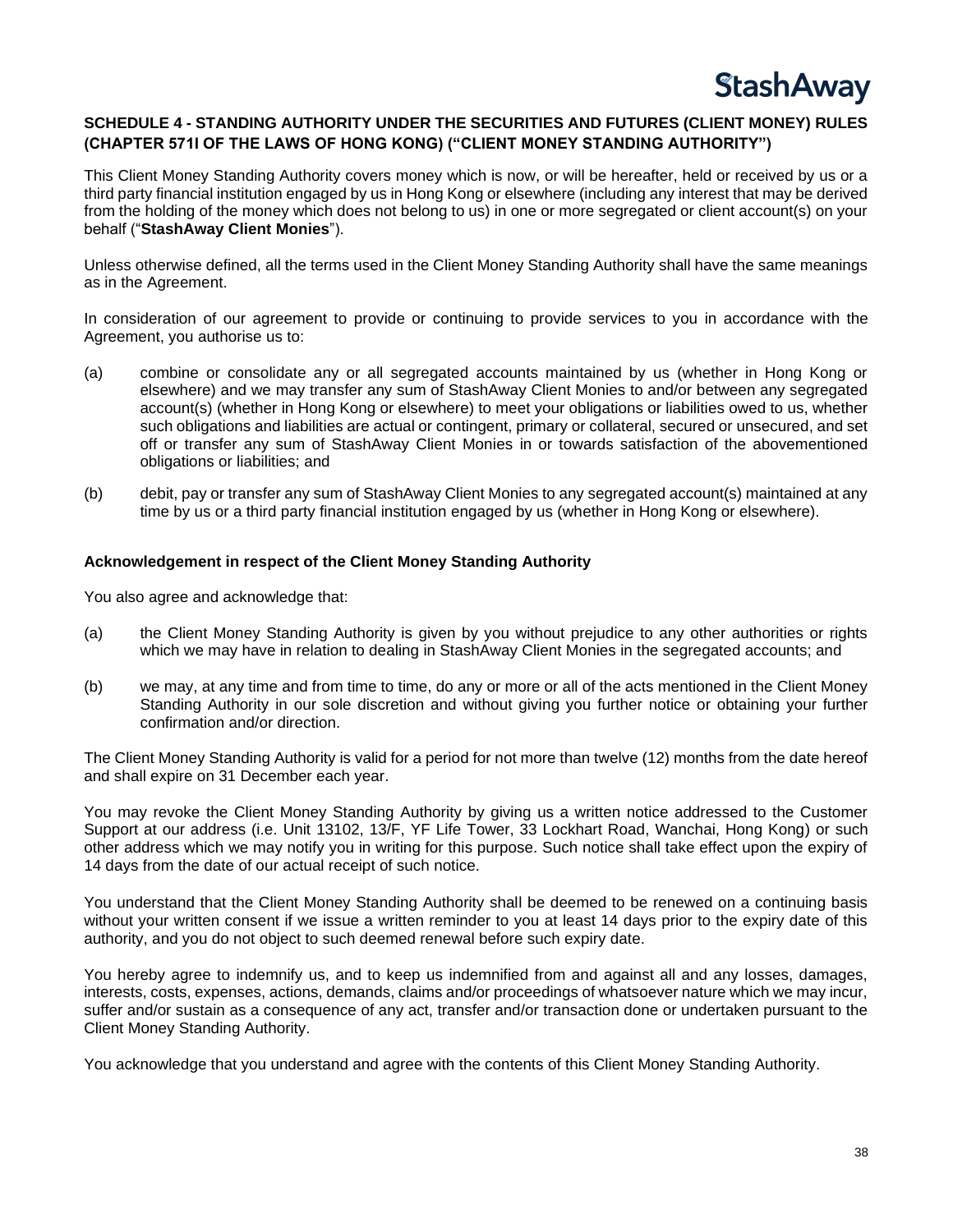## SCHEDULE 4 - STANDING AUTHORITY UNDER THE SECURITIES AND FUTURES (CLIENT MONEY) RULES (CHAPTER 571I OF THE LAWS OF HONG KONG) ("CLIENT MONEY STANDING AUTHORITY")

This Client Money Standing Authority covers money which is now, or will be hereafter, held or received by us or a third party financial institution engaged by us in Hong Kong or elsewhere (including any interest that may be derived from the holding of the money which does not belong to us) in one or more segregated or client account(s) on your behalf ("**StashAway Client Monies**").

Unless otherwise defined, all the terms used in the Client Money Standing Authority shall have the same meanings as in the Agreement.

In consideration of our agreement to provide or continuing to provide services to you in accordance with the Agreement, you authorise us to:

(a) combine or consolidate any or all segregated accounts maintained by us (whether in Hong Kong or elsewhere) and we may transfer any sum of StashAway Client Monies to and/or between any segregated account(s) (whether in Hong Kong or elsewhere) to meet your obligations or liabilities owed to us, whether such obligations and liabilities are actual or contingent, primary or collateral, secured or unsecured, and set off or transfer any sum of StashAway Client Monies in or towards satisfaction of the abovementioned obligations or liabilities; and

(b) debit, pay or transfer any sum of StashAway Client Monies to any segregated account(s) maintained at any time by us or a third party financial institution engaged by us (whether in Hong Kong or elsewhere).

### Acknowledgement in respect of the Client Money Standing Authority

You also agree and acknowledge that:

(a) the Client Money Standing Authority is given by you without prejudice to any other authorities or rights which we may have in relation to dealing in StashAway Client Monies in the segregated accounts; and

(b) we may, at any time and from time to time, do any or more or all of the acts mentioned in the Client Money Standing Authority in our sole discretion and without giving you further notice or obtaining your further confirmation and/or direction.

The Client Money Standing Authority is valid for a period for not more than twelve (12) months from the date hereof and shall expire on 31 December each year.

You may revoke the Client Money Standing Authority by giving us a written notice addressed to the Customer Support at our address (i.e. Unit 13102, 13/F, YF Life Tower, 33 Lockhart Road, Wanchai, Hong Kong) or such other address which we may notify you in writing for this purpose. Such notice shall take effect upon the expiry of 14 days from the date of our actual receipt of such notice.

You understand that the Client Money Standing Authority shall be deemed to be renewed on a continuing basis without your written consent if we issue a written reminder to you at least 14 days prior to the expiry date of this authority, and you do not object to such deemed renewal before such expiry date.

You hereby agree to indemnify us, and to keep us indemnified from and against all and any losses, damages, interests, costs, expenses, actions, demands, claims and/or proceedings of whatsoever nature which we may incur, suffer and/or sustain as a consequence of any act, transfer and/or transaction done or undertaken pursuant to the Client Money Standing Authority.

You acknowledge that you understand and agree with the contents of this Client Money Standing Authority.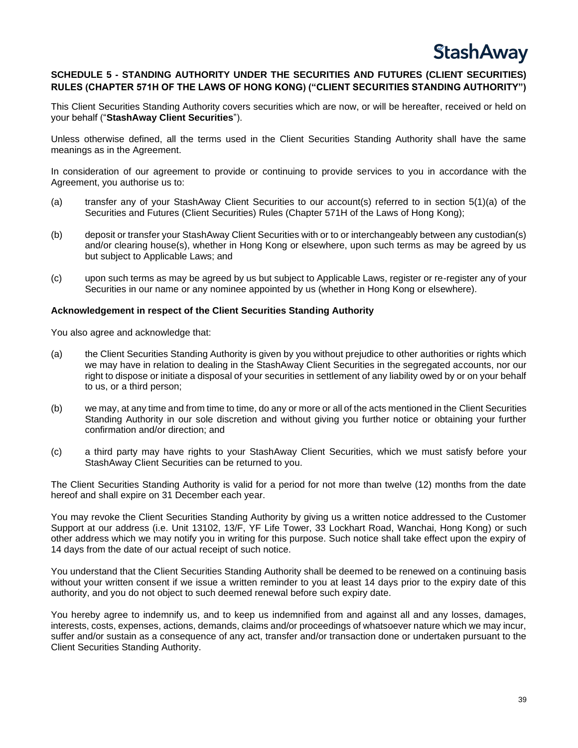## SCHEDULE 5 - STANDING AUTHORITY UNDER THE SECURITIES AND FUTURES (CLIENT SECURITIES) RULES (CHAPTER 571H OF THE LAWS OF HONG KONG) ("CLIENT SECURITIES STANDING AUTHORITY")

This Client Securities Standing Authority covers securities which are now, or will be hereafter, received or held on your behalf ("**StashAway Client Securities**").

Unless otherwise defined, all the terms used in the Client Securities Standing Authority shall have the same meanings as in the Agreement.

In consideration of our agreement to provide or continuing to provide services to you in accordance with the Agreement, you authorise us to:

(a) transfer any of your StashAway Client Securities to our account(s) referred to in section 5(1)(a) of the Securities and Futures (Client Securities) Rules (Chapter 571H of the Laws of Hong Kong);

(b) deposit or transfer your StashAway Client Securities with or to or interchangeably between any custodian(s) and/or clearing house(s), whether in Hong Kong or elsewhere, upon such terms as may be agreed by us but subject to Applicable Laws; and

(c) upon such terms as may be agreed by us but subject to Applicable Laws, register or re-register any of your Securities in our name or any nominee appointed by us (whether in Hong Kong or elsewhere).

### Acknowledgement in respect of the Client Securities Standing Authority

You also agree and acknowledge that:

(a) the Client Securities Standing Authority is given by you without prejudice to other authorities or rights which we may have in relation to dealing in the StashAway Client Securities in the segregated accounts, nor our right to dispose or initiate a disposal of your securities in settlement of any liability owed by or on your behalf to us, or a third person;

(b) we may, at any time and from time to time, do any or more or all of the acts mentioned in the Client Securities Standing Authority in our sole discretion and without giving you further notice or obtaining your further confirmation and/or direction; and

(c) a third party may have rights to your StashAway Client Securities, which we must satisfy before your StashAway Client Securities can be returned to you.

The Client Securities Standing Authority is valid for a period for not more than twelve (12) months from the date hereof and shall expire on 31 December each year.

You may revoke the Client Securities Standing Authority by giving us a written notice addressed to the Customer Support at our address (i.e. Unit 13102, 13/F, YF Life Tower, 33 Lockhart Road, Wanchai, Hong Kong) or such other address which we may notify you in writing for this purpose. Such notice shall take effect upon the expiry of 14 days from the date of our actual receipt of such notice.

You understand that the Client Securities Standing Authority shall be deemed to be renewed on a continuing basis without your written consent if we issue a written reminder to you at least 14 days prior to the expiry date of this authority, and you do not object to such deemed renewal before such expiry date.

You hereby agree to indemnify us, and to keep us indemnified from and against all and any losses, damages, interests, costs, expenses, actions, demands, claims and/or proceedings of whatsoever nature which we may incur, suffer and/or sustain as a consequence of any act, transfer and/or transaction done or undertaken pursuant to the Client Securities Standing Authority.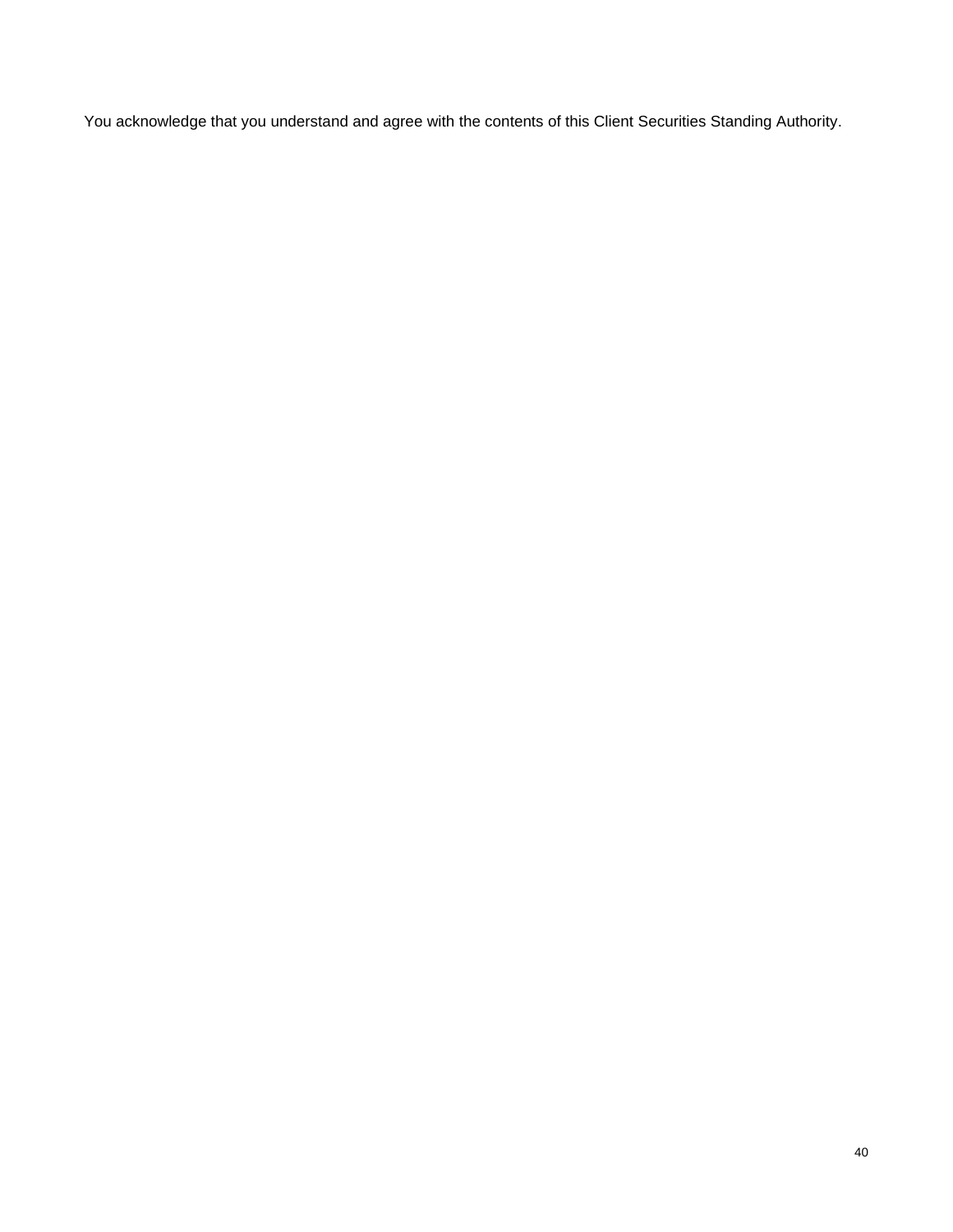You acknowledge that you understand and agree with the contents of this Client Securities Standing Authority.